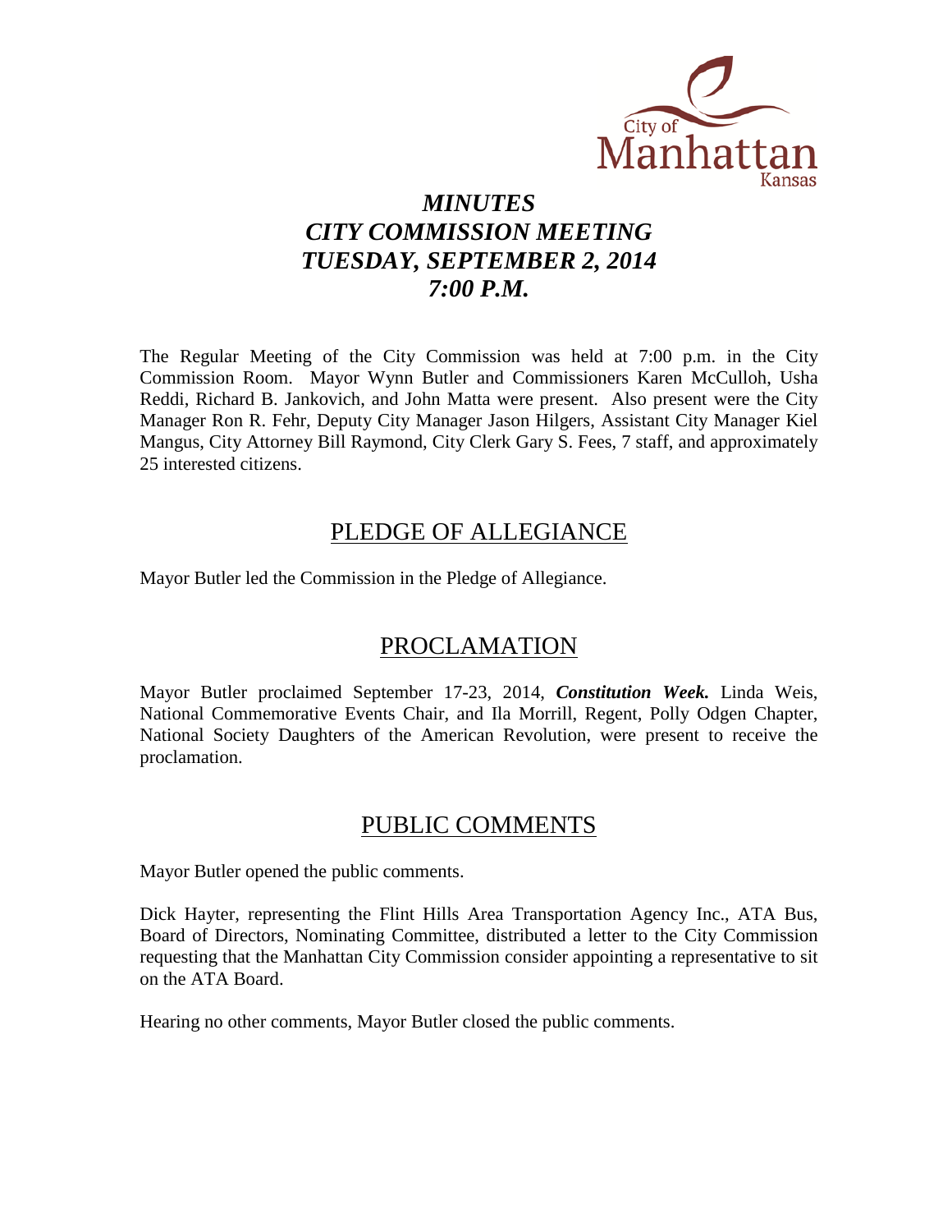# *MINUTES*
# *CITY COMMISSION MEETING*
# *TUESDAY, SEPTEMBER 2, 2014*
# *7:00 P.M.*

The Regular Meeting of the City Commission was held at 7:00 p.m. in the City Commission Room. Mayor Wynn Butler and Commissioners Karen McCulloh, Usha Reddi, Richard B. Jankovich, and John Matta were present. Also present were the City Manager Ron R. Fehr, Deputy City Manager Jason Hilgers, Assistant City Manager Kiel Mangus, City Attorney Bill Raymond, City Clerk Gary S. Fees, 7 staff, and approximately 25 interested citizens.

## PLEDGE OF ALLEGIANCE

Mayor Butler led the Commission in the Pledge of Allegiance.

## PROCLAMATION

Mayor Butler proclaimed September 17-23, 2014, ***Constitution Week.*** Linda Weis, National Commemorative Events Chair, and Ila Morrill, Regent, Polly Odgen Chapter, National Society Daughters of the American Revolution, were present to receive the proclamation.

## PUBLIC COMMENTS

Mayor Butler opened the public comments.

Dick Hayter, representing the Flint Hills Area Transportation Agency Inc., ATA Bus, Board of Directors, Nominating Committee, distributed a letter to the City Commission requesting that the Manhattan City Commission consider appointing a representative to sit on the ATA Board.

Hearing no other comments, Mayor Butler closed the public comments.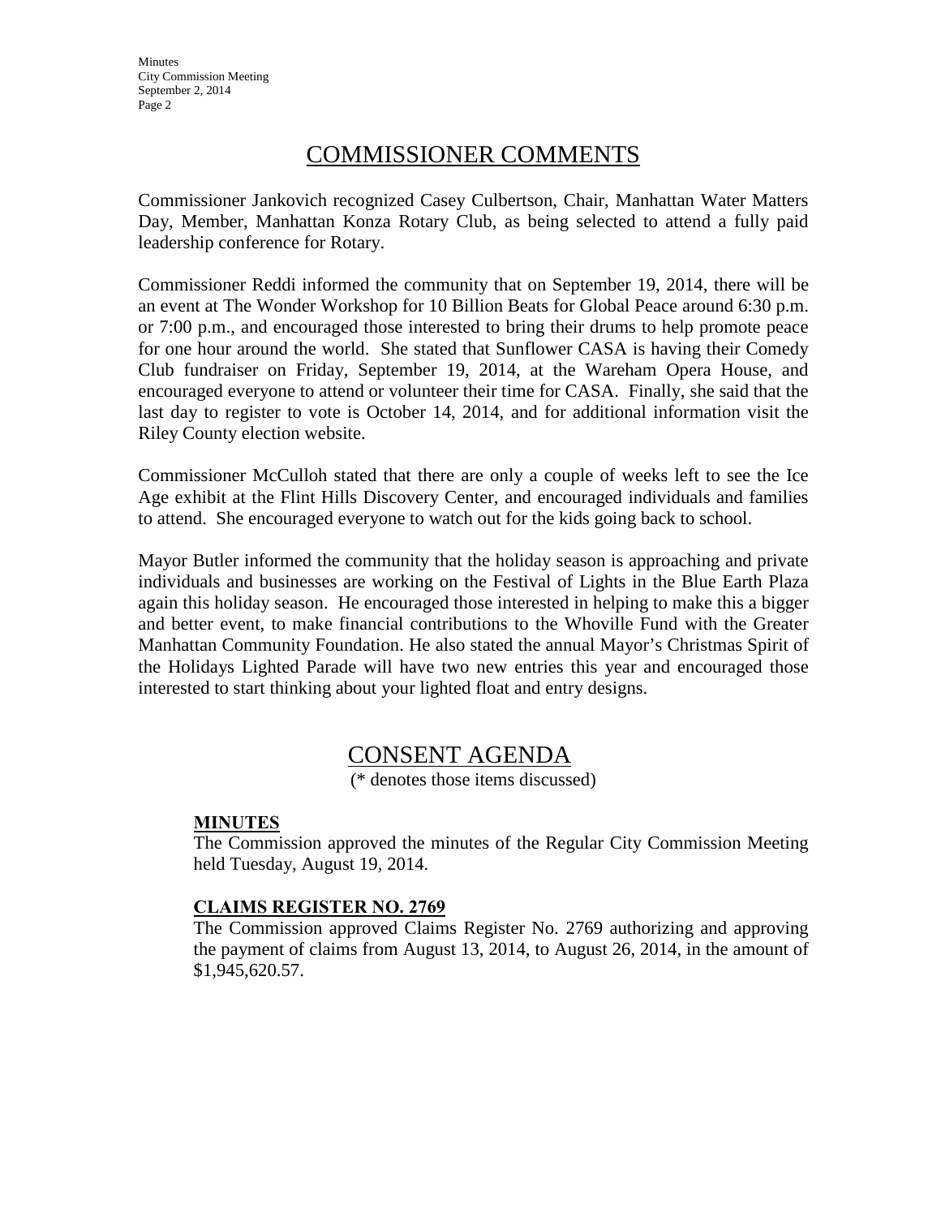# COMMISSIONER COMMENTS

Commissioner Jankovich recognized Casey Culbertson, Chair, Manhattan Water Matters Day, Member, Manhattan Konza Rotary Club, as being selected to attend a fully paid leadership conference for Rotary.

Commissioner Reddi informed the community that on September 19, 2014, there will be an event at The Wonder Workshop for 10 Billion Beats for Global Peace around 6:30 p.m. or 7:00 p.m., and encouraged those interested to bring their drums to help promote peace for one hour around the world. She stated that Sunflower CASA is having their Comedy Club fundraiser on Friday, September 19, 2014, at the Wareham Opera House, and encouraged everyone to attend or volunteer their time for CASA. Finally, she said that the last day to register to vote is October 14, 2014, and for additional information visit the Riley County election website.

Commissioner McCulloh stated that there are only a couple of weeks left to see the Ice Age exhibit at the Flint Hills Discovery Center, and encouraged individuals and families to attend. She encouraged everyone to watch out for the kids going back to school.

Mayor Butler informed the community that the holiday season is approaching and private individuals and businesses are working on the Festival of Lights in the Blue Earth Plaza again this holiday season. He encouraged those interested in helping to make this a bigger and better event, to make financial contributions to the Whoville Fund with the Greater Manhattan Community Foundation. He also stated the annual Mayor's Christmas Spirit of the Holidays Lighted Parade will have two new entries this year and encouraged those interested to start thinking about your lighted float and entry designs.

# CONSENT AGENDA

(* denotes those items discussed)

**MINUTES**

The Commission approved the minutes of the Regular City Commission Meeting held Tuesday, August 19, 2014.

**CLAIMS REGISTER NO. 2769**

The Commission approved Claims Register No. 2769 authorizing and approving the payment of claims from August 13, 2014, to August 26, 2014, in the amount of $1,945,620.57.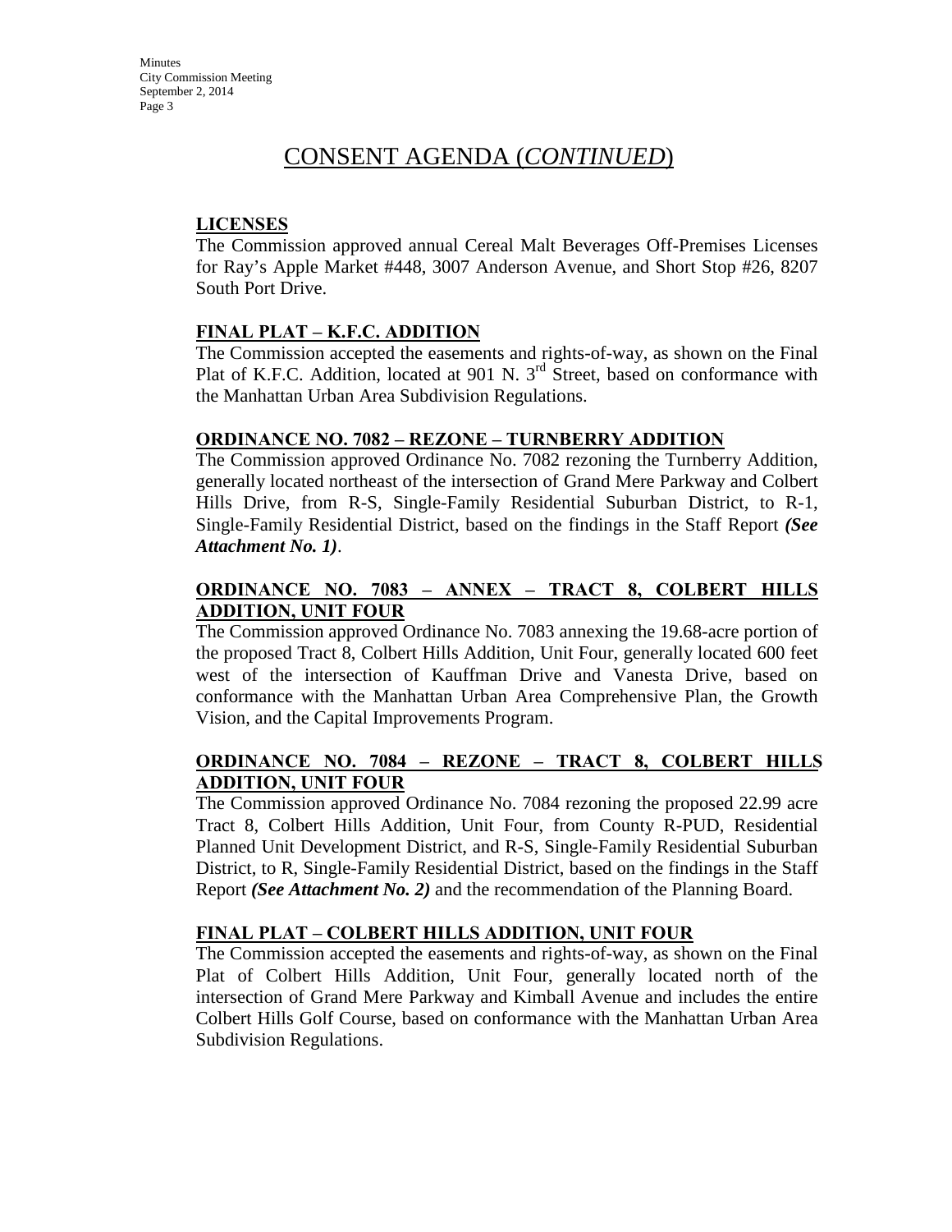# CONSENT AGENDA (*CONTINUED*)

**LICENSES**

The Commission approved annual Cereal Malt Beverages Off-Premises Licenses for Ray's Apple Market #448, 3007 Anderson Avenue, and Short Stop #26, 8207 South Port Drive.

**FINAL PLAT – K.F.C. ADDITION**

The Commission accepted the easements and rights-of-way, as shown on the Final Plat of K.F.C. Addition, located at 901 N. 3rd Street, based on conformance with the Manhattan Urban Area Subdivision Regulations.

**ORDINANCE NO. 7082 – REZONE – TURNBERRY ADDITION**

The Commission approved Ordinance No. 7082 rezoning the Turnberry Addition, generally located northeast of the intersection of Grand Mere Parkway and Colbert Hills Drive, from R-S, Single-Family Residential Suburban District, to R-1, Single-Family Residential District, based on the findings in the Staff Report ***(See Attachment No. 1)***.

**ORDINANCE NO. 7083 – ANNEX – TRACT 8, COLBERT HILLS ADDITION, UNIT FOUR**

The Commission approved Ordinance No. 7083 annexing the 19.68-acre portion of the proposed Tract 8, Colbert Hills Addition, Unit Four, generally located 600 feet west of the intersection of Kauffman Drive and Vanesta Drive, based on conformance with the Manhattan Urban Area Comprehensive Plan, the Growth Vision, and the Capital Improvements Program.

**ORDINANCE NO. 7084 – REZONE – TRACT 8, COLBERT HILLS ADDITION, UNIT FOUR**

The Commission approved Ordinance No. 7084 rezoning the proposed 22.99 acre Tract 8, Colbert Hills Addition, Unit Four, from County R-PUD, Residential Planned Unit Development District, and R-S, Single-Family Residential Suburban District, to R, Single-Family Residential District, based on the findings in the Staff Report ***(See Attachment No. 2)*** and the recommendation of the Planning Board.

**FINAL PLAT – COLBERT HILLS ADDITION, UNIT FOUR**

The Commission accepted the easements and rights-of-way, as shown on the Final Plat of Colbert Hills Addition, Unit Four, generally located north of the intersection of Grand Mere Parkway and Kimball Avenue and includes the entire Colbert Hills Golf Course, based on conformance with the Manhattan Urban Area Subdivision Regulations.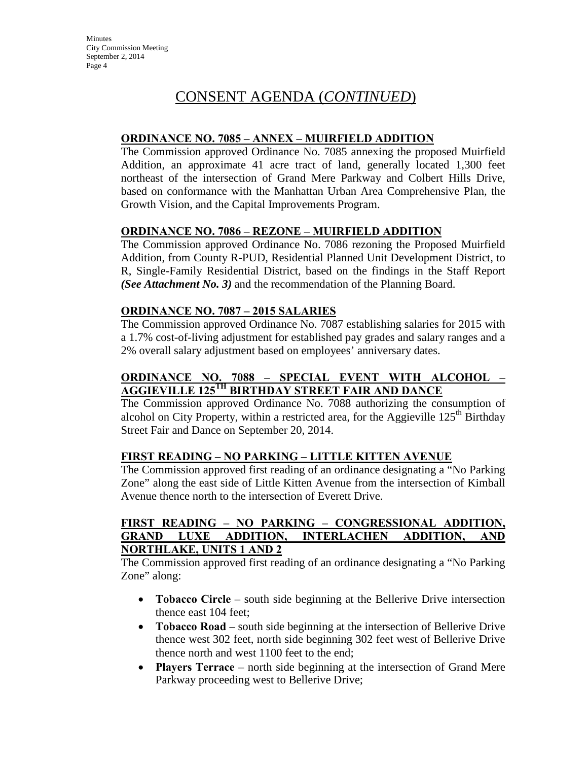# CONSENT AGENDA (*CONTINUED*)

**ORDINANCE NO. 7085 – ANNEX – MUIRFIELD ADDITION**

The Commission approved Ordinance No. 7085 annexing the proposed Muirfield Addition, an approximate 41 acre tract of land, generally located 1,300 feet northeast of the intersection of Grand Mere Parkway and Colbert Hills Drive, based on conformance with the Manhattan Urban Area Comprehensive Plan, the Growth Vision, and the Capital Improvements Program.

**ORDINANCE NO. 7086 – REZONE – MUIRFIELD ADDITION**

The Commission approved Ordinance No. 7086 rezoning the Proposed Muirfield Addition, from County R-PUD, Residential Planned Unit Development District, to R, Single-Family Residential District, based on the findings in the Staff Report ***(See Attachment No. 3)*** and the recommendation of the Planning Board.

**ORDINANCE NO. 7087 – 2015 SALARIES**

The Commission approved Ordinance No. 7087 establishing salaries for 2015 with a 1.7% cost-of-living adjustment for established pay grades and salary ranges and a 2% overall salary adjustment based on employees' anniversary dates.

**ORDINANCE NO. 7088 – SPECIAL EVENT WITH ALCOHOL – AGGIEVILLE 125TH BIRTHDAY STREET FAIR AND DANCE**

The Commission approved Ordinance No. 7088 authorizing the consumption of alcohol on City Property, within a restricted area, for the Aggieville 125th Birthday Street Fair and Dance on September 20, 2014.

**FIRST READING – NO PARKING – LITTLE KITTEN AVENUE**

The Commission approved first reading of an ordinance designating a "No Parking Zone" along the east side of Little Kitten Avenue from the intersection of Kimball Avenue thence north to the intersection of Everett Drive.

**FIRST READING – NO PARKING – CONGRESSIONAL ADDITION, GRAND LUXE ADDITION, INTERLACHEN ADDITION, AND NORTHLAKE, UNITS 1 AND 2**

The Commission approved first reading of an ordinance designating a "No Parking Zone" along:

- **Tobacco Circle** – south side beginning at the Bellerive Drive intersection thence east 104 feet;
- **Tobacco Road** – south side beginning at the intersection of Bellerive Drive thence west 302 feet, north side beginning 302 feet west of Bellerive Drive thence north and west 1100 feet to the end;
- **Players Terrace** – north side beginning at the intersection of Grand Mere Parkway proceeding west to Bellerive Drive;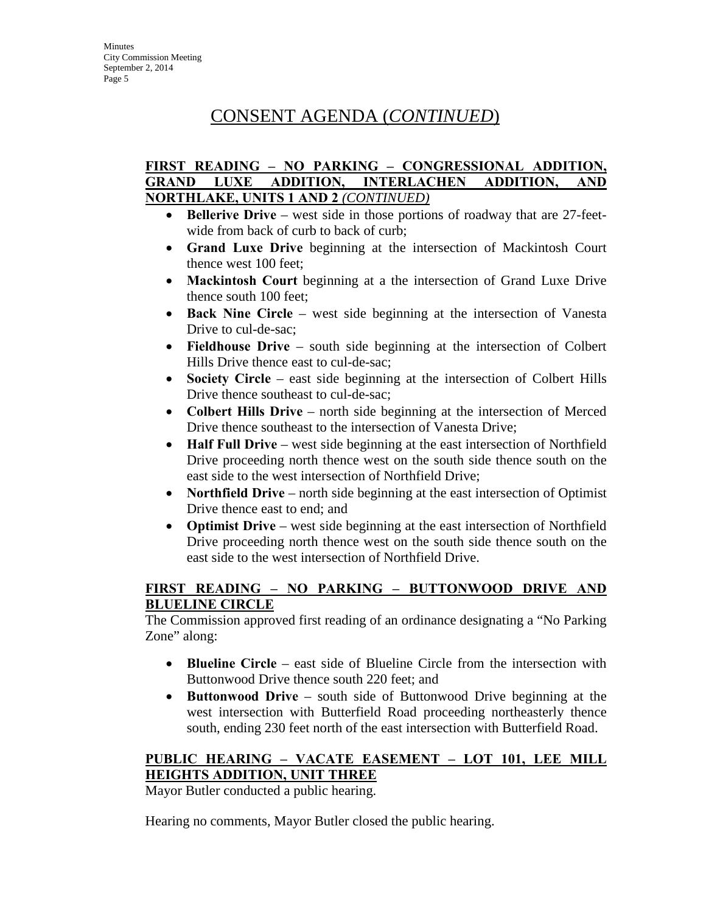# CONSENT AGENDA (*CONTINUED*)

**FIRST READING – NO PARKING – CONGRESSIONAL ADDITION, GRAND LUXE ADDITION, INTERLACHEN ADDITION, AND NORTHLAKE, UNITS 1 AND 2** ***(CONTINUED)***

- **Bellerive Drive** – west side in those portions of roadway that are 27-feet-wide from back of curb to back of curb;
- **Grand Luxe Drive** beginning at the intersection of Mackintosh Court thence west 100 feet;
- **Mackintosh Court** beginning at a the intersection of Grand Luxe Drive thence south 100 feet;
- **Back Nine Circle** – west side beginning at the intersection of Vanesta Drive to cul-de-sac;
- **Fieldhouse Drive** – south side beginning at the intersection of Colbert Hills Drive thence east to cul-de-sac;
- **Society Circle** – east side beginning at the intersection of Colbert Hills Drive thence southeast to cul-de-sac;
- **Colbert Hills Drive** – north side beginning at the intersection of Merced Drive thence southeast to the intersection of Vanesta Drive;
- **Half Full Drive** – west side beginning at the east intersection of Northfield Drive proceeding north thence west on the south side thence south on the east side to the west intersection of Northfield Drive;
- **Northfield Drive** – north side beginning at the east intersection of Optimist Drive thence east to end; and
- **Optimist Drive** – west side beginning at the east intersection of Northfield Drive proceeding north thence west on the south side thence south on the east side to the west intersection of Northfield Drive.

**FIRST READING – NO PARKING – BUTTONWOOD DRIVE AND BLUELINE CIRCLE**

The Commission approved first reading of an ordinance designating a "No Parking Zone" along:

- **Blueline Circle** – east side of Blueline Circle from the intersection with Buttonwood Drive thence south 220 feet; and
- **Buttonwood Drive** – south side of Buttonwood Drive beginning at the west intersection with Butterfield Road proceeding northeasterly thence south, ending 230 feet north of the east intersection with Butterfield Road.

**PUBLIC HEARING – VACATE EASEMENT – LOT 101, LEE MILL HEIGHTS ADDITION, UNIT THREE**

Mayor Butler conducted a public hearing.

Hearing no comments, Mayor Butler closed the public hearing.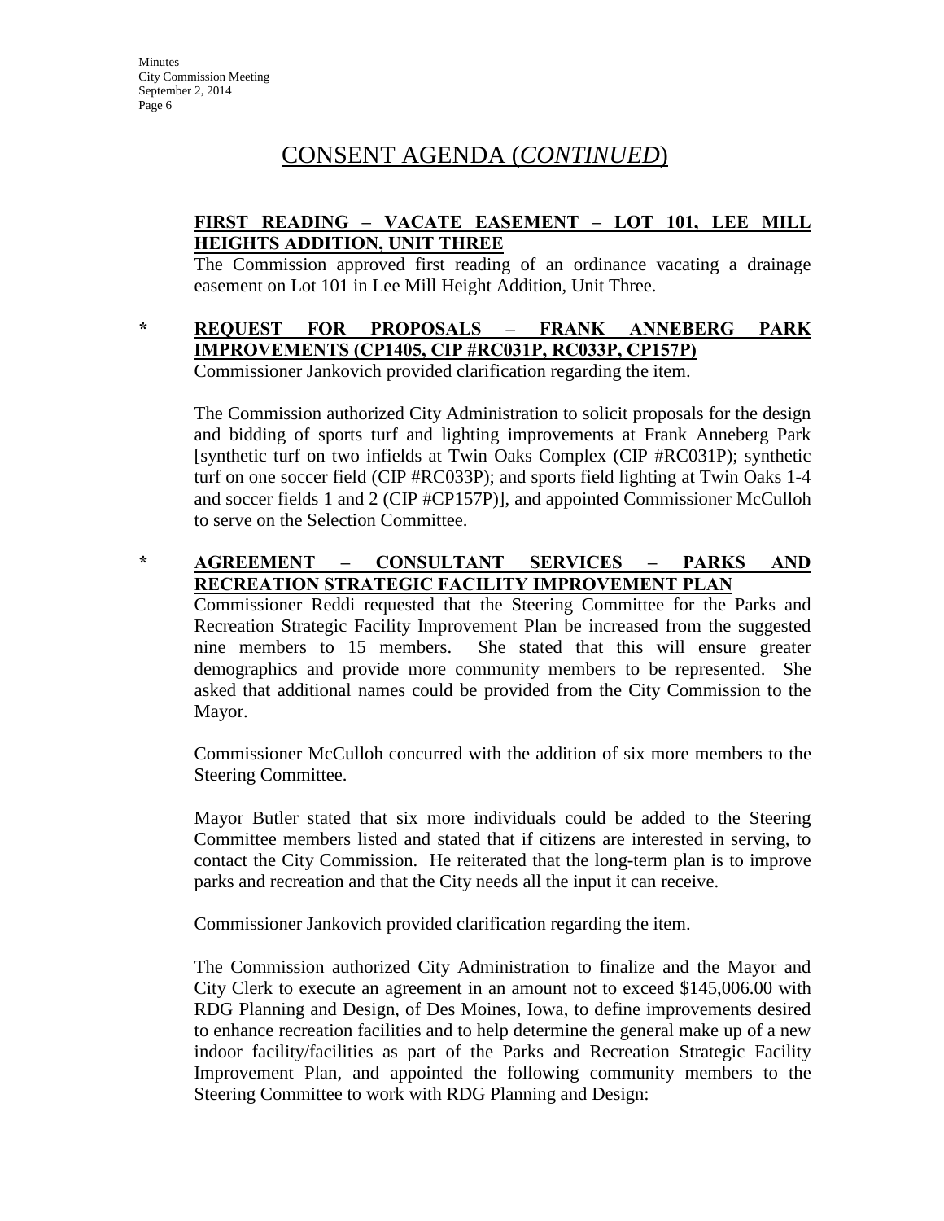# CONSENT AGENDA (*CONTINUED*)

**FIRST READING – VACATE EASEMENT – LOT 101, LEE MILL HEIGHTS ADDITION, UNIT THREE**

The Commission approved first reading of an ordinance vacating a drainage easement on Lot 101 in Lee Mill Height Addition, Unit Three.

\* **REQUEST FOR PROPOSALS – FRANK ANNEBERG PARK IMPROVEMENTS (CP1405, CIP #RC031P, RC033P, CP157P)**

Commissioner Jankovich provided clarification regarding the item.

The Commission authorized City Administration to solicit proposals for the design and bidding of sports turf and lighting improvements at Frank Anneberg Park [synthetic turf on two infields at Twin Oaks Complex (CIP #RC031P); synthetic turf on one soccer field (CIP #RC033P); and sports field lighting at Twin Oaks 1-4 and soccer fields 1 and 2 (CIP #CP157P)], and appointed Commissioner McCulloh to serve on the Selection Committee.

\* **AGREEMENT – CONSULTANT SERVICES – PARKS AND RECREATION STRATEGIC FACILITY IMPROVEMENT PLAN**

Commissioner Reddi requested that the Steering Committee for the Parks and Recreation Strategic Facility Improvement Plan be increased from the suggested nine members to 15 members. She stated that this will ensure greater demographics and provide more community members to be represented. She asked that additional names could be provided from the City Commission to the Mayor.

Commissioner McCulloh concurred with the addition of six more members to the Steering Committee.

Mayor Butler stated that six more individuals could be added to the Steering Committee members listed and stated that if citizens are interested in serving, to contact the City Commission. He reiterated that the long-term plan is to improve parks and recreation and that the City needs all the input it can receive.

Commissioner Jankovich provided clarification regarding the item.

The Commission authorized City Administration to finalize and the Mayor and City Clerk to execute an agreement in an amount not to exceed $145,006.00 with RDG Planning and Design, of Des Moines, Iowa, to define improvements desired to enhance recreation facilities and to help determine the general make up of a new indoor facility/facilities as part of the Parks and Recreation Strategic Facility Improvement Plan, and appointed the following community members to the Steering Committee to work with RDG Planning and Design: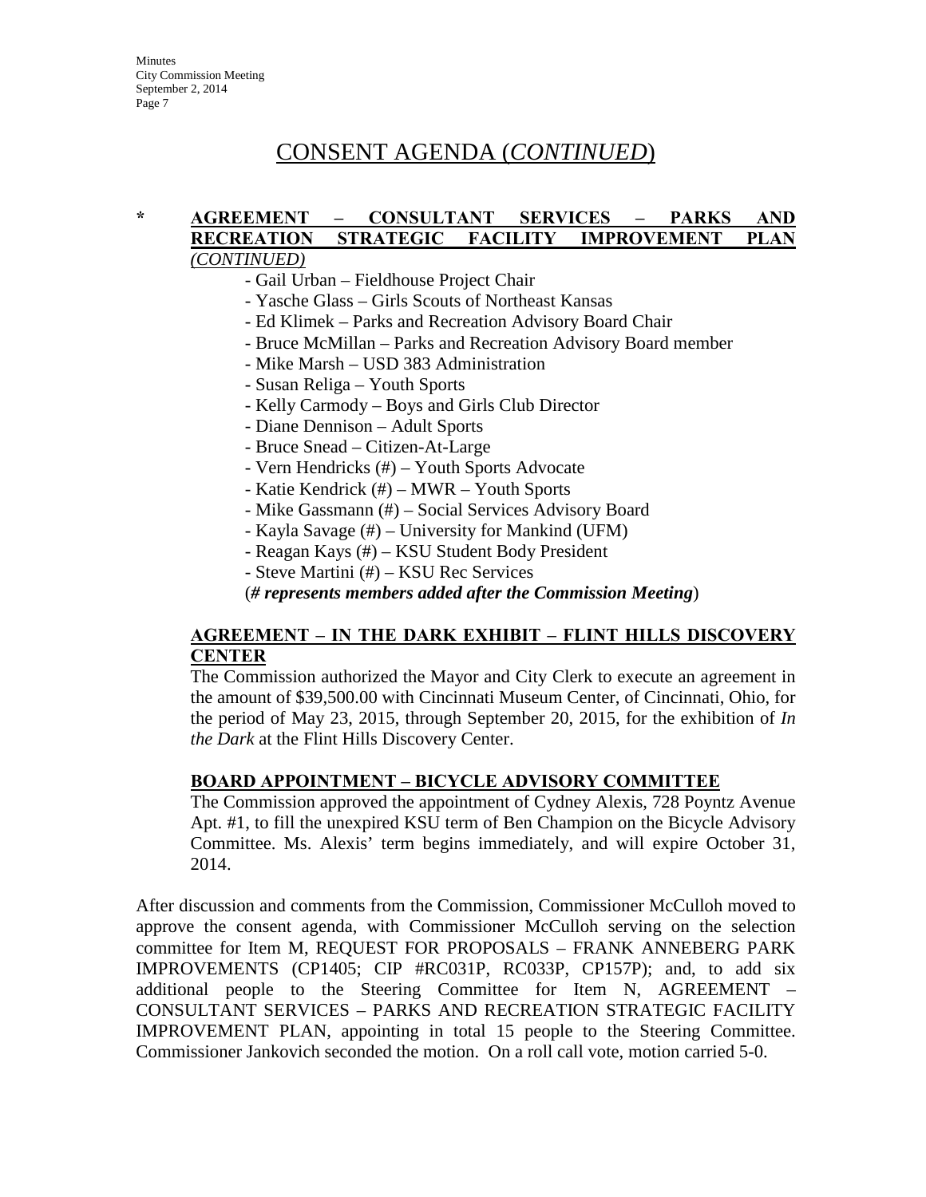## CONSENT AGENDA (*CONTINUED*)

**\* AGREEMENT – CONSULTANT SERVICES – PARKS AND RECREATION STRATEGIC FACILITY IMPROVEMENT PLAN** ***(CONTINUED)***

- Gail Urban – Fieldhouse Project Chair
- Yasche Glass – Girls Scouts of Northeast Kansas
- Ed Klimek – Parks and Recreation Advisory Board Chair
- Bruce McMillan – Parks and Recreation Advisory Board member
- Mike Marsh – USD 383 Administration
- Susan Religa – Youth Sports
- Kelly Carmody – Boys and Girls Club Director
- Diane Dennison – Adult Sports
- Bruce Snead – Citizen-At-Large
- Vern Hendricks (#) – Youth Sports Advocate
- Katie Kendrick (#) – MWR – Youth Sports
- Mike Gassmann (#) – Social Services Advisory Board
- Kayla Savage (#) – University for Mankind (UFM)
- Reagan Kays (#) – KSU Student Body President
- Steve Martini (#) – KSU Rec Services

(***# represents members added after the Commission Meeting***)

**AGREEMENT – IN THE DARK EXHIBIT – FLINT HILLS DISCOVERY CENTER**

The Commission authorized the Mayor and City Clerk to execute an agreement in the amount of $39,500.00 with Cincinnati Museum Center, of Cincinnati, Ohio, for the period of May 23, 2015, through September 20, 2015, for the exhibition of *In the Dark* at the Flint Hills Discovery Center.

**BOARD APPOINTMENT – BICYCLE ADVISORY COMMITTEE**

The Commission approved the appointment of Cydney Alexis, 728 Poyntz Avenue Apt. #1, to fill the unexpired KSU term of Ben Champion on the Bicycle Advisory Committee. Ms. Alexis' term begins immediately, and will expire October 31, 2014.

After discussion and comments from the Commission, Commissioner McCulloh moved to approve the consent agenda, with Commissioner McCulloh serving on the selection committee for Item M, REQUEST FOR PROPOSALS – FRANK ANNEBERG PARK IMPROVEMENTS (CP1405; CIP #RC031P, RC033P, CP157P); and, to add six additional people to the Steering Committee for Item N, AGREEMENT – CONSULTANT SERVICES – PARKS AND RECREATION STRATEGIC FACILITY IMPROVEMENT PLAN, appointing in total 15 people to the Steering Committee. Commissioner Jankovich seconded the motion. On a roll call vote, motion carried 5-0.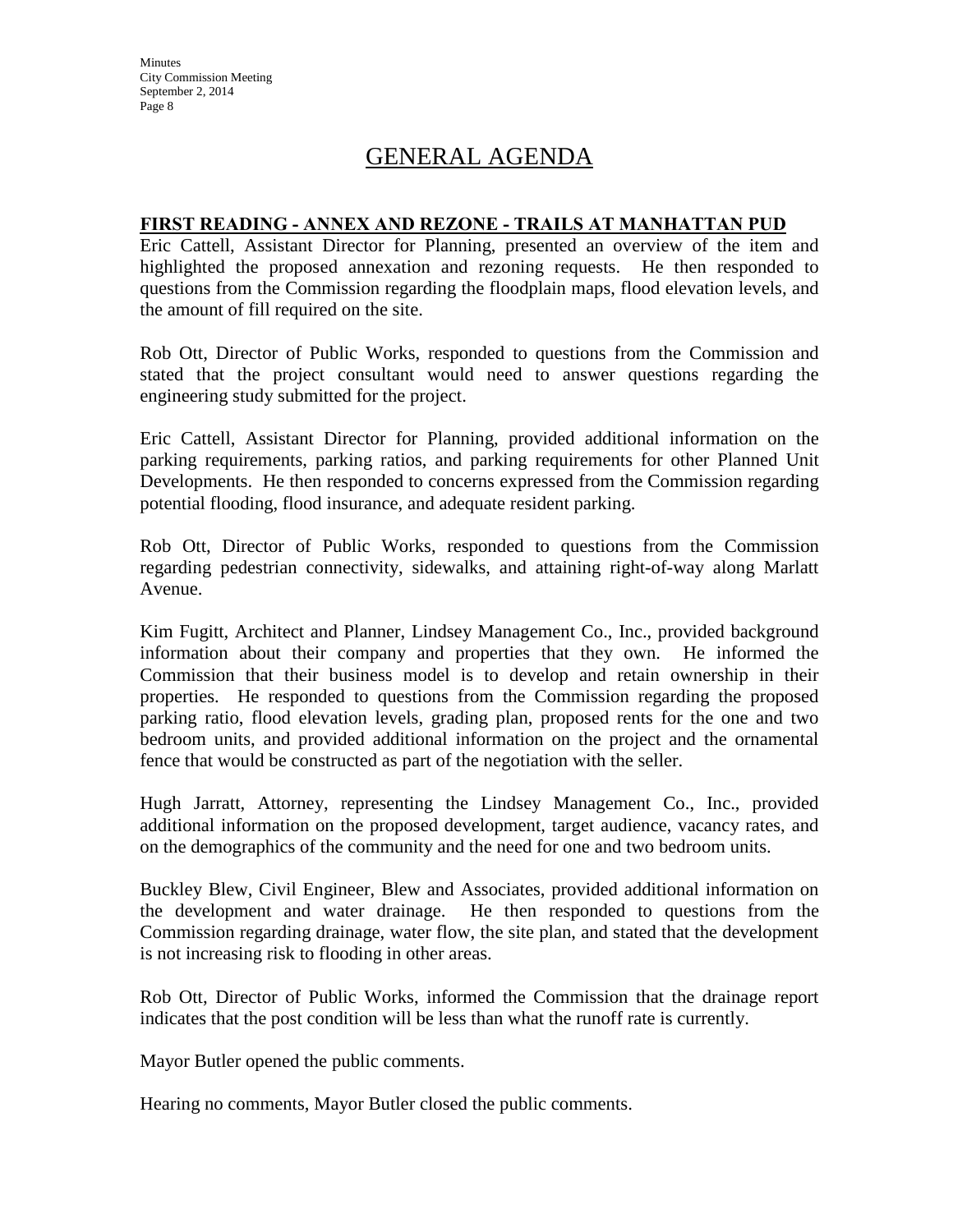# GENERAL AGENDA

**FIRST READING - ANNEX AND REZONE - TRAILS AT MANHATTAN PUD**

Eric Cattell, Assistant Director for Planning, presented an overview of the item and highlighted the proposed annexation and rezoning requests. He then responded to questions from the Commission regarding the floodplain maps, flood elevation levels, and the amount of fill required on the site.

Rob Ott, Director of Public Works, responded to questions from the Commission and stated that the project consultant would need to answer questions regarding the engineering study submitted for the project.

Eric Cattell, Assistant Director for Planning, provided additional information on the parking requirements, parking ratios, and parking requirements for other Planned Unit Developments. He then responded to concerns expressed from the Commission regarding potential flooding, flood insurance, and adequate resident parking.

Rob Ott, Director of Public Works, responded to questions from the Commission regarding pedestrian connectivity, sidewalks, and attaining right-of-way along Marlatt Avenue.

Kim Fugitt, Architect and Planner, Lindsey Management Co., Inc., provided background information about their company and properties that they own. He informed the Commission that their business model is to develop and retain ownership in their properties. He responded to questions from the Commission regarding the proposed parking ratio, flood elevation levels, grading plan, proposed rents for the one and two bedroom units, and provided additional information on the project and the ornamental fence that would be constructed as part of the negotiation with the seller.

Hugh Jarratt, Attorney, representing the Lindsey Management Co., Inc., provided additional information on the proposed development, target audience, vacancy rates, and on the demographics of the community and the need for one and two bedroom units.

Buckley Blew, Civil Engineer, Blew and Associates, provided additional information on the development and water drainage. He then responded to questions from the Commission regarding drainage, water flow, the site plan, and stated that the development is not increasing risk to flooding in other areas.

Rob Ott, Director of Public Works, informed the Commission that the drainage report indicates that the post condition will be less than what the runoff rate is currently.

Mayor Butler opened the public comments.

Hearing no comments, Mayor Butler closed the public comments.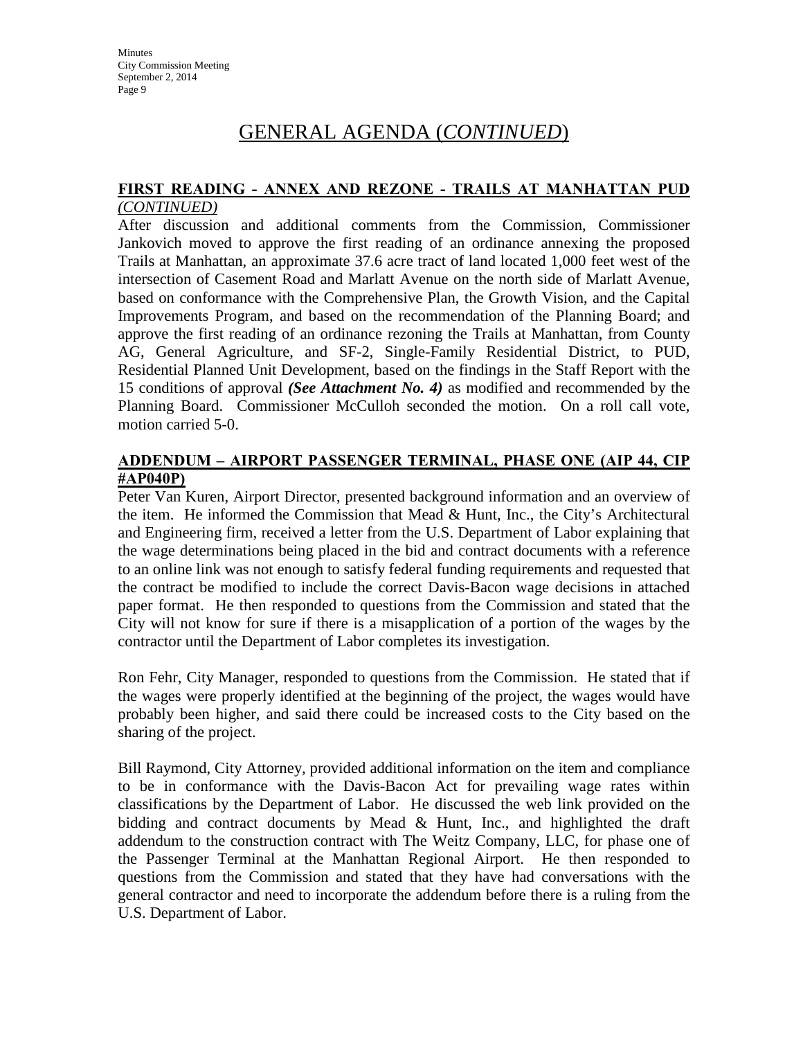# GENERAL AGENDA (*CONTINUED*)

**FIRST READING - ANNEX AND REZONE - TRAILS AT MANHATTAN PUD** *(CONTINUED)*

After discussion and additional comments from the Commission, Commissioner Jankovich moved to approve the first reading of an ordinance annexing the proposed Trails at Manhattan, an approximate 37.6 acre tract of land located 1,000 feet west of the intersection of Casement Road and Marlatt Avenue on the north side of Marlatt Avenue, based on conformance with the Comprehensive Plan, the Growth Vision, and the Capital Improvements Program, and based on the recommendation of the Planning Board; and approve the first reading of an ordinance rezoning the Trails at Manhattan, from County AG, General Agriculture, and SF-2, Single-Family Residential District, to PUD, Residential Planned Unit Development, based on the findings in the Staff Report with the 15 conditions of approval ***(See Attachment No. 4)*** as modified and recommended by the Planning Board. Commissioner McCulloh seconded the motion. On a roll call vote, motion carried 5-0.

**ADDENDUM – AIRPORT PASSENGER TERMINAL, PHASE ONE (AIP 44, CIP #AP040P)**

Peter Van Kuren, Airport Director, presented background information and an overview of the item. He informed the Commission that Mead & Hunt, Inc., the City's Architectural and Engineering firm, received a letter from the U.S. Department of Labor explaining that the wage determinations being placed in the bid and contract documents with a reference to an online link was not enough to satisfy federal funding requirements and requested that the contract be modified to include the correct Davis-Bacon wage decisions in attached paper format. He then responded to questions from the Commission and stated that the City will not know for sure if there is a misapplication of a portion of the wages by the contractor until the Department of Labor completes its investigation.

Ron Fehr, City Manager, responded to questions from the Commission. He stated that if the wages were properly identified at the beginning of the project, the wages would have probably been higher, and said there could be increased costs to the City based on the sharing of the project.

Bill Raymond, City Attorney, provided additional information on the item and compliance to be in conformance with the Davis-Bacon Act for prevailing wage rates within classifications by the Department of Labor. He discussed the web link provided on the bidding and contract documents by Mead & Hunt, Inc., and highlighted the draft addendum to the construction contract with The Weitz Company, LLC, for phase one of the Passenger Terminal at the Manhattan Regional Airport. He then responded to questions from the Commission and stated that they have had conversations with the general contractor and need to incorporate the addendum before there is a ruling from the U.S. Department of Labor.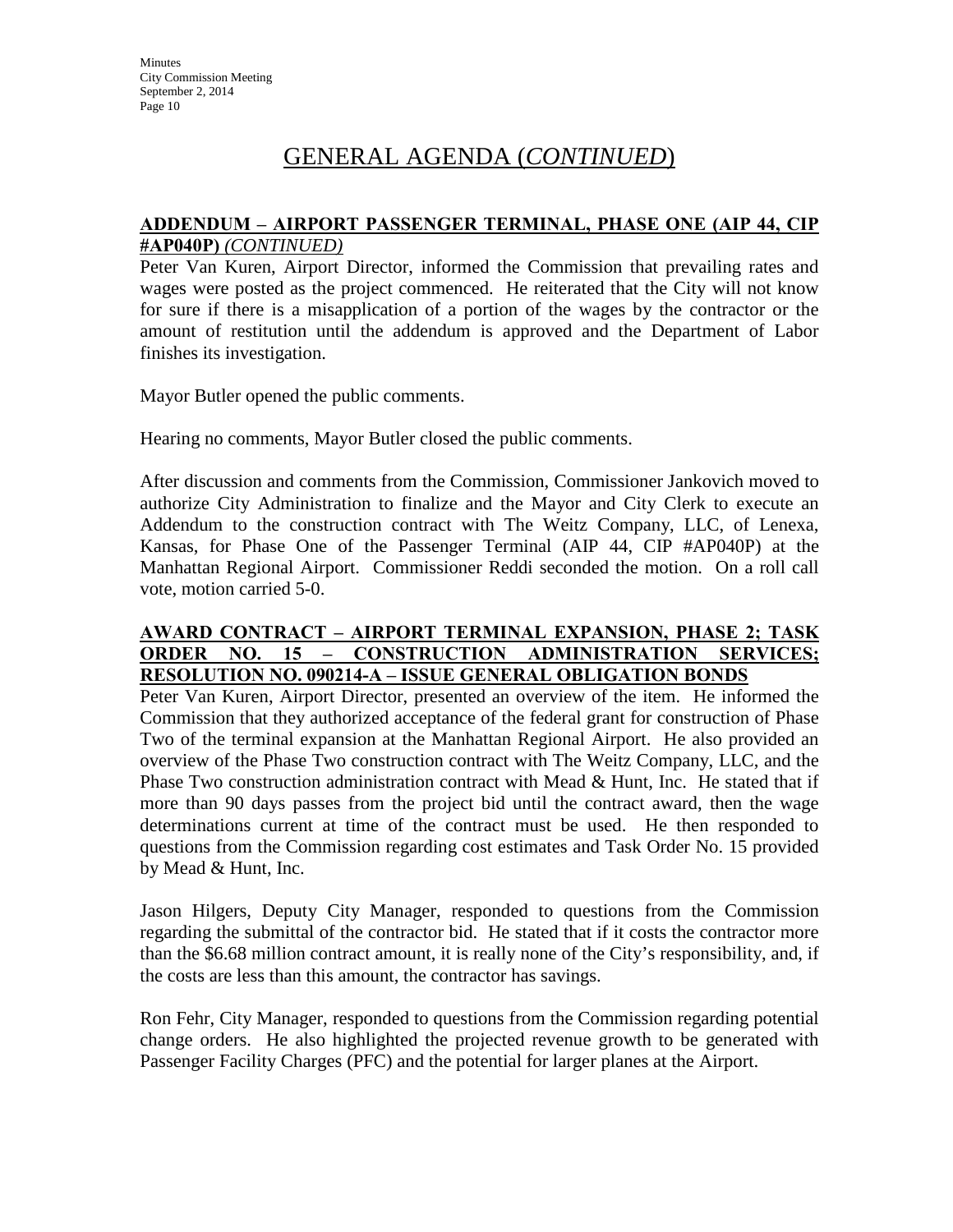# GENERAL AGENDA (*CONTINUED*)

**ADDENDUM – AIRPORT PASSENGER TERMINAL, PHASE ONE (AIP 44, CIP #AP040P)** *(CONTINUED)*

Peter Van Kuren, Airport Director, informed the Commission that prevailing rates and wages were posted as the project commenced. He reiterated that the City will not know for sure if there is a misapplication of a portion of the wages by the contractor or the amount of restitution until the addendum is approved and the Department of Labor finishes its investigation.

Mayor Butler opened the public comments.

Hearing no comments, Mayor Butler closed the public comments.

After discussion and comments from the Commission, Commissioner Jankovich moved to authorize City Administration to finalize and the Mayor and City Clerk to execute an Addendum to the construction contract with The Weitz Company, LLC, of Lenexa, Kansas, for Phase One of the Passenger Terminal (AIP 44, CIP #AP040P) at the Manhattan Regional Airport. Commissioner Reddi seconded the motion. On a roll call vote, motion carried 5-0.

**AWARD CONTRACT – AIRPORT TERMINAL EXPANSION, PHASE 2; TASK ORDER NO. 15 – CONSTRUCTION ADMINISTRATION SERVICES; RESOLUTION NO. 090214-A – ISSUE GENERAL OBLIGATION BONDS**

Peter Van Kuren, Airport Director, presented an overview of the item. He informed the Commission that they authorized acceptance of the federal grant for construction of Phase Two of the terminal expansion at the Manhattan Regional Airport. He also provided an overview of the Phase Two construction contract with The Weitz Company, LLC, and the Phase Two construction administration contract with Mead & Hunt, Inc. He stated that if more than 90 days passes from the project bid until the contract award, then the wage determinations current at time of the contract must be used. He then responded to questions from the Commission regarding cost estimates and Task Order No. 15 provided by Mead & Hunt, Inc.

Jason Hilgers, Deputy City Manager, responded to questions from the Commission regarding the submittal of the contractor bid. He stated that if it costs the contractor more than the $6.68 million contract amount, it is really none of the City's responsibility, and, if the costs are less than this amount, the contractor has savings.

Ron Fehr, City Manager, responded to questions from the Commission regarding potential change orders. He also highlighted the projected revenue growth to be generated with Passenger Facility Charges (PFC) and the potential for larger planes at the Airport.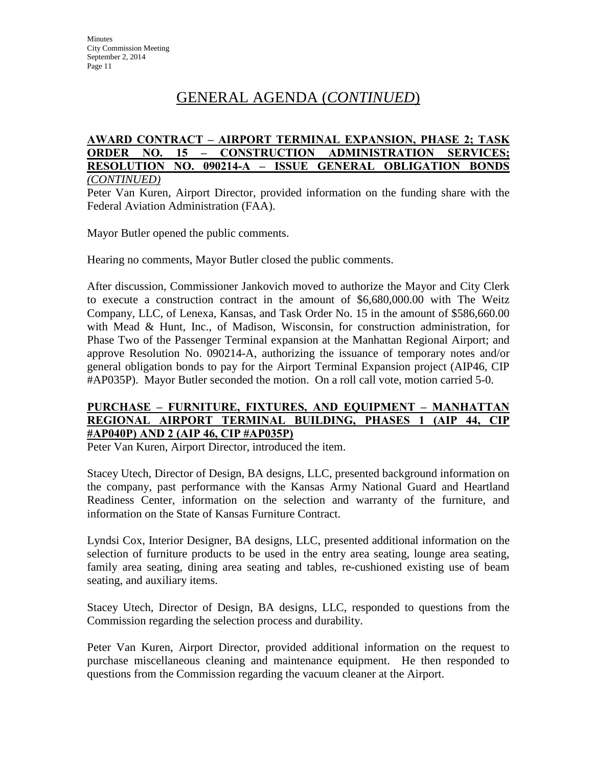# GENERAL AGENDA (*CONTINUED*)

**AWARD CONTRACT – AIRPORT TERMINAL EXPANSION, PHASE 2; TASK ORDER NO. 15 – CONSTRUCTION ADMINISTRATION SERVICES; RESOLUTION NO. 090214-A – ISSUE GENERAL OBLIGATION BONDS *(CONTINUED)***

Peter Van Kuren, Airport Director, provided information on the funding share with the Federal Aviation Administration (FAA).

Mayor Butler opened the public comments.

Hearing no comments, Mayor Butler closed the public comments.

After discussion, Commissioner Jankovich moved to authorize the Mayor and City Clerk to execute a construction contract in the amount of $6,680,000.00 with The Weitz Company, LLC, of Lenexa, Kansas, and Task Order No. 15 in the amount of $586,660.00 with Mead & Hunt, Inc., of Madison, Wisconsin, for construction administration, for Phase Two of the Passenger Terminal expansion at the Manhattan Regional Airport; and approve Resolution No. 090214-A, authorizing the issuance of temporary notes and/or general obligation bonds to pay for the Airport Terminal Expansion project (AIP46, CIP #AP035P). Mayor Butler seconded the motion. On a roll call vote, motion carried 5-0.

**PURCHASE – FURNITURE, FIXTURES, AND EQUIPMENT – MANHATTAN REGIONAL AIRPORT TERMINAL BUILDING, PHASES 1 (AIP 44, CIP #AP040P) AND 2 (AIP 46, CIP #AP035P)**

Peter Van Kuren, Airport Director, introduced the item.

Stacey Utech, Director of Design, BA designs, LLC, presented background information on the company, past performance with the Kansas Army National Guard and Heartland Readiness Center, information on the selection and warranty of the furniture, and information on the State of Kansas Furniture Contract.

Lyndsi Cox, Interior Designer, BA designs, LLC, presented additional information on the selection of furniture products to be used in the entry area seating, lounge area seating, family area seating, dining area seating and tables, re-cushioned existing use of beam seating, and auxiliary items.

Stacey Utech, Director of Design, BA designs, LLC, responded to questions from the Commission regarding the selection process and durability.

Peter Van Kuren, Airport Director, provided additional information on the request to purchase miscellaneous cleaning and maintenance equipment. He then responded to questions from the Commission regarding the vacuum cleaner at the Airport.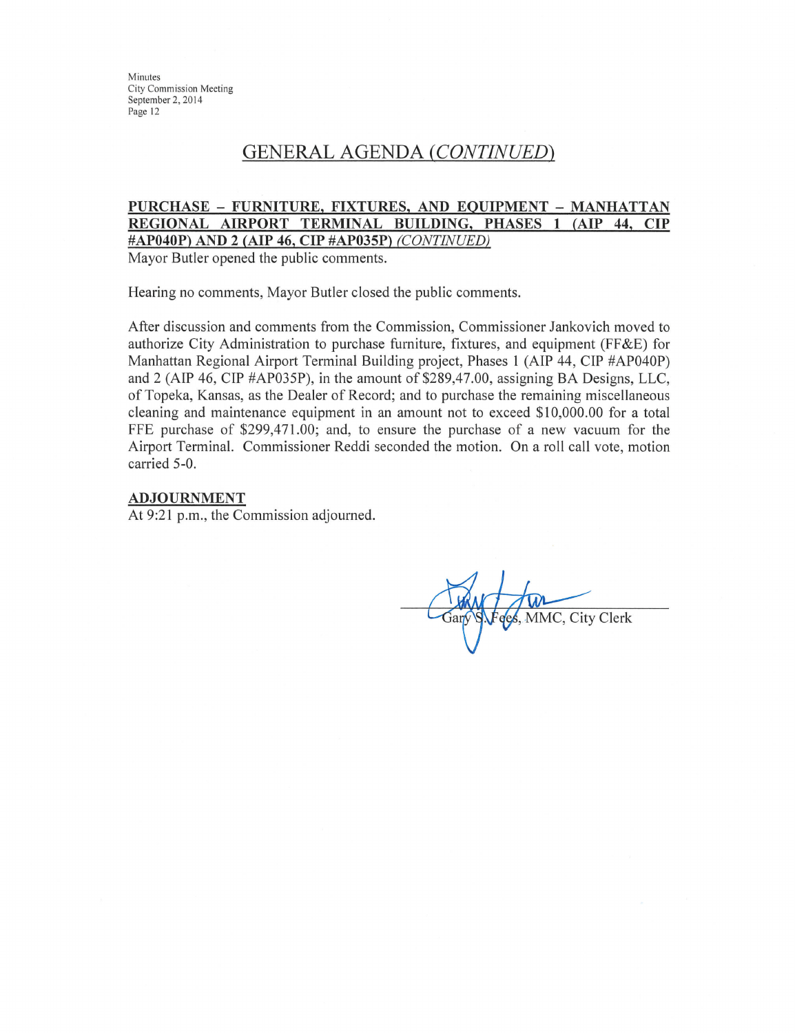## GENERAL AGENDA *(CONTINUED)*

**PURCHASE – FURNITURE, FIXTURES, AND EQUIPMENT – MANHATTAN REGIONAL AIRPORT TERMINAL BUILDING, PHASES 1 (AIP 44, CIP #AP040P) AND 2 (AIP 46, CIP #AP035P)** *(CONTINUED)*

Mayor Butler opened the public comments.

Hearing no comments, Mayor Butler closed the public comments.

After discussion and comments from the Commission, Commissioner Jankovich moved to authorize City Administration to purchase furniture, fixtures, and equipment (FF&E) for Manhattan Regional Airport Terminal Building project, Phases 1 (AIP 44, CIP #AP040P) and 2 (AIP 46, CIP #AP035P), in the amount of $289,47.00, assigning BA Designs, LLC, of Topeka, Kansas, as the Dealer of Record; and to purchase the remaining miscellaneous cleaning and maintenance equipment in an amount not to exceed $10,000.00 for a total FFE purchase of $299,471.00; and, to ensure the purchase of a new vacuum for the Airport Terminal. Commissioner Reddi seconded the motion. On a roll call vote, motion carried 5-0.

**ADJOURNMENT**

At 9:21 p.m., the Commission adjourned.

Gary S. Fees, MMC, City Clerk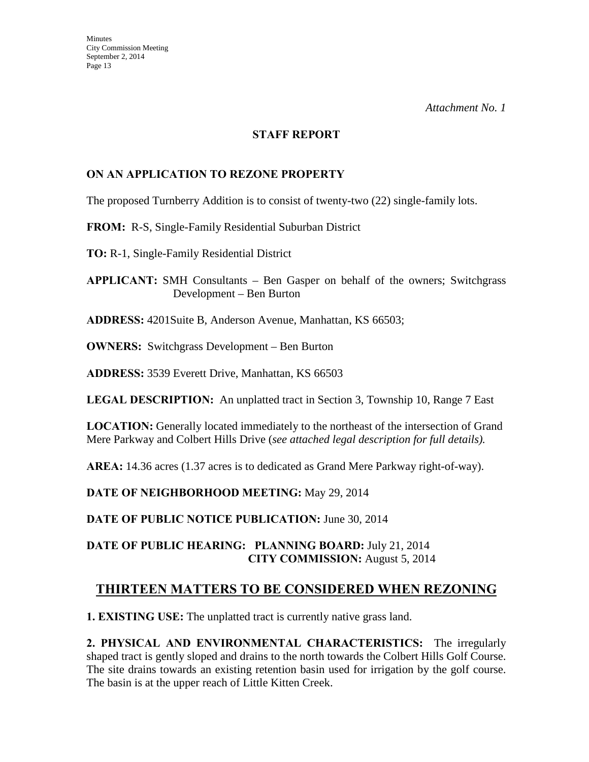*Attachment No. 1*

## STAFF REPORT

### ON AN APPLICATION TO REZONE PROPERTY

The proposed Turnberry Addition is to consist of twenty-two (22) single-family lots.

**FROM:** R-S, Single-Family Residential Suburban District

**TO:** R-1, Single-Family Residential District

**APPLICANT:** SMH Consultants – Ben Gasper on behalf of the owners; Switchgrass Development – Ben Burton

**ADDRESS:** 4201Suite B, Anderson Avenue, Manhattan, KS 66503;

**OWNERS:** Switchgrass Development – Ben Burton

**ADDRESS:** 3539 Everett Drive, Manhattan, KS 66503

**LEGAL DESCRIPTION:** An unplatted tract in Section 3, Township 10, Range 7 East

**LOCATION:** Generally located immediately to the northeast of the intersection of Grand Mere Parkway and Colbert Hills Drive (*see attached legal description for full details).*

**AREA:** 14.36 acres (1.37 acres is to dedicated as Grand Mere Parkway right-of-way).

**DATE OF NEIGHBORHOOD MEETING:** May 29, 2014

**DATE OF PUBLIC NOTICE PUBLICATION:** June 30, 2014

**DATE OF PUBLIC HEARING: PLANNING BOARD:** July 21, 2014
**CITY COMMISSION:** August 5, 2014

## THIRTEEN MATTERS TO BE CONSIDERED WHEN REZONING

**1. EXISTING USE:** The unplatted tract is currently native grass land.

**2. PHYSICAL AND ENVIRONMENTAL CHARACTERISTICS:** The irregularly shaped tract is gently sloped and drains to the north towards the Colbert Hills Golf Course. The site drains towards an existing retention basin used for irrigation by the golf course. The basin is at the upper reach of Little Kitten Creek.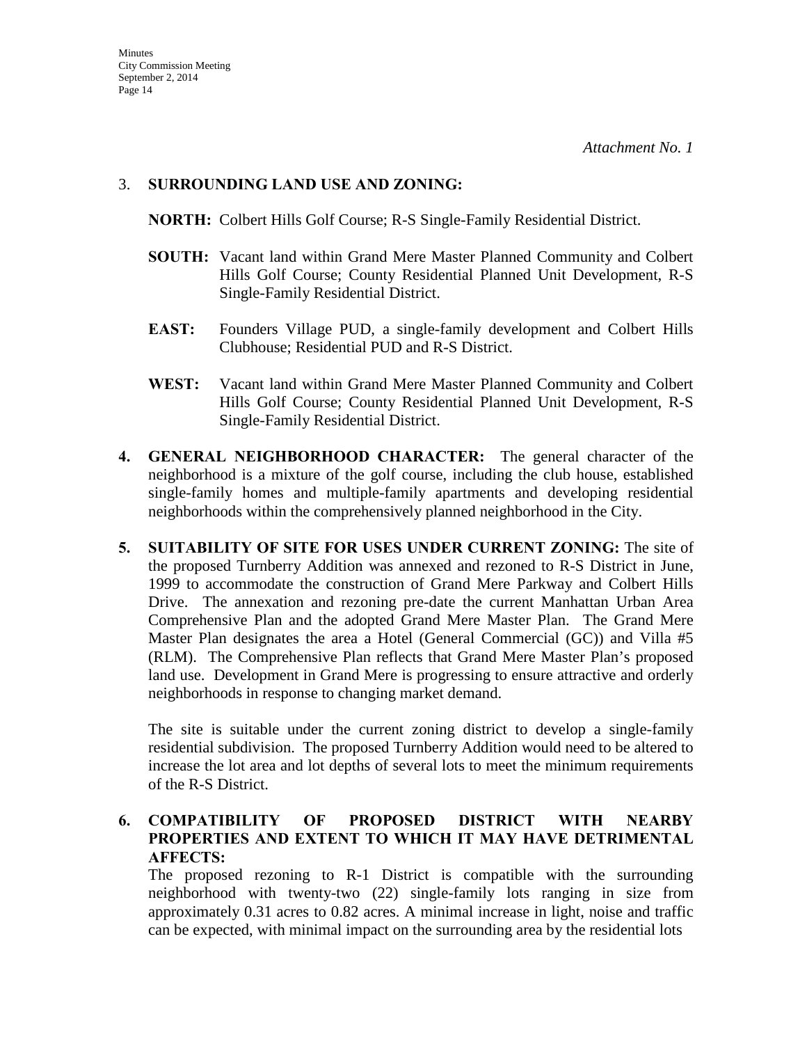*Attachment No. 1*

3. **SURROUNDING LAND USE AND ZONING:**

   **NORTH:** Colbert Hills Golf Course; R-S Single-Family Residential District.

   **SOUTH:** Vacant land within Grand Mere Master Planned Community and Colbert Hills Golf Course; County Residential Planned Unit Development, R-S Single-Family Residential District.

   **EAST:** Founders Village PUD, a single-family development and Colbert Hills Clubhouse; Residential PUD and R-S District.

   **WEST:** Vacant land within Grand Mere Master Planned Community and Colbert Hills Golf Course; County Residential Planned Unit Development, R-S Single-Family Residential District.

4. **GENERAL NEIGHBORHOOD CHARACTER:** The general character of the neighborhood is a mixture of the golf course, including the club house, established single-family homes and multiple-family apartments and developing residential neighborhoods within the comprehensively planned neighborhood in the City.

5. **SUITABILITY OF SITE FOR USES UNDER CURRENT ZONING:** The site of the proposed Turnberry Addition was annexed and rezoned to R-S District in June, 1999 to accommodate the construction of Grand Mere Parkway and Colbert Hills Drive. The annexation and rezoning pre-date the current Manhattan Urban Area Comprehensive Plan and the adopted Grand Mere Master Plan. The Grand Mere Master Plan designates the area a Hotel (General Commercial (GC)) and Villa #5 (RLM). The Comprehensive Plan reflects that Grand Mere Master Plan's proposed land use. Development in Grand Mere is progressing to ensure attractive and orderly neighborhoods in response to changing market demand.

   The site is suitable under the current zoning district to develop a single-family residential subdivision. The proposed Turnberry Addition would need to be altered to increase the lot area and lot depths of several lots to meet the minimum requirements of the R-S District.

6. **COMPATIBILITY OF PROPOSED DISTRICT WITH NEARBY PROPERTIES AND EXTENT TO WHICH IT MAY HAVE DETRIMENTAL AFFECTS:**
   The proposed rezoning to R-1 District is compatible with the surrounding neighborhood with twenty-two (22) single-family lots ranging in size from approximately 0.31 acres to 0.82 acres. A minimal increase in light, noise and traffic can be expected, with minimal impact on the surrounding area by the residential lots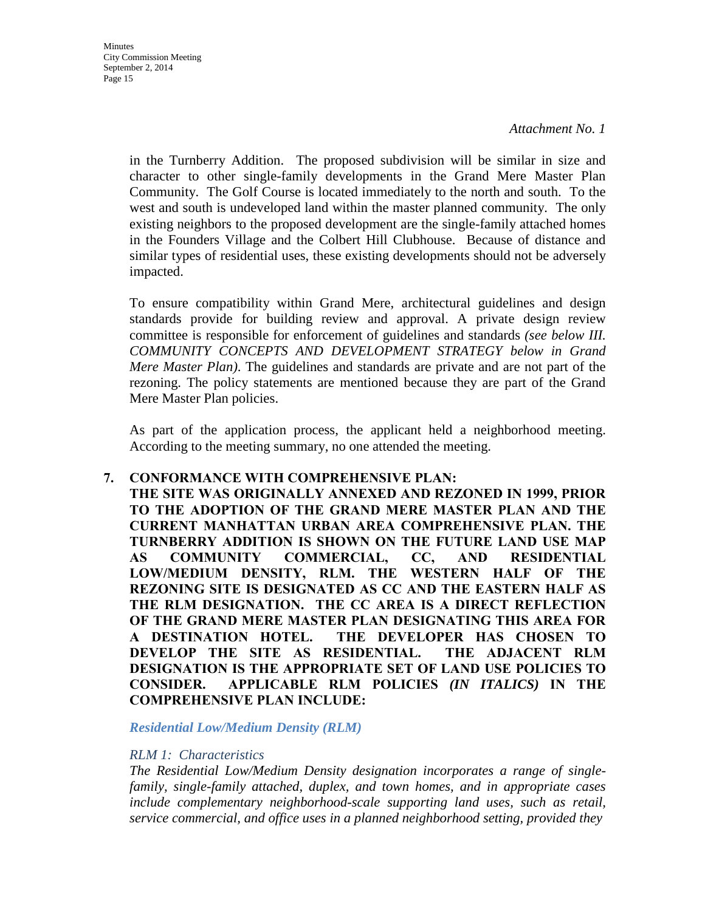*Attachment No. 1*

in the Turnberry Addition. The proposed subdivision will be similar in size and character to other single-family developments in the Grand Mere Master Plan Community. The Golf Course is located immediately to the north and south. To the west and south is undeveloped land within the master planned community. The only existing neighbors to the proposed development are the single-family attached homes in the Founders Village and the Colbert Hill Clubhouse. Because of distance and similar types of residential uses, these existing developments should not be adversely impacted.

To ensure compatibility within Grand Mere, architectural guidelines and design standards provide for building review and approval. A private design review committee is responsible for enforcement of guidelines and standards *(see below III. COMMUNITY CONCEPTS AND DEVELOPMENT STRATEGY below in Grand Mere Master Plan)*. The guidelines and standards are private and are not part of the rezoning. The policy statements are mentioned because they are part of the Grand Mere Master Plan policies.

As part of the application process, the applicant held a neighborhood meeting. According to the meeting summary, no one attended the meeting.

**7. CONFORMANCE WITH COMPREHENSIVE PLAN:**

**THE SITE WAS ORIGINALLY ANNEXED AND REZONED IN 1999, PRIOR TO THE ADOPTION OF THE GRAND MERE MASTER PLAN AND THE CURRENT MANHATTAN URBAN AREA COMPREHENSIVE PLAN. THE TURNBERRY ADDITION IS SHOWN ON THE FUTURE LAND USE MAP AS COMMUNITY COMMERCIAL, CC, AND RESIDENTIAL LOW/MEDIUM DENSITY, RLM. THE WESTERN HALF OF THE REZONING SITE IS DESIGNATED AS CC AND THE EASTERN HALF AS THE RLM DESIGNATION. THE CC AREA IS A DIRECT REFLECTION OF THE GRAND MERE MASTER PLAN DESIGNATING THIS AREA FOR A DESTINATION HOTEL. THE DEVELOPER HAS CHOSEN TO DEVELOP THE SITE AS RESIDENTIAL. THE ADJACENT RLM DESIGNATION IS THE APPROPRIATE SET OF LAND USE POLICIES TO CONSIDER. APPLICABLE RLM POLICIES *(IN ITALICS)* IN THE COMPREHENSIVE PLAN INCLUDE:**

***Residential Low/Medium Density (RLM)***

*RLM 1: Characteristics*

*The Residential Low/Medium Density designation incorporates a range of single-family, single-family attached, duplex, and town homes, and in appropriate cases include complementary neighborhood-scale supporting land uses, such as retail, service commercial, and office uses in a planned neighborhood setting, provided they*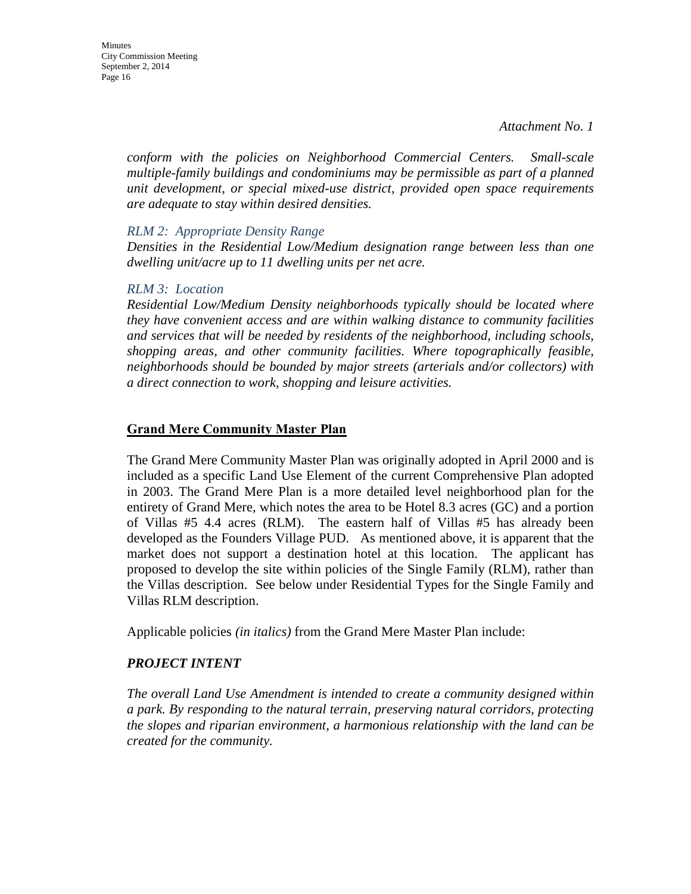*Attachment No. 1*

*conform with the policies on Neighborhood Commercial Centers. Small-scale multiple-family buildings and condominiums may be permissible as part of a planned unit development, or special mixed-use district, provided open space requirements are adequate to stay within desired densities.*

*RLM 2: Appropriate Density Range*

*Densities in the Residential Low/Medium designation range between less than one dwelling unit/acre up to 11 dwelling units per net acre.*

*RLM 3: Location*

*Residential Low/Medium Density neighborhoods typically should be located where they have convenient access and are within walking distance to community facilities and services that will be needed by residents of the neighborhood, including schools, shopping areas, and other community facilities. Where topographically feasible, neighborhoods should be bounded by major streets (arterials and/or collectors) with a direct connection to work, shopping and leisure activities.*

## **Grand Mere Community Master Plan**

The Grand Mere Community Master Plan was originally adopted in April 2000 and is included as a specific Land Use Element of the current Comprehensive Plan adopted in 2003. The Grand Mere Plan is a more detailed level neighborhood plan for the entirety of Grand Mere, which notes the area to be Hotel 8.3 acres (GC) and a portion of Villas #5 4.4 acres (RLM). The eastern half of Villas #5 has already been developed as the Founders Village PUD. As mentioned above, it is apparent that the market does not support a destination hotel at this location. The applicant has proposed to develop the site within policies of the Single Family (RLM), rather than the Villas description. See below under Residential Types for the Single Family and Villas RLM description.

Applicable policies *(in italics)* from the Grand Mere Master Plan include:

### ***PROJECT INTENT***

*The overall Land Use Amendment is intended to create a community designed within a park. By responding to the natural terrain, preserving natural corridors, protecting the slopes and riparian environment, a harmonious relationship with the land can be created for the community.*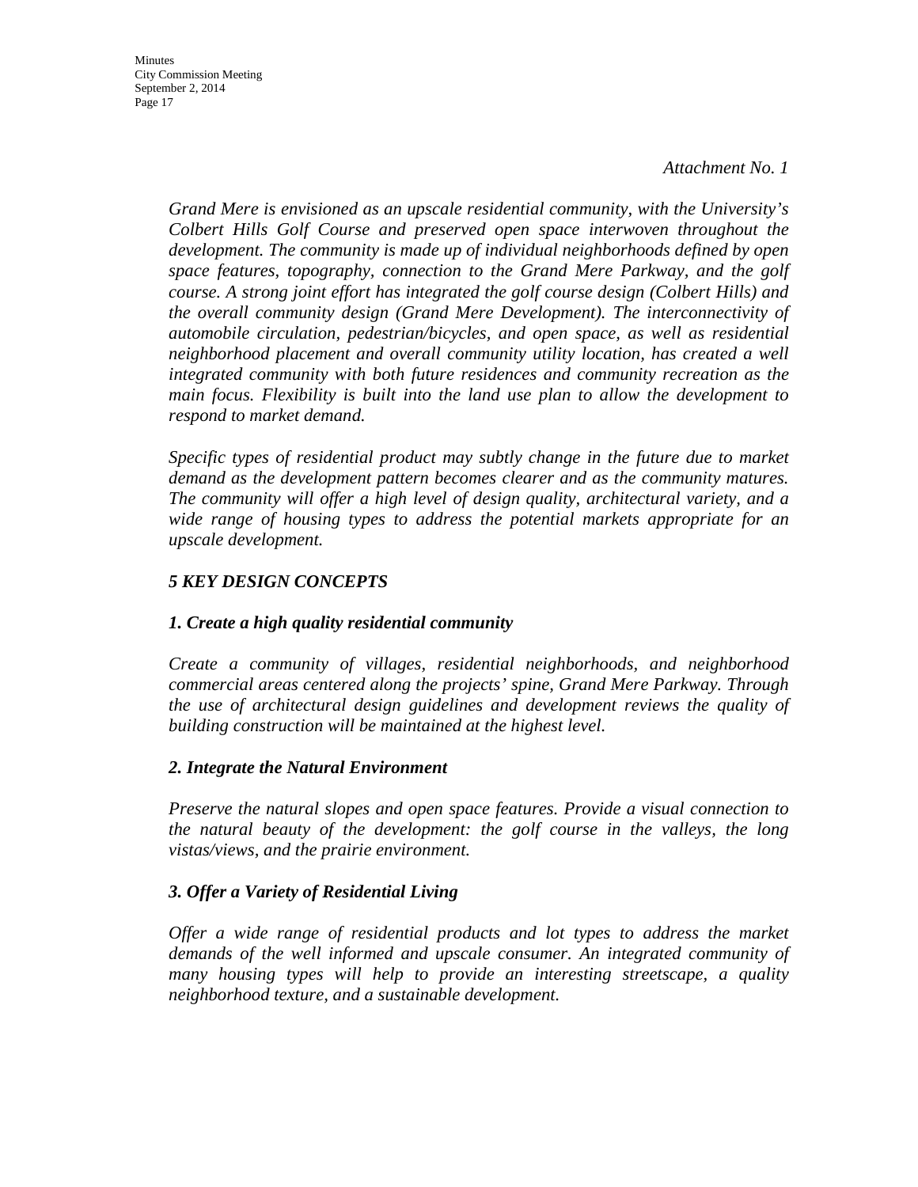*Attachment No. 1*

*Grand Mere is envisioned as an upscale residential community, with the University's Colbert Hills Golf Course and preserved open space interwoven throughout the development. The community is made up of individual neighborhoods defined by open space features, topography, connection to the Grand Mere Parkway, and the golf course. A strong joint effort has integrated the golf course design (Colbert Hills) and the overall community design (Grand Mere Development). The interconnectivity of automobile circulation, pedestrian/bicycles, and open space, as well as residential neighborhood placement and overall community utility location, has created a well integrated community with both future residences and community recreation as the main focus. Flexibility is built into the land use plan to allow the development to respond to market demand.*

*Specific types of residential product may subtly change in the future due to market demand as the development pattern becomes clearer and as the community matures. The community will offer a high level of design quality, architectural variety, and a wide range of housing types to address the potential markets appropriate for an upscale development.*

***5 KEY DESIGN CONCEPTS***

***1. Create a high quality residential community***

*Create a community of villages, residential neighborhoods, and neighborhood commercial areas centered along the projects' spine, Grand Mere Parkway. Through the use of architectural design guidelines and development reviews the quality of building construction will be maintained at the highest level.*

***2. Integrate the Natural Environment***

*Preserve the natural slopes and open space features. Provide a visual connection to the natural beauty of the development: the golf course in the valleys, the long vistas/views, and the prairie environment.*

***3. Offer a Variety of Residential Living***

*Offer a wide range of residential products and lot types to address the market demands of the well informed and upscale consumer. An integrated community of many housing types will help to provide an interesting streetscape, a quality neighborhood texture, and a sustainable development.*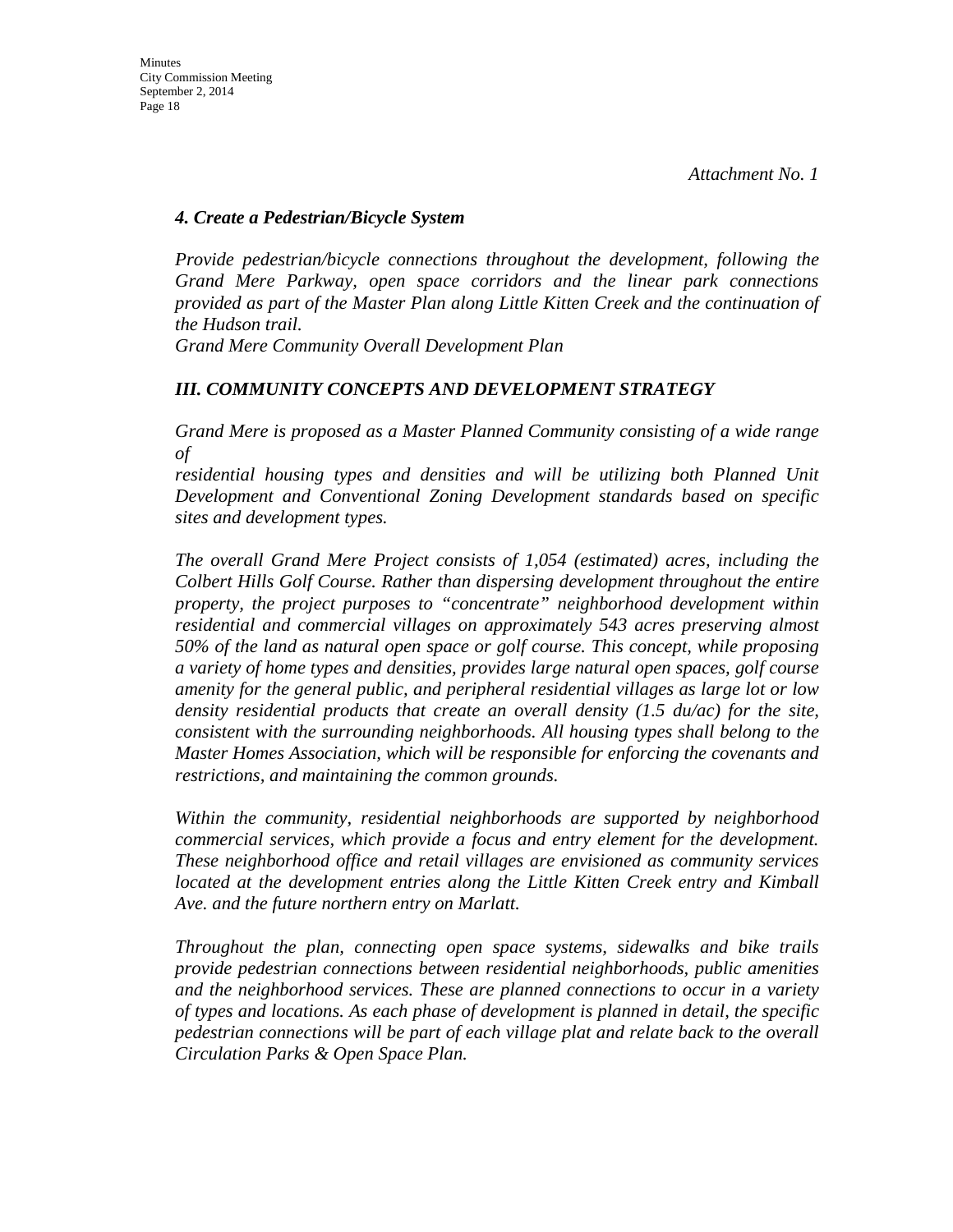*Attachment No. 1*

### *4. Create a Pedestrian/Bicycle System*

*Provide pedestrian/bicycle connections throughout the development, following the Grand Mere Parkway, open space corridors and the linear park connections provided as part of the Master Plan along Little Kitten Creek and the continuation of the Hudson trail.*
*Grand Mere Community Overall Development Plan*

### *III. COMMUNITY CONCEPTS AND DEVELOPMENT STRATEGY*

*Grand Mere is proposed as a Master Planned Community consisting of a wide range of residential housing types and densities and will be utilizing both Planned Unit Development and Conventional Zoning Development standards based on specific sites and development types.*

*The overall Grand Mere Project consists of 1,054 (estimated) acres, including the Colbert Hills Golf Course. Rather than dispersing development throughout the entire property, the project purposes to "concentrate" neighborhood development within residential and commercial villages on approximately 543 acres preserving almost 50% of the land as natural open space or golf course. This concept, while proposing a variety of home types and densities, provides large natural open spaces, golf course amenity for the general public, and peripheral residential villages as large lot or low density residential products that create an overall density (1.5 du/ac) for the site, consistent with the surrounding neighborhoods. All housing types shall belong to the Master Homes Association, which will be responsible for enforcing the covenants and restrictions, and maintaining the common grounds.*

*Within the community, residential neighborhoods are supported by neighborhood commercial services, which provide a focus and entry element for the development. These neighborhood office and retail villages are envisioned as community services located at the development entries along the Little Kitten Creek entry and Kimball Ave. and the future northern entry on Marlatt.*

*Throughout the plan, connecting open space systems, sidewalks and bike trails provide pedestrian connections between residential neighborhoods, public amenities and the neighborhood services. These are planned connections to occur in a variety of types and locations. As each phase of development is planned in detail, the specific pedestrian connections will be part of each village plat and relate back to the overall Circulation Parks & Open Space Plan.*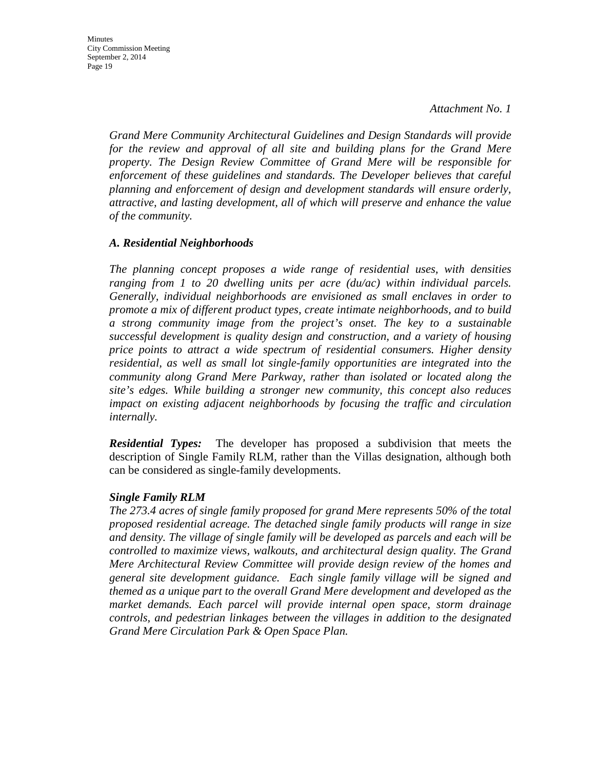*Attachment No. 1*

*Grand Mere Community Architectural Guidelines and Design Standards will provide for the review and approval of all site and building plans for the Grand Mere property. The Design Review Committee of Grand Mere will be responsible for enforcement of these guidelines and standards. The Developer believes that careful planning and enforcement of design and development standards will ensure orderly, attractive, and lasting development, all of which will preserve and enhance the value of the community.*

***A. Residential Neighborhoods***

*The planning concept proposes a wide range of residential uses, with densities ranging from 1 to 20 dwelling units per acre (du/ac) within individual parcels. Generally, individual neighborhoods are envisioned as small enclaves in order to promote a mix of different product types, create intimate neighborhoods, and to build a strong community image from the project's onset. The key to a sustainable successful development is quality design and construction, and a variety of housing price points to attract a wide spectrum of residential consumers. Higher density residential, as well as small lot single-family opportunities are integrated into the community along Grand Mere Parkway, rather than isolated or located along the site's edges. While building a stronger new community, this concept also reduces impact on existing adjacent neighborhoods by focusing the traffic and circulation internally.*

***Residential Types:*** The developer has proposed a subdivision that meets the description of Single Family RLM, rather than the Villas designation, although both can be considered as single-family developments.

***Single Family RLM***
*The 273.4 acres of single family proposed for grand Mere represents 50% of the total proposed residential acreage. The detached single family products will range in size and density. The village of single family will be developed as parcels and each will be controlled to maximize views, walkouts, and architectural design quality. The Grand Mere Architectural Review Committee will provide design review of the homes and general site development guidance. Each single family village will be signed and themed as a unique part to the overall Grand Mere development and developed as the market demands. Each parcel will provide internal open space, storm drainage controls, and pedestrian linkages between the villages in addition to the designated Grand Mere Circulation Park & Open Space Plan.*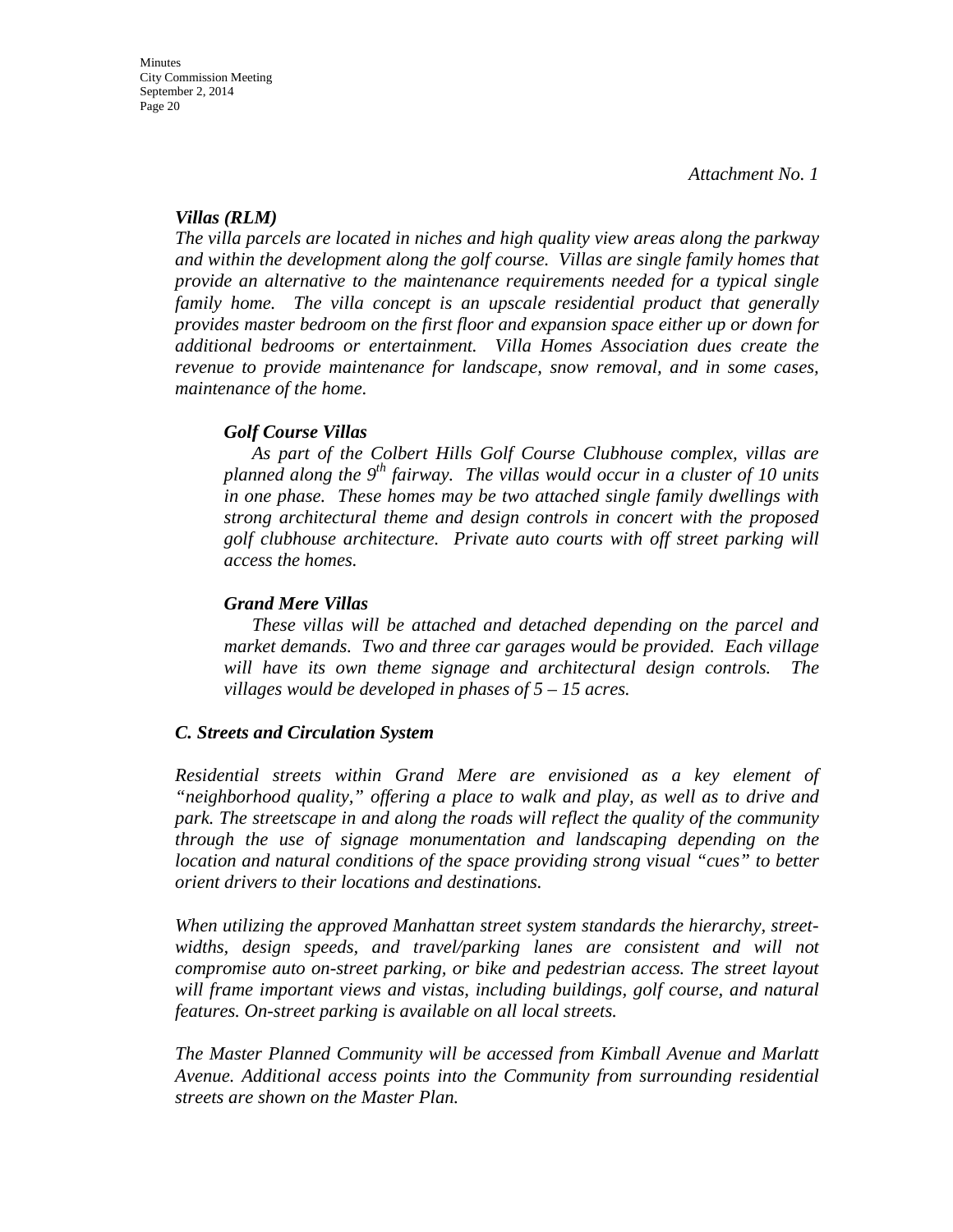*Attachment No. 1*

### *Villas (RLM)*

*The villa parcels are located in niches and high quality view areas along the parkway and within the development along the golf course. Villas are single family homes that provide an alternative to the maintenance requirements needed for a typical single family home. The villa concept is an upscale residential product that generally provides master bedroom on the first floor and expansion space either up or down for additional bedrooms or entertainment. Villa Homes Association dues create the revenue to provide maintenance for landscape, snow removal, and in some cases, maintenance of the home.*

#### *Golf Course Villas*

*As part of the Colbert Hills Golf Course Clubhouse complex, villas are planned along the 9th fairway. The villas would occur in a cluster of 10 units in one phase. These homes may be two attached single family dwellings with strong architectural theme and design controls in concert with the proposed golf clubhouse architecture. Private auto courts with off street parking will access the homes.*

#### *Grand Mere Villas*

*These villas will be attached and detached depending on the parcel and market demands. Two and three car garages would be provided. Each village will have its own theme signage and architectural design controls. The villages would be developed in phases of 5 – 15 acres.*

### *C. Streets and Circulation System*

*Residential streets within Grand Mere are envisioned as a key element of "neighborhood quality," offering a place to walk and play, as well as to drive and park. The streetscape in and along the roads will reflect the quality of the community through the use of signage monumentation and landscaping depending on the location and natural conditions of the space providing strong visual "cues" to better orient drivers to their locations and destinations.*

*When utilizing the approved Manhattan street system standards the hierarchy, street-widths, design speeds, and travel/parking lanes are consistent and will not compromise auto on-street parking, or bike and pedestrian access. The street layout will frame important views and vistas, including buildings, golf course, and natural features. On-street parking is available on all local streets.*

*The Master Planned Community will be accessed from Kimball Avenue and Marlatt Avenue. Additional access points into the Community from surrounding residential streets are shown on the Master Plan.*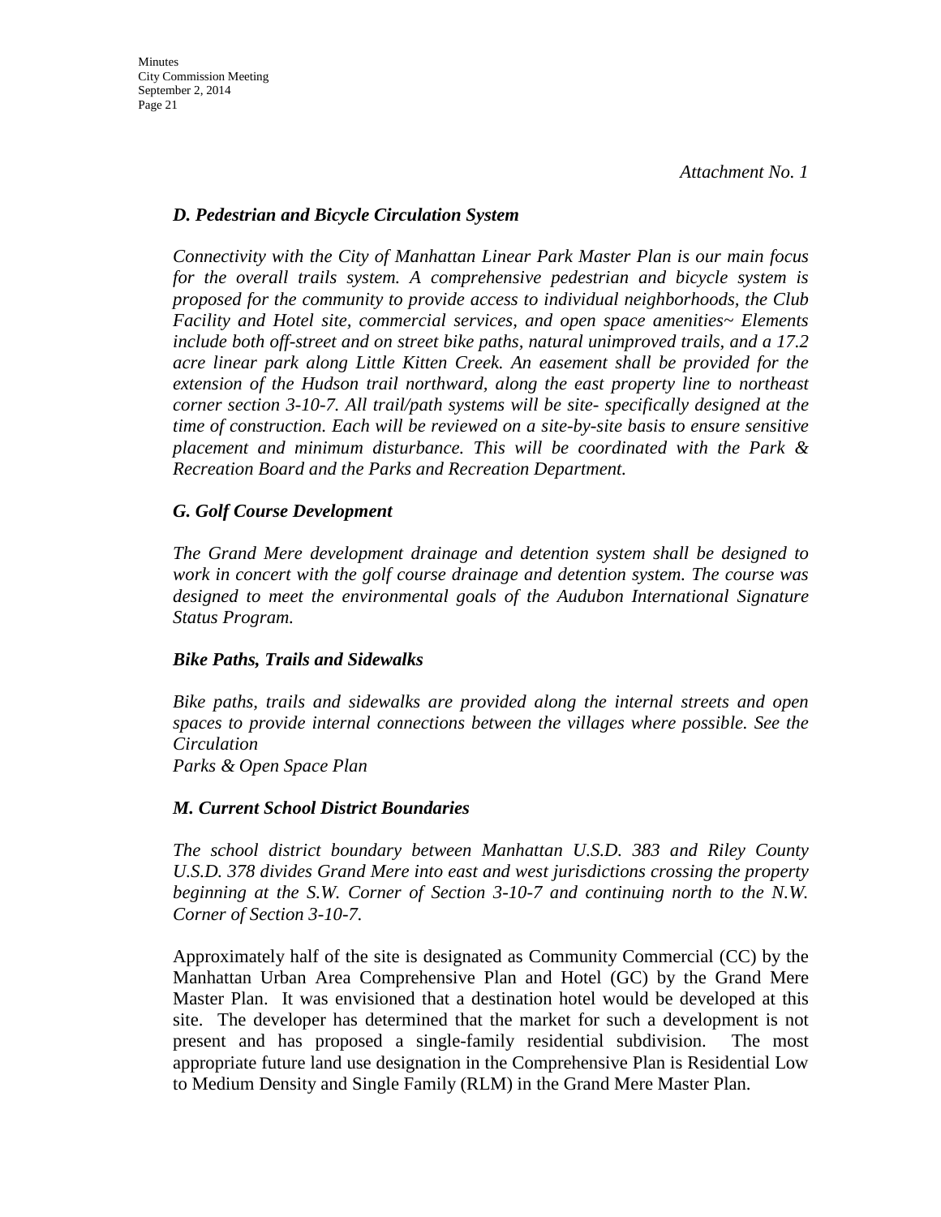*Attachment No. 1*

***D. Pedestrian and Bicycle Circulation System***

*Connectivity with the City of Manhattan Linear Park Master Plan is our main focus for the overall trails system. A comprehensive pedestrian and bicycle system is proposed for the community to provide access to individual neighborhoods, the Club Facility and Hotel site, commercial services, and open space amenities~ Elements include both off-street and on street bike paths, natural unimproved trails, and a 17.2 acre linear park along Little Kitten Creek. An easement shall be provided for the extension of the Hudson trail northward, along the east property line to northeast corner section 3-10-7. All trail/path systems will be site- specifically designed at the time of construction. Each will be reviewed on a site-by-site basis to ensure sensitive placement and minimum disturbance. This will be coordinated with the Park & Recreation Board and the Parks and Recreation Department.*

***G. Golf Course Development***

*The Grand Mere development drainage and detention system shall be designed to work in concert with the golf course drainage and detention system. The course was designed to meet the environmental goals of the Audubon International Signature Status Program.*

***Bike Paths, Trails and Sidewalks***

*Bike paths, trails and sidewalks are provided along the internal streets and open spaces to provide internal connections between the villages where possible. See the Circulation*
*Parks & Open Space Plan*

***M. Current School District Boundaries***

*The school district boundary between Manhattan U.S.D. 383 and Riley County U.S.D. 378 divides Grand Mere into east and west jurisdictions crossing the property beginning at the S.W. Corner of Section 3-10-7 and continuing north to the N.W. Corner of Section 3-10-7.*

Approximately half of the site is designated as Community Commercial (CC) by the Manhattan Urban Area Comprehensive Plan and Hotel (GC) by the Grand Mere Master Plan. It was envisioned that a destination hotel would be developed at this site. The developer has determined that the market for such a development is not present and has proposed a single-family residential subdivision. The most appropriate future land use designation in the Comprehensive Plan is Residential Low to Medium Density and Single Family (RLM) in the Grand Mere Master Plan.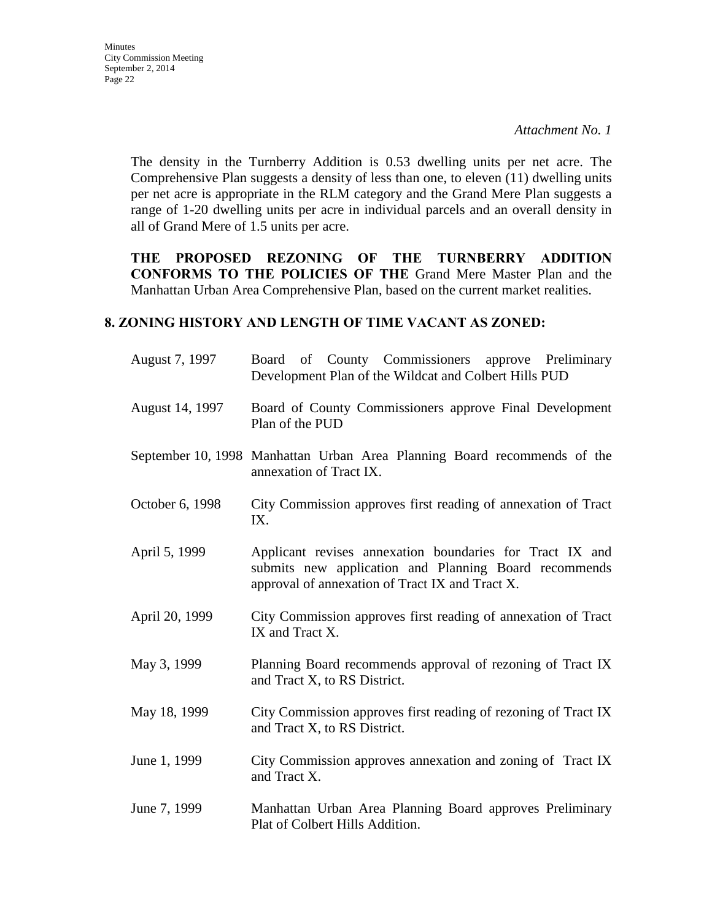*Attachment No. 1*

The density in the Turnberry Addition is 0.53 dwelling units per net acre. The Comprehensive Plan suggests a density of less than one, to eleven (11) dwelling units per net acre is appropriate in the RLM category and the Grand Mere Plan suggests a range of 1-20 dwelling units per acre in individual parcels and an overall density in all of Grand Mere of 1.5 units per acre.

**THE PROPOSED REZONING OF THE TURNBERRY ADDITION CONFORMS TO THE POLICIES OF THE** Grand Mere Master Plan and the Manhattan Urban Area Comprehensive Plan, based on the current market realities.

## 8. ZONING HISTORY AND LENGTH OF TIME VACANT AS ZONED:

| | |
|---|---|
| August 7, 1997 | Board of County Commissioners approve Preliminary Development Plan of the Wildcat and Colbert Hills PUD |
| August 14, 1997 | Board of County Commissioners approve Final Development Plan of the PUD |
| September 10, 1998 | Manhattan Urban Area Planning Board recommends of the annexation of Tract IX. |
| October 6, 1998 | City Commission approves first reading of annexation of Tract IX. |
| April 5, 1999 | Applicant revises annexation boundaries for Tract IX and submits new application and Planning Board recommends approval of annexation of Tract IX and Tract X. |
| April 20, 1999 | City Commission approves first reading of annexation of Tract IX and Tract X. |
| May 3, 1999 | Planning Board recommends approval of rezoning of Tract IX and Tract X, to RS District. |
| May 18, 1999 | City Commission approves first reading of rezoning of Tract IX and Tract X, to RS District. |
| June 1, 1999 | City Commission approves annexation and zoning of Tract IX and Tract X. |
| June 7, 1999 | Manhattan Urban Area Planning Board approves Preliminary Plat of Colbert Hills Addition. |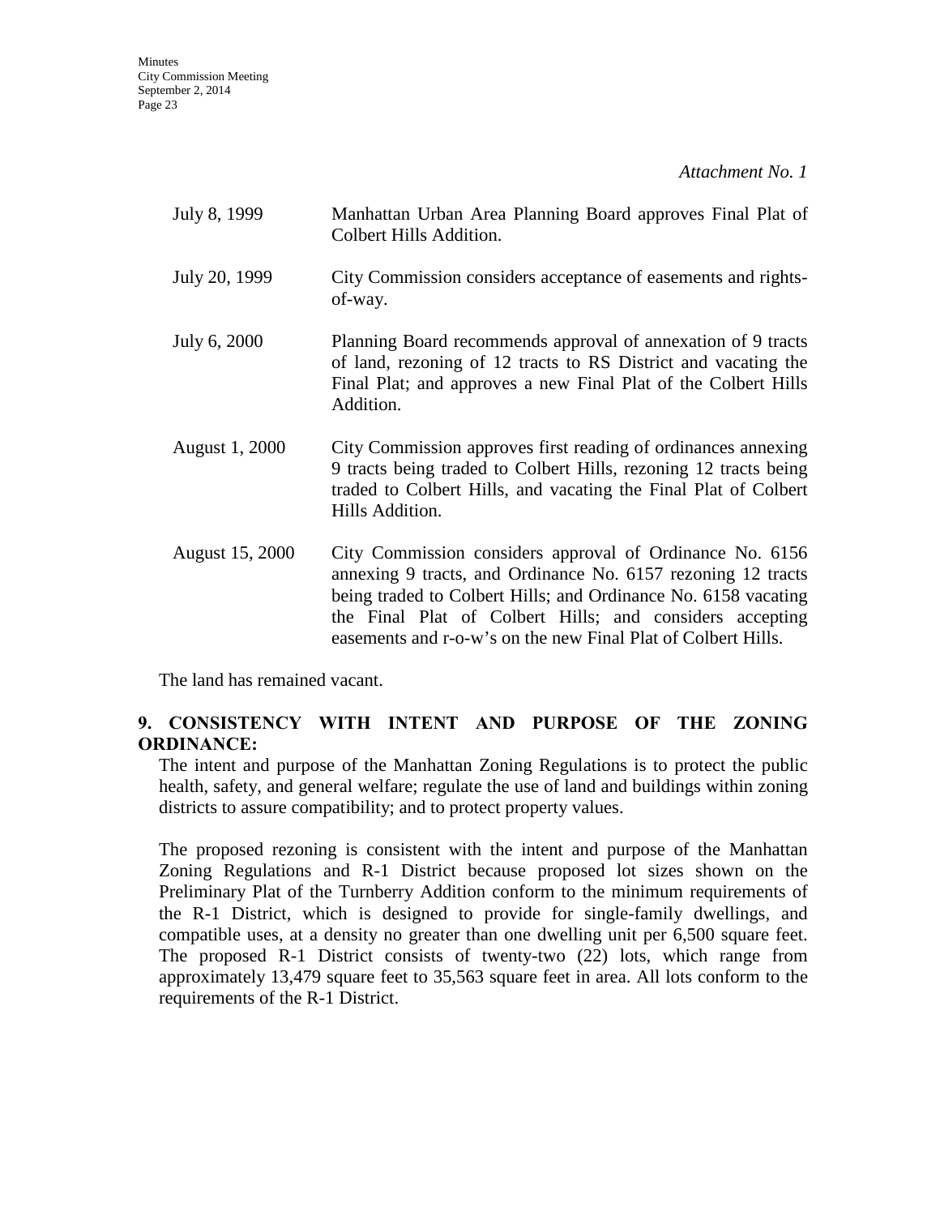*Attachment No. 1*

| | |
|---|---|
| July 8, 1999 | Manhattan Urban Area Planning Board approves Final Plat of Colbert Hills Addition. |
| July 20, 1999 | City Commission considers acceptance of easements and rights-of-way. |
| July 6, 2000 | Planning Board recommends approval of annexation of 9 tracts of land, rezoning of 12 tracts to RS District and vacating the Final Plat; and approves a new Final Plat of the Colbert Hills Addition. |
| August 1, 2000 | City Commission approves first reading of ordinances annexing 9 tracts being traded to Colbert Hills, rezoning 12 tracts being traded to Colbert Hills, and vacating the Final Plat of Colbert Hills Addition. |
| August 15, 2000 | City Commission considers approval of Ordinance No. 6156 annexing 9 tracts, and Ordinance No. 6157 rezoning 12 tracts being traded to Colbert Hills; and Ordinance No. 6158 vacating the Final Plat of Colbert Hills; and considers accepting easements and r-o-w's on the new Final Plat of Colbert Hills. |

The land has remained vacant.

**9. CONSISTENCY WITH INTENT AND PURPOSE OF THE ZONING ORDINANCE:**

The intent and purpose of the Manhattan Zoning Regulations is to protect the public health, safety, and general welfare; regulate the use of land and buildings within zoning districts to assure compatibility; and to protect property values.

The proposed rezoning is consistent with the intent and purpose of the Manhattan Zoning Regulations and R-1 District because proposed lot sizes shown on the Preliminary Plat of the Turnberry Addition conform to the minimum requirements of the R-1 District, which is designed to provide for single-family dwellings, and compatible uses, at a density no greater than one dwelling unit per 6,500 square feet. The proposed R-1 District consists of twenty-two (22) lots, which range from approximately 13,479 square feet to 35,563 square feet in area. All lots conform to the requirements of the R-1 District.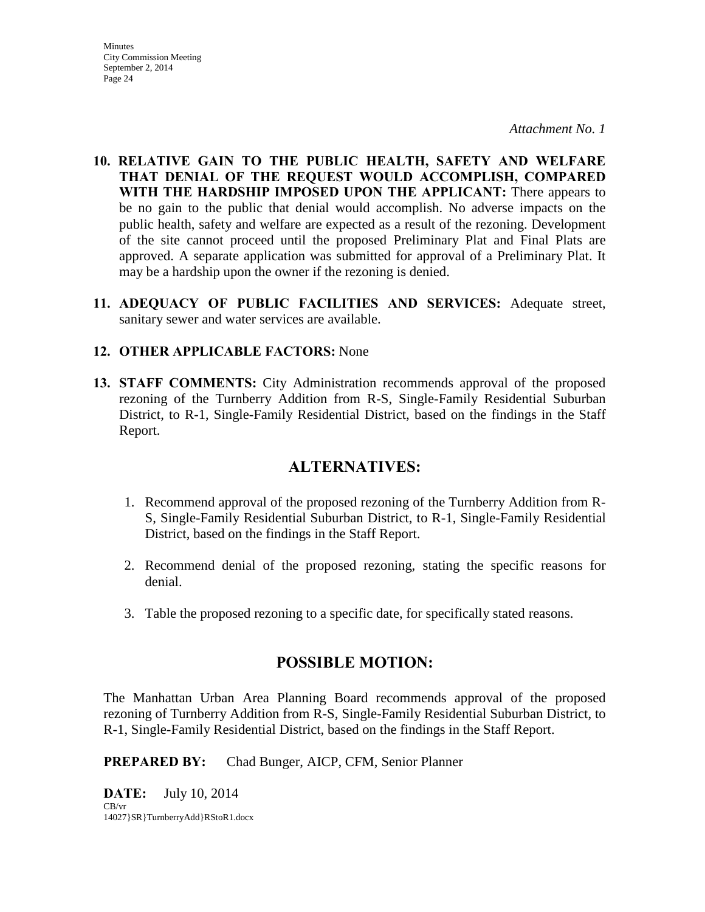*Attachment No. 1*

10. **RELATIVE GAIN TO THE PUBLIC HEALTH, SAFETY AND WELFARE THAT DENIAL OF THE REQUEST WOULD ACCOMPLISH, COMPARED WITH THE HARDSHIP IMPOSED UPON THE APPLICANT:** There appears to be no gain to the public that denial would accomplish. No adverse impacts on the public health, safety and welfare are expected as a result of the rezoning. Development of the site cannot proceed until the proposed Preliminary Plat and Final Plats are approved. A separate application was submitted for approval of a Preliminary Plat. It may be a hardship upon the owner if the rezoning is denied.

11. **ADEQUACY OF PUBLIC FACILITIES AND SERVICES:** Adequate street, sanitary sewer and water services are available.

12. **OTHER APPLICABLE FACTORS:** None

13. **STAFF COMMENTS:** City Administration recommends approval of the proposed rezoning of the Turnberry Addition from R-S, Single-Family Residential Suburban District, to R-1, Single-Family Residential District, based on the findings in the Staff Report.

## ALTERNATIVES:

1. Recommend approval of the proposed rezoning of the Turnberry Addition from R-S, Single-Family Residential Suburban District, to R-1, Single-Family Residential District, based on the findings in the Staff Report.

2. Recommend denial of the proposed rezoning, stating the specific reasons for denial.

3. Table the proposed rezoning to a specific date, for specifically stated reasons.

## POSSIBLE MOTION:

The Manhattan Urban Area Planning Board recommends approval of the proposed rezoning of Turnberry Addition from R-S, Single-Family Residential Suburban District, to R-1, Single-Family Residential District, based on the findings in the Staff Report.

**PREPARED BY:** Chad Bunger, AICP, CFM, Senior Planner

**DATE:** July 10, 2014

CB/vr
14027}SR}TurnberryAdd}RStoR1.docx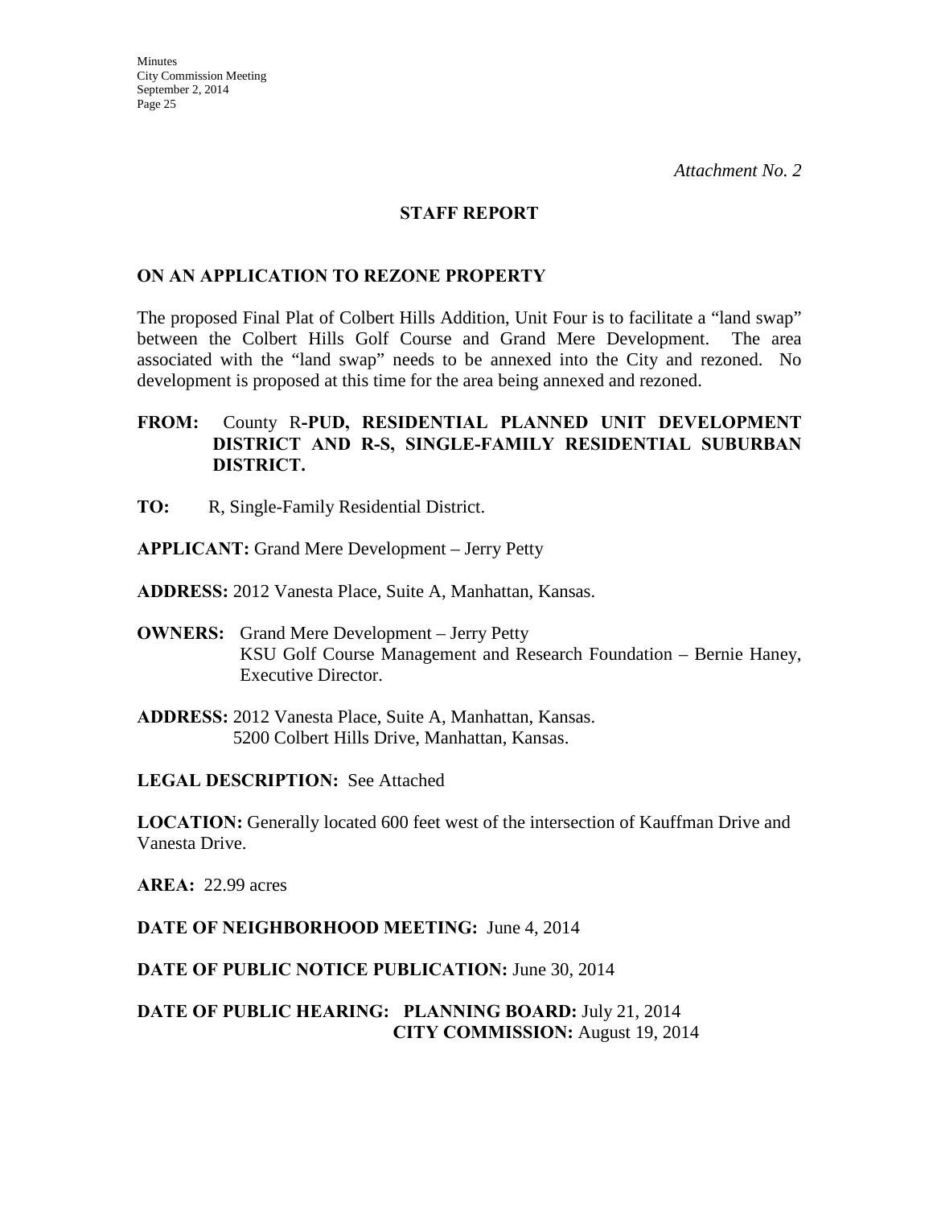*Attachment No. 2*

## STAFF REPORT

### ON AN APPLICATION TO REZONE PROPERTY

The proposed Final Plat of Colbert Hills Addition, Unit Four is to facilitate a "land swap" between the Colbert Hills Golf Course and Grand Mere Development. The area associated with the "land swap" needs to be annexed into the City and rezoned. No development is proposed at this time for the area being annexed and rezoned.

**FROM:** County R**-PUD, RESIDENTIAL PLANNED UNIT DEVELOPMENT DISTRICT AND R-S, SINGLE-FAMILY RESIDENTIAL SUBURBAN DISTRICT.**

**TO:** R, Single-Family Residential District.

**APPLICANT:** Grand Mere Development – Jerry Petty

**ADDRESS:** 2012 Vanesta Place, Suite A, Manhattan, Kansas.

**OWNERS:** Grand Mere Development – Jerry Petty
KSU Golf Course Management and Research Foundation – Bernie Haney, Executive Director.

**ADDRESS:** 2012 Vanesta Place, Suite A, Manhattan, Kansas.
5200 Colbert Hills Drive, Manhattan, Kansas.

**LEGAL DESCRIPTION:** See Attached

**LOCATION:** Generally located 600 feet west of the intersection of Kauffman Drive and Vanesta Drive.

**AREA:** 22.99 acres

**DATE OF NEIGHBORHOOD MEETING:** June 4, 2014

**DATE OF PUBLIC NOTICE PUBLICATION:** June 30, 2014

**DATE OF PUBLIC HEARING: PLANNING BOARD:** July 21, 2014
**CITY COMMISSION:** August 19, 2014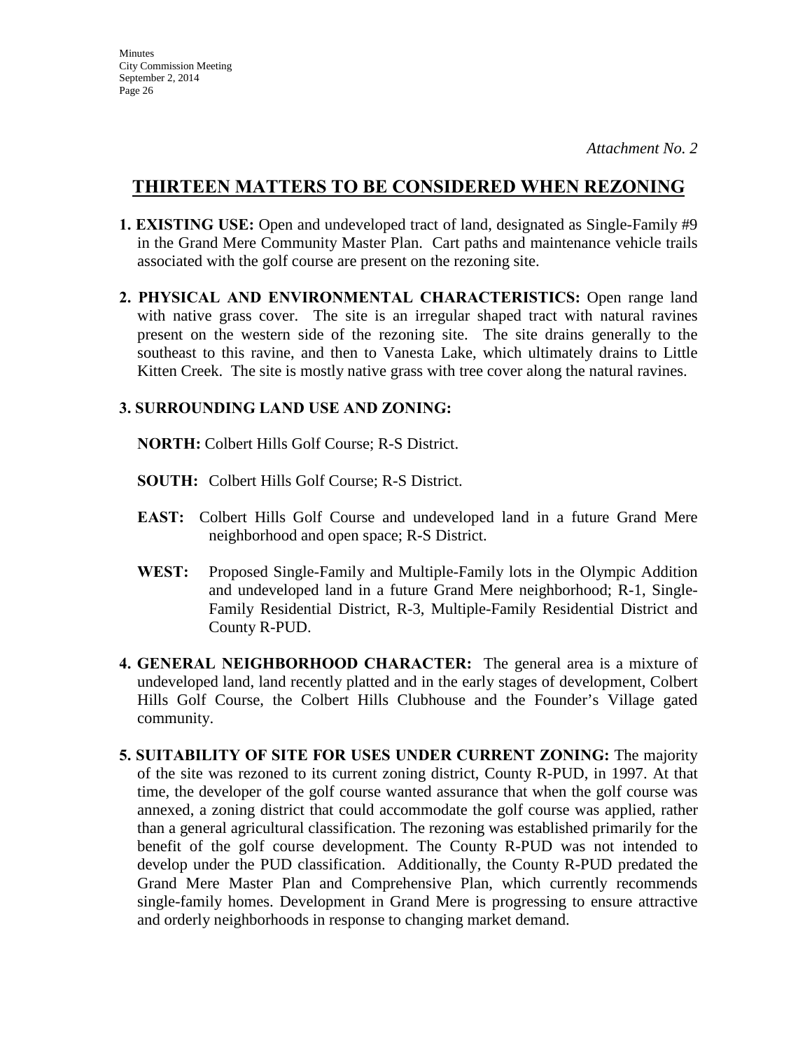*Attachment No. 2*

# THIRTEEN MATTERS TO BE CONSIDERED WHEN REZONING

**1. EXISTING USE:** Open and undeveloped tract of land, designated as Single-Family #9 in the Grand Mere Community Master Plan. Cart paths and maintenance vehicle trails associated with the golf course are present on the rezoning site.

**2. PHYSICAL AND ENVIRONMENTAL CHARACTERISTICS:** Open range land with native grass cover. The site is an irregular shaped tract with natural ravines present on the western side of the rezoning site. The site drains generally to the southeast to this ravine, and then to Vanesta Lake, which ultimately drains to Little Kitten Creek. The site is mostly native grass with tree cover along the natural ravines.

**3. SURROUNDING LAND USE AND ZONING:**

**NORTH:** Colbert Hills Golf Course; R-S District.

**SOUTH:** Colbert Hills Golf Course; R-S District.

**EAST:** Colbert Hills Golf Course and undeveloped land in a future Grand Mere neighborhood and open space; R-S District.

**WEST:** Proposed Single-Family and Multiple-Family lots in the Olympic Addition and undeveloped land in a future Grand Mere neighborhood; R-1, Single-Family Residential District, R-3, Multiple-Family Residential District and County R-PUD.

**4. GENERAL NEIGHBORHOOD CHARACTER:** The general area is a mixture of undeveloped land, land recently platted and in the early stages of development, Colbert Hills Golf Course, the Colbert Hills Clubhouse and the Founder's Village gated community.

**5. SUITABILITY OF SITE FOR USES UNDER CURRENT ZONING:** The majority of the site was rezoned to its current zoning district, County R-PUD, in 1997. At that time, the developer of the golf course wanted assurance that when the golf course was annexed, a zoning district that could accommodate the golf course was applied, rather than a general agricultural classification. The rezoning was established primarily for the benefit of the golf course development. The County R-PUD was not intended to develop under the PUD classification. Additionally, the County R-PUD predated the Grand Mere Master Plan and Comprehensive Plan, which currently recommends single-family homes. Development in Grand Mere is progressing to ensure attractive and orderly neighborhoods in response to changing market demand.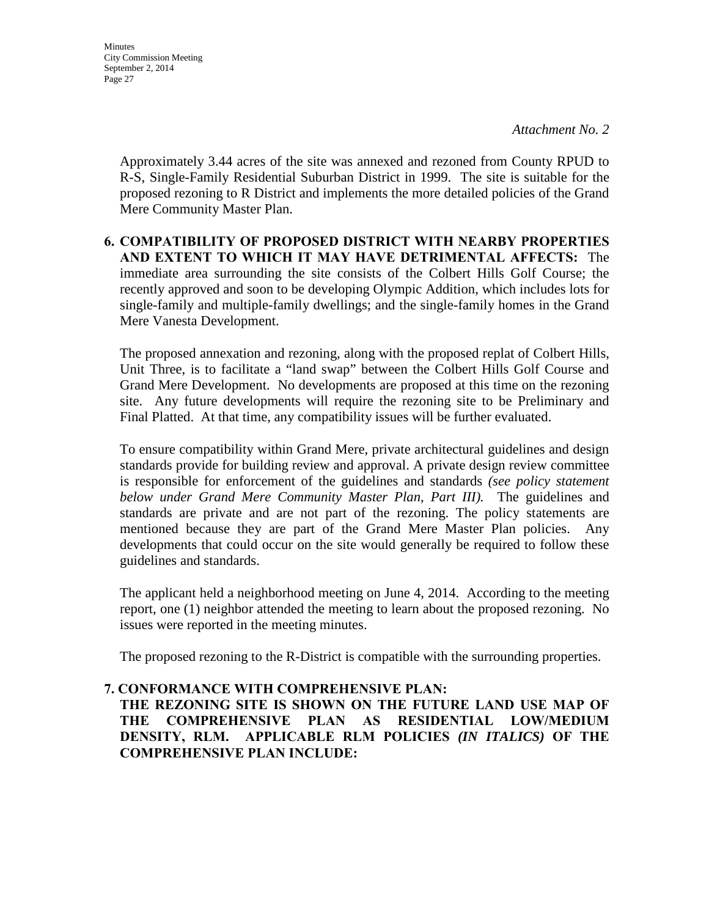*Attachment No. 2*

Approximately 3.44 acres of the site was annexed and rezoned from County RPUD to R-S, Single-Family Residential Suburban District in 1999. The site is suitable for the proposed rezoning to R District and implements the more detailed policies of the Grand Mere Community Master Plan.

**6. COMPATIBILITY OF PROPOSED DISTRICT WITH NEARBY PROPERTIES AND EXTENT TO WHICH IT MAY HAVE DETRIMENTAL AFFECTS:** The immediate area surrounding the site consists of the Colbert Hills Golf Course; the recently approved and soon to be developing Olympic Addition, which includes lots for single-family and multiple-family dwellings; and the single-family homes in the Grand Mere Vanesta Development.

The proposed annexation and rezoning, along with the proposed replat of Colbert Hills, Unit Three, is to facilitate a "land swap" between the Colbert Hills Golf Course and Grand Mere Development. No developments are proposed at this time on the rezoning site. Any future developments will require the rezoning site to be Preliminary and Final Platted. At that time, any compatibility issues will be further evaluated.

To ensure compatibility within Grand Mere, private architectural guidelines and design standards provide for building review and approval. A private design review committee is responsible for enforcement of the guidelines and standards *(see policy statement below under Grand Mere Community Master Plan, Part III).* The guidelines and standards are private and are not part of the rezoning. The policy statements are mentioned because they are part of the Grand Mere Master Plan policies. Any developments that could occur on the site would generally be required to follow these guidelines and standards.

The applicant held a neighborhood meeting on June 4, 2014. According to the meeting report, one (1) neighbor attended the meeting to learn about the proposed rezoning. No issues were reported in the meeting minutes.

The proposed rezoning to the R-District is compatible with the surrounding properties.

**7. CONFORMANCE WITH COMPREHENSIVE PLAN:**
**THE REZONING SITE IS SHOWN ON THE FUTURE LAND USE MAP OF THE COMPREHENSIVE PLAN AS RESIDENTIAL LOW/MEDIUM DENSITY, RLM. APPLICABLE RLM POLICIES *(IN ITALICS)* OF THE COMPREHENSIVE PLAN INCLUDE:**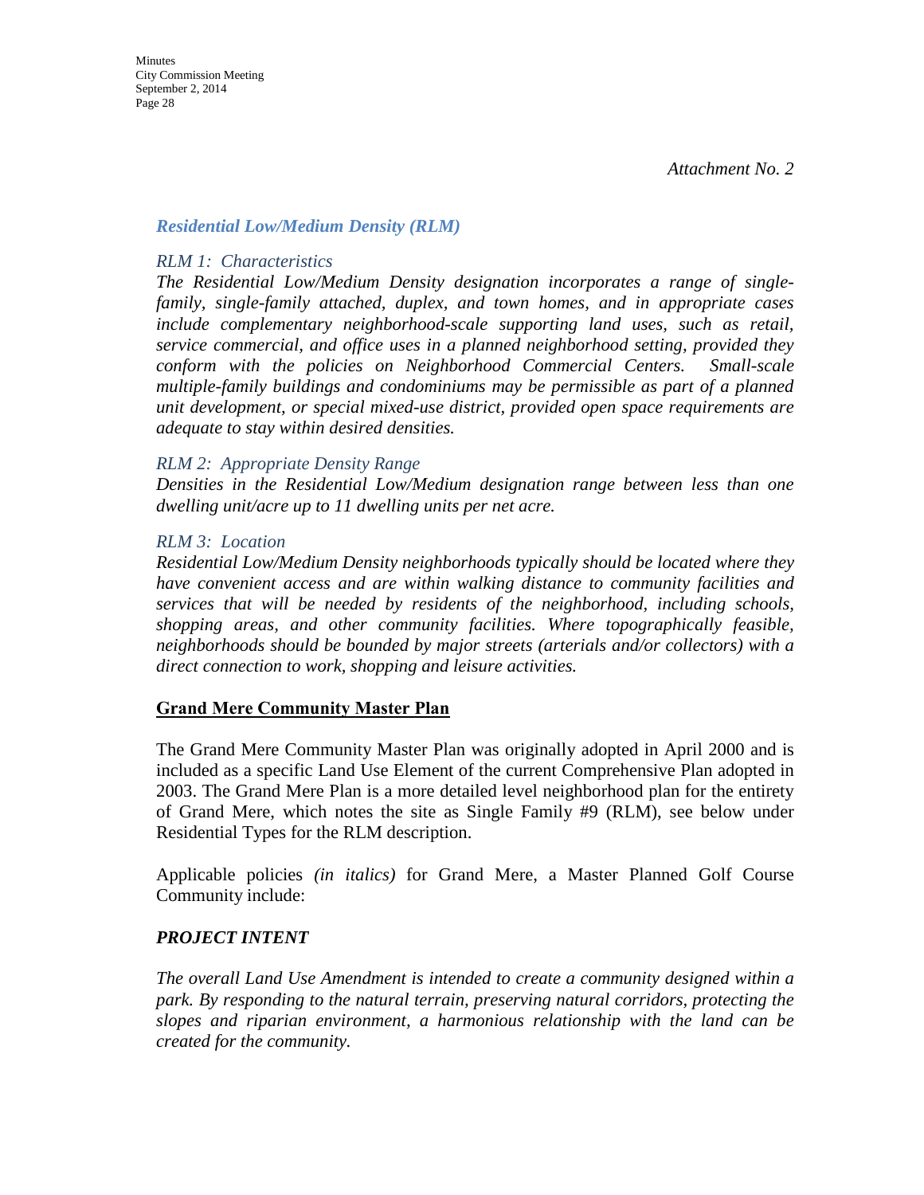*Attachment No. 2*

### *Residential Low/Medium Density (RLM)*

*RLM 1: Characteristics*

*The Residential Low/Medium Density designation incorporates a range of single-family, single-family attached, duplex, and town homes, and in appropriate cases include complementary neighborhood-scale supporting land uses, such as retail, service commercial, and office uses in a planned neighborhood setting, provided they conform with the policies on Neighborhood Commercial Centers. Small-scale multiple-family buildings and condominiums may be permissible as part of a planned unit development, or special mixed-use district, provided open space requirements are adequate to stay within desired densities.*

*RLM 2: Appropriate Density Range*

*Densities in the Residential Low/Medium designation range between less than one dwelling unit/acre up to 11 dwelling units per net acre.*

*RLM 3: Location*

*Residential Low/Medium Density neighborhoods typically should be located where they have convenient access and are within walking distance to community facilities and services that will be needed by residents of the neighborhood, including schools, shopping areas, and other community facilities. Where topographically feasible, neighborhoods should be bounded by major streets (arterials and/or collectors) with a direct connection to work, shopping and leisure activities.*

**<u>Grand Mere Community Master Plan</u>**

The Grand Mere Community Master Plan was originally adopted in April 2000 and is included as a specific Land Use Element of the current Comprehensive Plan adopted in 2003. The Grand Mere Plan is a more detailed level neighborhood plan for the entirety of Grand Mere, which notes the site as Single Family #9 (RLM), see below under Residential Types for the RLM description.

Applicable policies *(in italics)* for Grand Mere, a Master Planned Golf Course Community include:

***PROJECT INTENT***

*The overall Land Use Amendment is intended to create a community designed within a park. By responding to the natural terrain, preserving natural corridors, protecting the slopes and riparian environment, a harmonious relationship with the land can be created for the community.*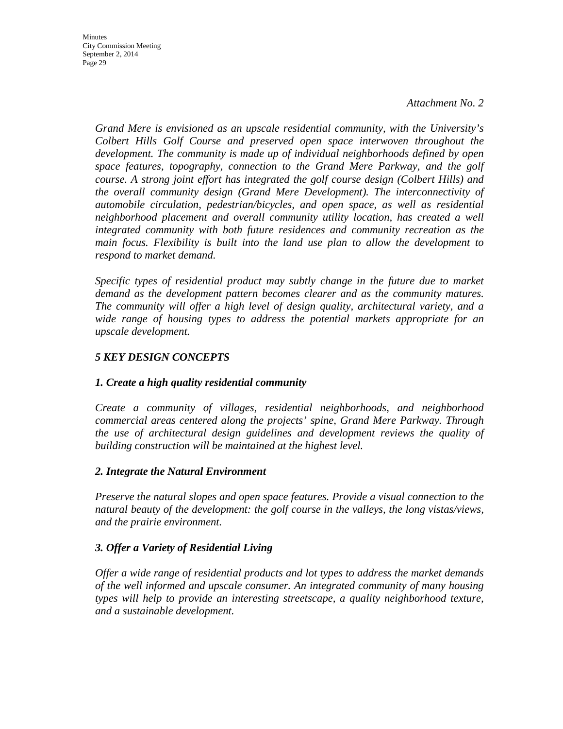*Attachment No. 2*

*Grand Mere is envisioned as an upscale residential community, with the University's Colbert Hills Golf Course and preserved open space interwoven throughout the development. The community is made up of individual neighborhoods defined by open space features, topography, connection to the Grand Mere Parkway, and the golf course. A strong joint effort has integrated the golf course design (Colbert Hills) and the overall community design (Grand Mere Development). The interconnectivity of automobile circulation, pedestrian/bicycles, and open space, as well as residential neighborhood placement and overall community utility location, has created a well integrated community with both future residences and community recreation as the main focus. Flexibility is built into the land use plan to allow the development to respond to market demand.*

*Specific types of residential product may subtly change in the future due to market demand as the development pattern becomes clearer and as the community matures. The community will offer a high level of design quality, architectural variety, and a wide range of housing types to address the potential markets appropriate for an upscale development.*

***5 KEY DESIGN CONCEPTS***

***1. Create a high quality residential community***

*Create a community of villages, residential neighborhoods, and neighborhood commercial areas centered along the projects' spine, Grand Mere Parkway. Through the use of architectural design guidelines and development reviews the quality of building construction will be maintained at the highest level.*

***2. Integrate the Natural Environment***

*Preserve the natural slopes and open space features. Provide a visual connection to the natural beauty of the development: the golf course in the valleys, the long vistas/views, and the prairie environment.*

***3. Offer a Variety of Residential Living***

*Offer a wide range of residential products and lot types to address the market demands of the well informed and upscale consumer. An integrated community of many housing types will help to provide an interesting streetscape, a quality neighborhood texture, and a sustainable development.*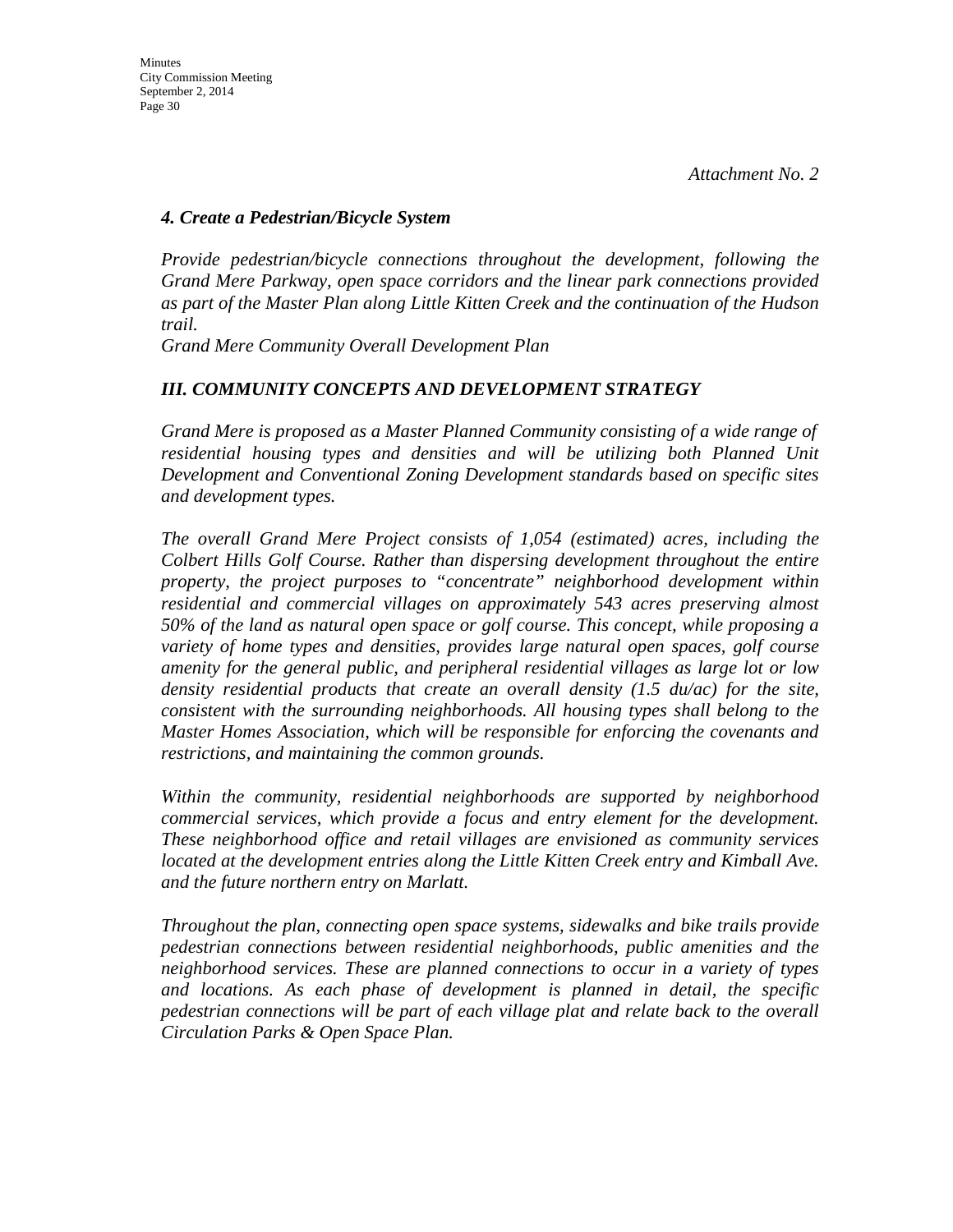*Attachment No. 2*

### *4. Create a Pedestrian/Bicycle System*

*Provide pedestrian/bicycle connections throughout the development, following the Grand Mere Parkway, open space corridors and the linear park connections provided as part of the Master Plan along Little Kitten Creek and the continuation of the Hudson trail.*

*Grand Mere Community Overall Development Plan*

### *III. COMMUNITY CONCEPTS AND DEVELOPMENT STRATEGY*

*Grand Mere is proposed as a Master Planned Community consisting of a wide range of residential housing types and densities and will be utilizing both Planned Unit Development and Conventional Zoning Development standards based on specific sites and development types.*

*The overall Grand Mere Project consists of 1,054 (estimated) acres, including the Colbert Hills Golf Course. Rather than dispersing development throughout the entire property, the project purposes to "concentrate" neighborhood development within residential and commercial villages on approximately 543 acres preserving almost 50% of the land as natural open space or golf course. This concept, while proposing a variety of home types and densities, provides large natural open spaces, golf course amenity for the general public, and peripheral residential villages as large lot or low density residential products that create an overall density (1.5 du/ac) for the site, consistent with the surrounding neighborhoods. All housing types shall belong to the Master Homes Association, which will be responsible for enforcing the covenants and restrictions, and maintaining the common grounds.*

*Within the community, residential neighborhoods are supported by neighborhood commercial services, which provide a focus and entry element for the development. These neighborhood office and retail villages are envisioned as community services located at the development entries along the Little Kitten Creek entry and Kimball Ave. and the future northern entry on Marlatt.*

*Throughout the plan, connecting open space systems, sidewalks and bike trails provide pedestrian connections between residential neighborhoods, public amenities and the neighborhood services. These are planned connections to occur in a variety of types and locations. As each phase of development is planned in detail, the specific pedestrian connections will be part of each village plat and relate back to the overall Circulation Parks & Open Space Plan.*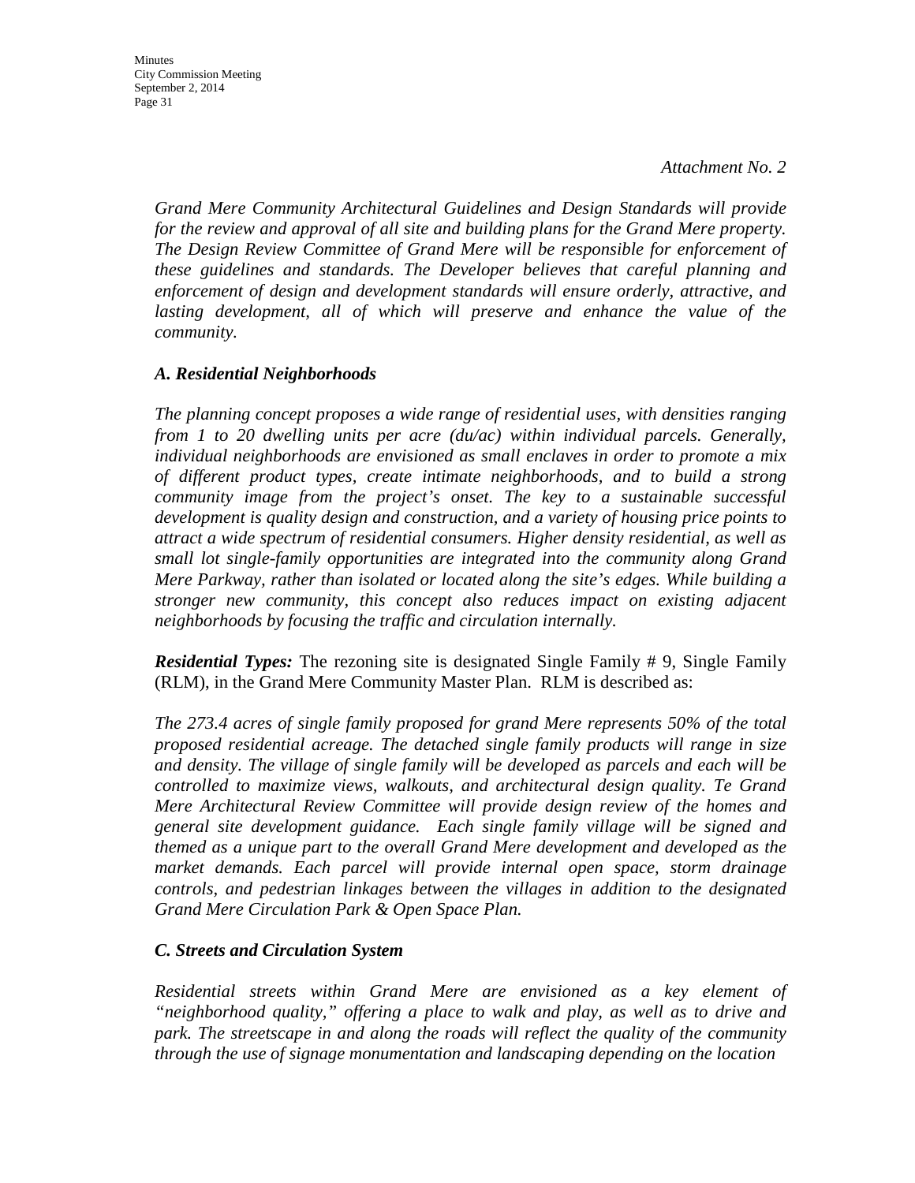*Attachment No. 2*

*Grand Mere Community Architectural Guidelines and Design Standards will provide for the review and approval of all site and building plans for the Grand Mere property. The Design Review Committee of Grand Mere will be responsible for enforcement of these guidelines and standards. The Developer believes that careful planning and enforcement of design and development standards will ensure orderly, attractive, and lasting development, all of which will preserve and enhance the value of the community.*

### *A. Residential Neighborhoods*

*The planning concept proposes a wide range of residential uses, with densities ranging from 1 to 20 dwelling units per acre (du/ac) within individual parcels. Generally, individual neighborhoods are envisioned as small enclaves in order to promote a mix of different product types, create intimate neighborhoods, and to build a strong community image from the project's onset. The key to a sustainable successful development is quality design and construction, and a variety of housing price points to attract a wide spectrum of residential consumers. Higher density residential, as well as small lot single-family opportunities are integrated into the community along Grand Mere Parkway, rather than isolated or located along the site's edges. While building a stronger new community, this concept also reduces impact on existing adjacent neighborhoods by focusing the traffic and circulation internally.*

***Residential Types:*** The rezoning site is designated Single Family # 9, Single Family (RLM), in the Grand Mere Community Master Plan. RLM is described as:

*The 273.4 acres of single family proposed for grand Mere represents 50% of the total proposed residential acreage. The detached single family products will range in size and density. The village of single family will be developed as parcels and each will be controlled to maximize views, walkouts, and architectural design quality. Te Grand Mere Architectural Review Committee will provide design review of the homes and general site development guidance. Each single family village will be signed and themed as a unique part to the overall Grand Mere development and developed as the market demands. Each parcel will provide internal open space, storm drainage controls, and pedestrian linkages between the villages in addition to the designated Grand Mere Circulation Park & Open Space Plan.*

### *C. Streets and Circulation System*

*Residential streets within Grand Mere are envisioned as a key element of "neighborhood quality," offering a place to walk and play, as well as to drive and park. The streetscape in and along the roads will reflect the quality of the community through the use of signage monumentation and landscaping depending on the location*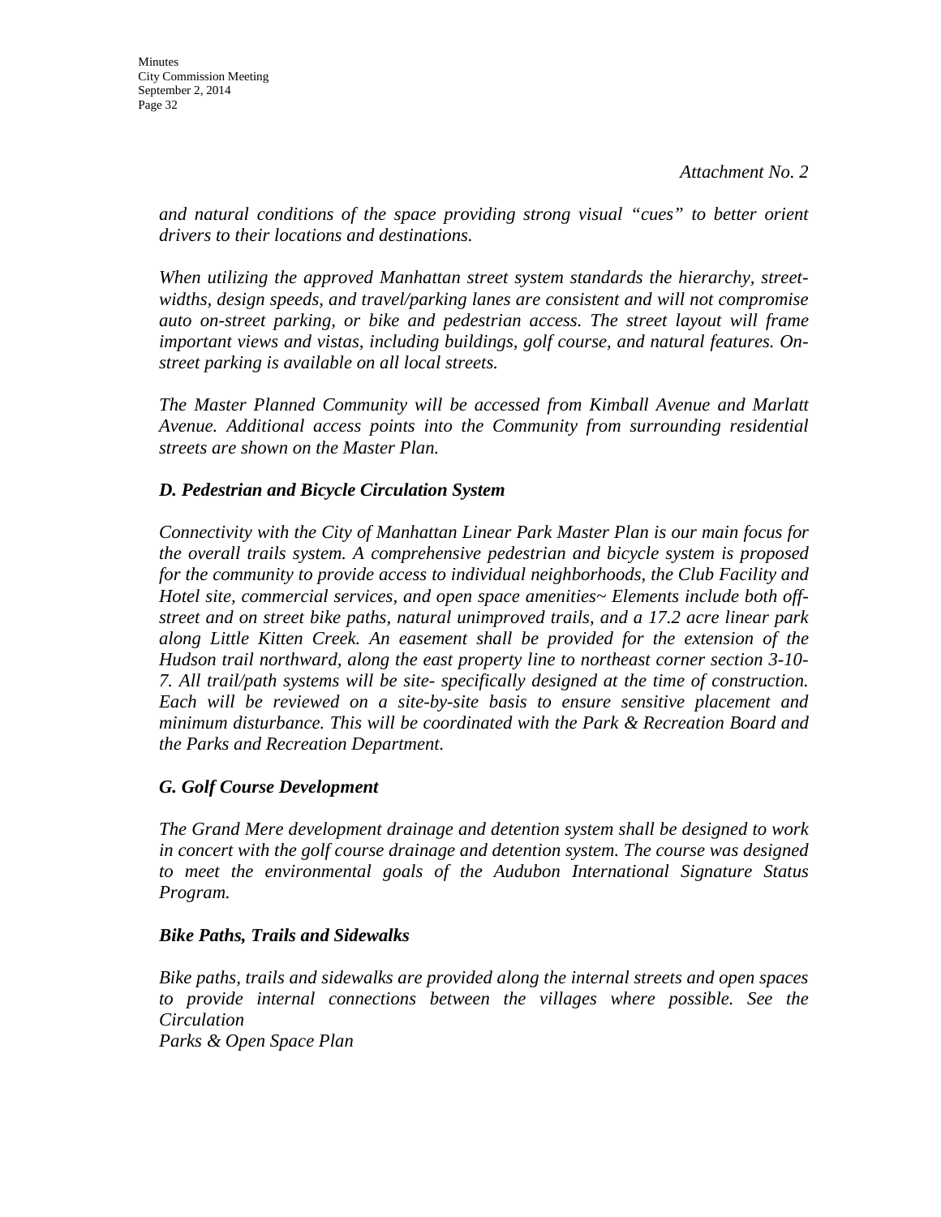*Attachment No. 2*

*and natural conditions of the space providing strong visual "cues" to better orient drivers to their locations and destinations.*

*When utilizing the approved Manhattan street system standards the hierarchy, street-widths, design speeds, and travel/parking lanes are consistent and will not compromise auto on-street parking, or bike and pedestrian access. The street layout will frame important views and vistas, including buildings, golf course, and natural features. On-street parking is available on all local streets.*

*The Master Planned Community will be accessed from Kimball Avenue and Marlatt Avenue. Additional access points into the Community from surrounding residential streets are shown on the Master Plan.*

***D. Pedestrian and Bicycle Circulation System***

*Connectivity with the City of Manhattan Linear Park Master Plan is our main focus for the overall trails system. A comprehensive pedestrian and bicycle system is proposed for the community to provide access to individual neighborhoods, the Club Facility and Hotel site, commercial services, and open space amenities~ Elements include both off-street and on street bike paths, natural unimproved trails, and a 17.2 acre linear park along Little Kitten Creek. An easement shall be provided for the extension of the Hudson trail northward, along the east property line to northeast corner section 3-10-7. All trail/path systems will be site- specifically designed at the time of construction. Each will be reviewed on a site-by-site basis to ensure sensitive placement and minimum disturbance. This will be coordinated with the Park & Recreation Board and the Parks and Recreation Department.*

***G. Golf Course Development***

*The Grand Mere development drainage and detention system shall be designed to work in concert with the golf course drainage and detention system. The course was designed to meet the environmental goals of the Audubon International Signature Status Program.*

***Bike Paths, Trails and Sidewalks***

*Bike paths, trails and sidewalks are provided along the internal streets and open spaces to provide internal connections between the villages where possible. See the Circulation*
*Parks & Open Space Plan*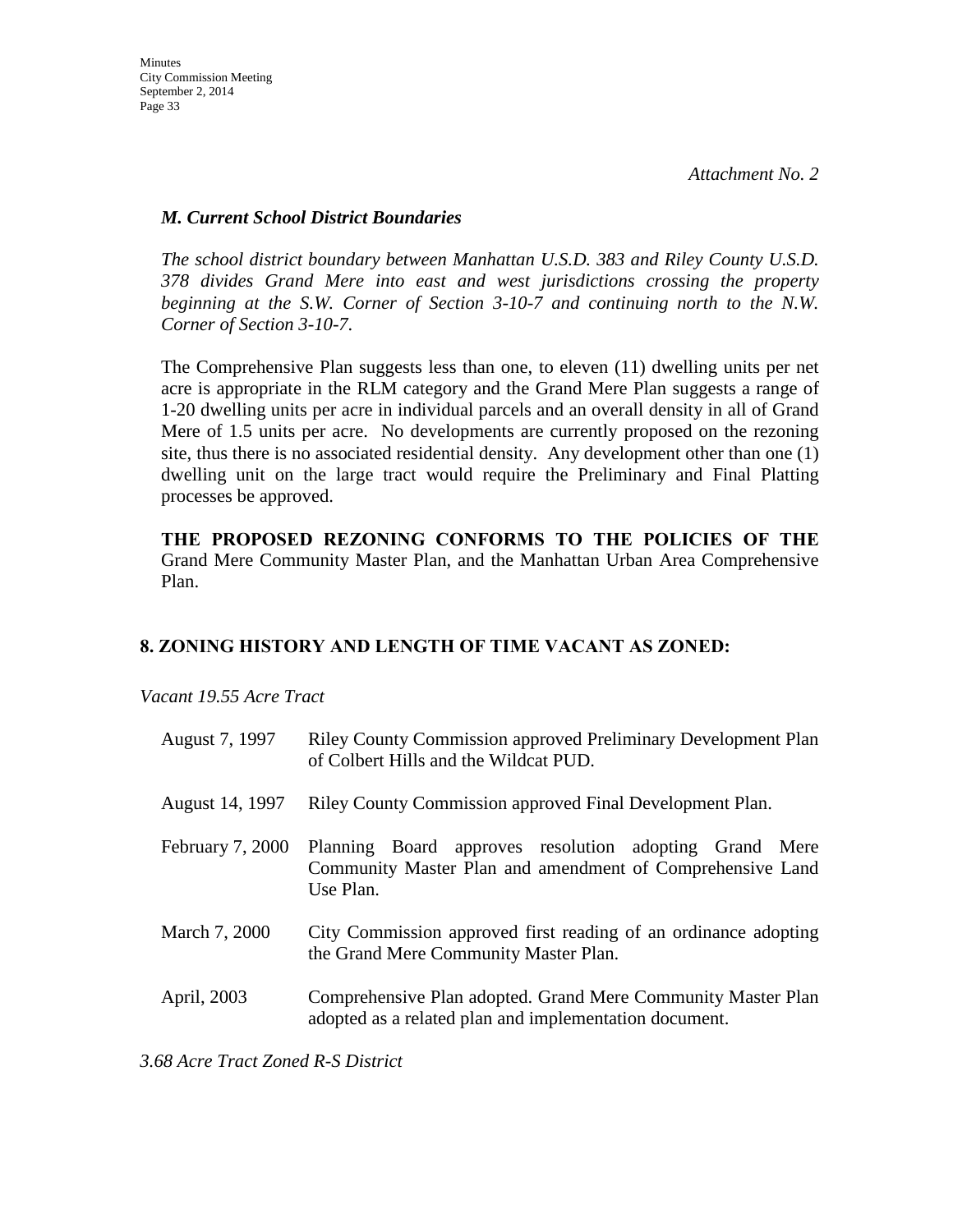*Attachment No. 2*

### *M. Current School District Boundaries*

*The school district boundary between Manhattan U.S.D. 383 and Riley County U.S.D. 378 divides Grand Mere into east and west jurisdictions crossing the property beginning at the S.W. Corner of Section 3-10-7 and continuing north to the N.W. Corner of Section 3-10-7.*

The Comprehensive Plan suggests less than one, to eleven (11) dwelling units per net acre is appropriate in the RLM category and the Grand Mere Plan suggests a range of 1-20 dwelling units per acre in individual parcels and an overall density in all of Grand Mere of 1.5 units per acre. No developments are currently proposed on the rezoning site, thus there is no associated residential density. Any development other than one (1) dwelling unit on the large tract would require the Preliminary and Final Platting processes be approved.

**THE PROPOSED REZONING CONFORMS TO THE POLICIES OF THE** Grand Mere Community Master Plan, and the Manhattan Urban Area Comprehensive Plan.

## 8. ZONING HISTORY AND LENGTH OF TIME VACANT AS ZONED:

*Vacant 19.55 Acre Tract*

| | |
|---|---|
| August 7, 1997 | Riley County Commission approved Preliminary Development Plan of Colbert Hills and the Wildcat PUD. |
| August 14, 1997 | Riley County Commission approved Final Development Plan. |
| February 7, 2000 | Planning Board approves resolution adopting Grand Mere Community Master Plan and amendment of Comprehensive Land Use Plan. |
| March 7, 2000 | City Commission approved first reading of an ordinance adopting the Grand Mere Community Master Plan. |
| April, 2003 | Comprehensive Plan adopted. Grand Mere Community Master Plan adopted as a related plan and implementation document. |

*3.68 Acre Tract Zoned R-S District*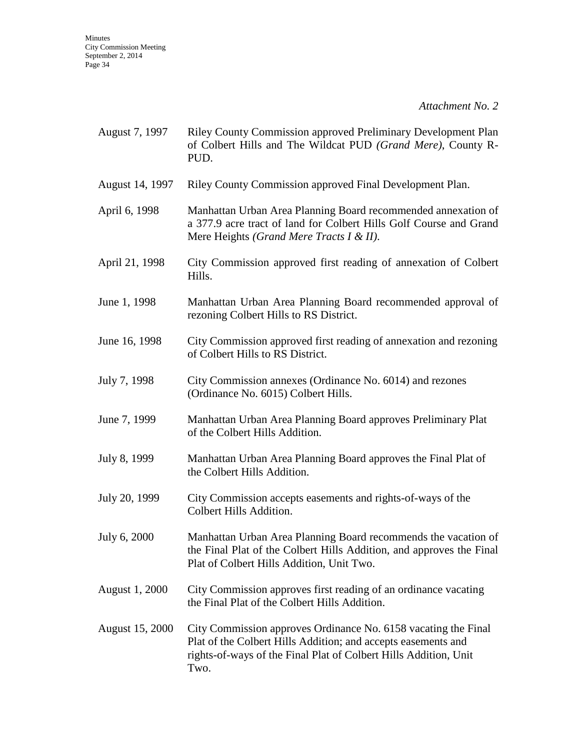*Attachment No. 2*

| | |
|---|---|
| August 7, 1997 | Riley County Commission approved Preliminary Development Plan of Colbert Hills and The Wildcat PUD *(Grand Mere)*, County R-PUD. |
| August 14, 1997 | Riley County Commission approved Final Development Plan. |
| April 6, 1998 | Manhattan Urban Area Planning Board recommended annexation of a 377.9 acre tract of land for Colbert Hills Golf Course and Grand Mere Heights *(Grand Mere Tracts I & II)*. |
| April 21, 1998 | City Commission approved first reading of annexation of Colbert Hills. |
| June 1, 1998 | Manhattan Urban Area Planning Board recommended approval of rezoning Colbert Hills to RS District. |
| June 16, 1998 | City Commission approved first reading of annexation and rezoning of Colbert Hills to RS District. |
| July 7, 1998 | City Commission annexes (Ordinance No. 6014) and rezones (Ordinance No. 6015) Colbert Hills. |
| June 7, 1999 | Manhattan Urban Area Planning Board approves Preliminary Plat of the Colbert Hills Addition. |
| July 8, 1999 | Manhattan Urban Area Planning Board approves the Final Plat of the Colbert Hills Addition. |
| July 20, 1999 | City Commission accepts easements and rights-of-ways of the Colbert Hills Addition. |
| July 6, 2000 | Manhattan Urban Area Planning Board recommends the vacation of the Final Plat of the Colbert Hills Addition, and approves the Final Plat of Colbert Hills Addition, Unit Two. |
| August 1, 2000 | City Commission approves first reading of an ordinance vacating the Final Plat of the Colbert Hills Addition. |
| August 15, 2000 | City Commission approves Ordinance No. 6158 vacating the Final Plat of the Colbert Hills Addition; and accepts easements and rights-of-ways of the Final Plat of Colbert Hills Addition, Unit Two. |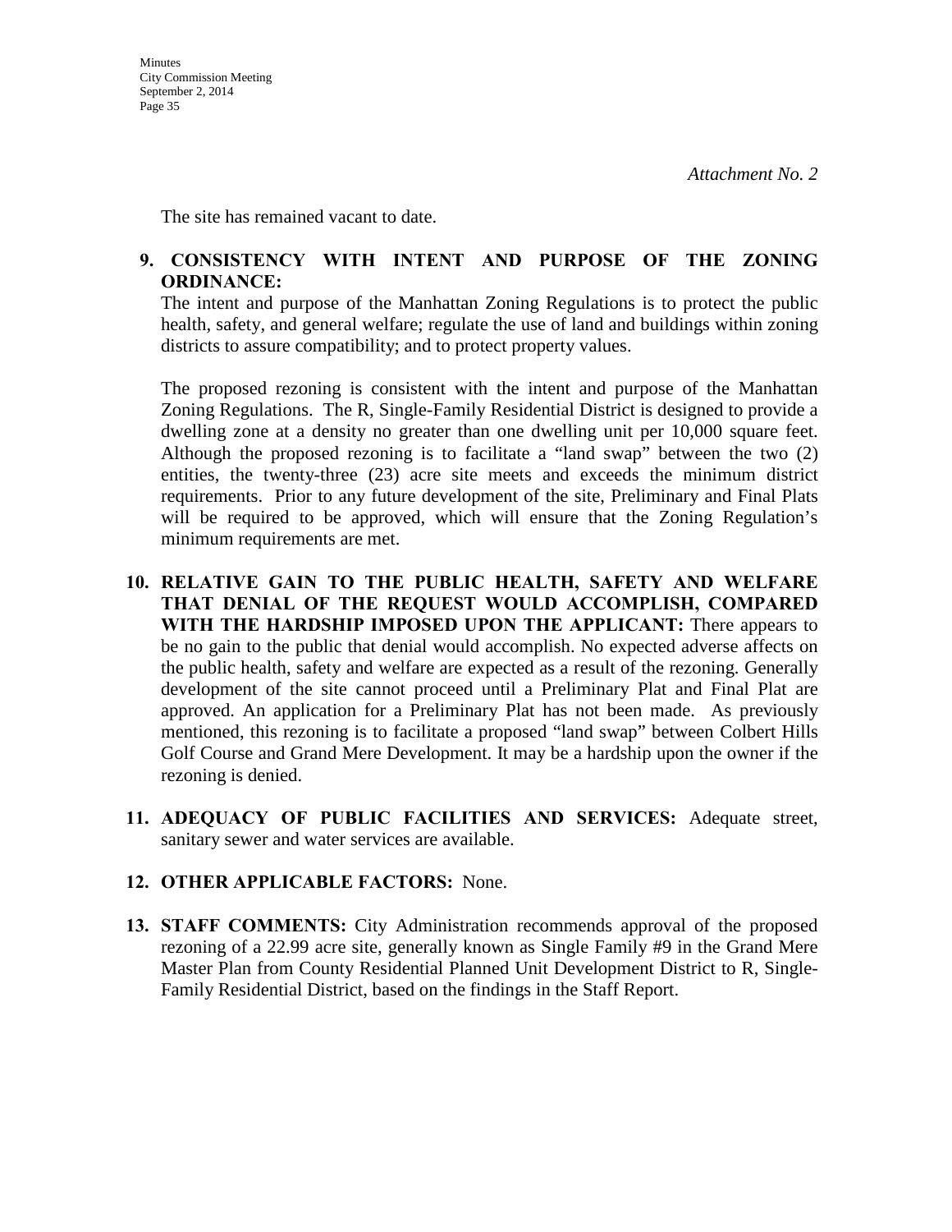*Attachment No. 2*

The site has remained vacant to date.

**9. CONSISTENCY WITH INTENT AND PURPOSE OF THE ZONING ORDINANCE:**
The intent and purpose of the Manhattan Zoning Regulations is to protect the public health, safety, and general welfare; regulate the use of land and buildings within zoning districts to assure compatibility; and to protect property values.

The proposed rezoning is consistent with the intent and purpose of the Manhattan Zoning Regulations. The R, Single-Family Residential District is designed to provide a dwelling zone at a density no greater than one dwelling unit per 10,000 square feet. Although the proposed rezoning is to facilitate a "land swap" between the two (2) entities, the twenty-three (23) acre site meets and exceeds the minimum district requirements. Prior to any future development of the site, Preliminary and Final Plats will be required to be approved, which will ensure that the Zoning Regulation's minimum requirements are met.

**10. RELATIVE GAIN TO THE PUBLIC HEALTH, SAFETY AND WELFARE THAT DENIAL OF THE REQUEST WOULD ACCOMPLISH, COMPARED WITH THE HARDSHIP IMPOSED UPON THE APPLICANT:** There appears to be no gain to the public that denial would accomplish. No expected adverse affects on the public health, safety and welfare are expected as a result of the rezoning. Generally development of the site cannot proceed until a Preliminary Plat and Final Plat are approved. An application for a Preliminary Plat has not been made. As previously mentioned, this rezoning is to facilitate a proposed "land swap" between Colbert Hills Golf Course and Grand Mere Development. It may be a hardship upon the owner if the rezoning is denied.

**11. ADEQUACY OF PUBLIC FACILITIES AND SERVICES:** Adequate street, sanitary sewer and water services are available.

**12. OTHER APPLICABLE FACTORS:** None.

**13. STAFF COMMENTS:** City Administration recommends approval of the proposed rezoning of a 22.99 acre site, generally known as Single Family #9 in the Grand Mere Master Plan from County Residential Planned Unit Development District to R, Single-Family Residential District, based on the findings in the Staff Report.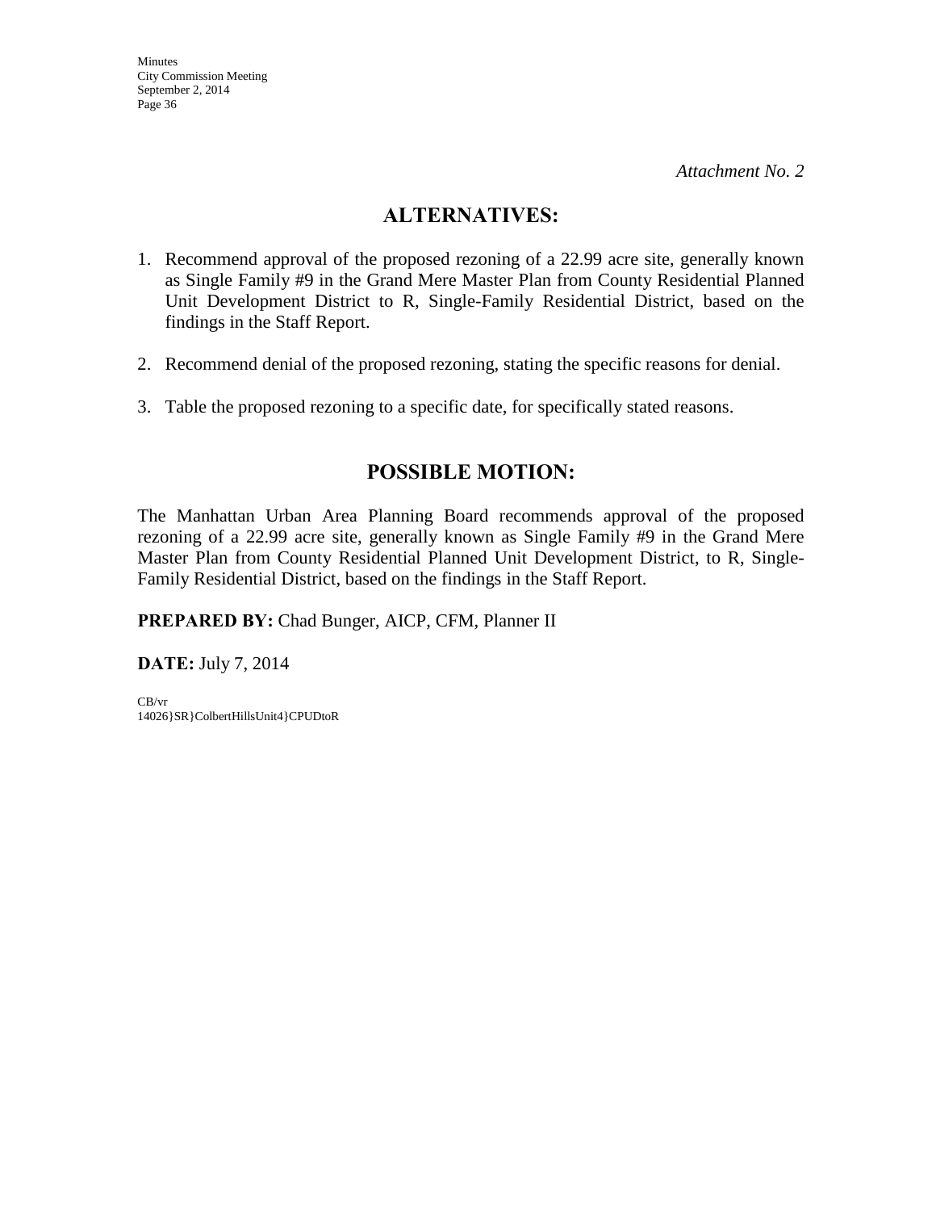*Attachment No. 2*

## ALTERNATIVES:

1. Recommend approval of the proposed rezoning of a 22.99 acre site, generally known as Single Family #9 in the Grand Mere Master Plan from County Residential Planned Unit Development District to R, Single-Family Residential District, based on the findings in the Staff Report.

2. Recommend denial of the proposed rezoning, stating the specific reasons for denial.

3. Table the proposed rezoning to a specific date, for specifically stated reasons.

## POSSIBLE MOTION:

The Manhattan Urban Area Planning Board recommends approval of the proposed rezoning of a 22.99 acre site, generally known as Single Family #9 in the Grand Mere Master Plan from County Residential Planned Unit Development District, to R, Single-Family Residential District, based on the findings in the Staff Report.

**PREPARED BY:** Chad Bunger, AICP, CFM, Planner II

**DATE:** July 7, 2014

CB/vr
14026}SR}ColbertHillsUnit4}CPUDtoR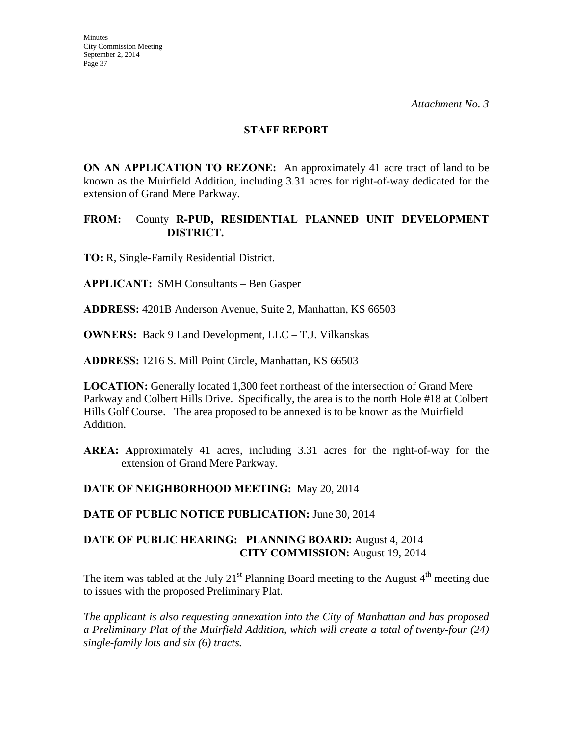*Attachment No. 3*

## STAFF REPORT

**ON AN APPLICATION TO REZONE:** An approximately 41 acre tract of land to be known as the Muirfield Addition, including 3.31 acres for right-of-way dedicated for the extension of Grand Mere Parkway.

**FROM:** County **R-PUD, RESIDENTIAL PLANNED UNIT DEVELOPMENT DISTRICT.**

**TO:** R, Single-Family Residential District.

**APPLICANT:** SMH Consultants – Ben Gasper

**ADDRESS:** 4201B Anderson Avenue, Suite 2, Manhattan, KS 66503

**OWNERS:** Back 9 Land Development, LLC – T.J. Vilkanskas

**ADDRESS:** 1216 S. Mill Point Circle, Manhattan, KS 66503

**LOCATION:** Generally located 1,300 feet northeast of the intersection of Grand Mere Parkway and Colbert Hills Drive. Specifically, the area is to the north Hole #18 at Colbert Hills Golf Course. The area proposed to be annexed is to be known as the Muirfield Addition.

**AREA:** **A**pproximately 41 acres, including 3.31 acres for the right-of-way for the extension of Grand Mere Parkway.

**DATE OF NEIGHBORHOOD MEETING:** May 20, 2014

**DATE OF PUBLIC NOTICE PUBLICATION:** June 30, 2014

**DATE OF PUBLIC HEARING: PLANNING BOARD:** August 4, 2014
**CITY COMMISSION:** August 19, 2014

The item was tabled at the July 21st Planning Board meeting to the August 4th meeting due to issues with the proposed Preliminary Plat.

*The applicant is also requesting annexation into the City of Manhattan and has proposed a Preliminary Plat of the Muirfield Addition, which will create a total of twenty-four (24) single-family lots and six (6) tracts.*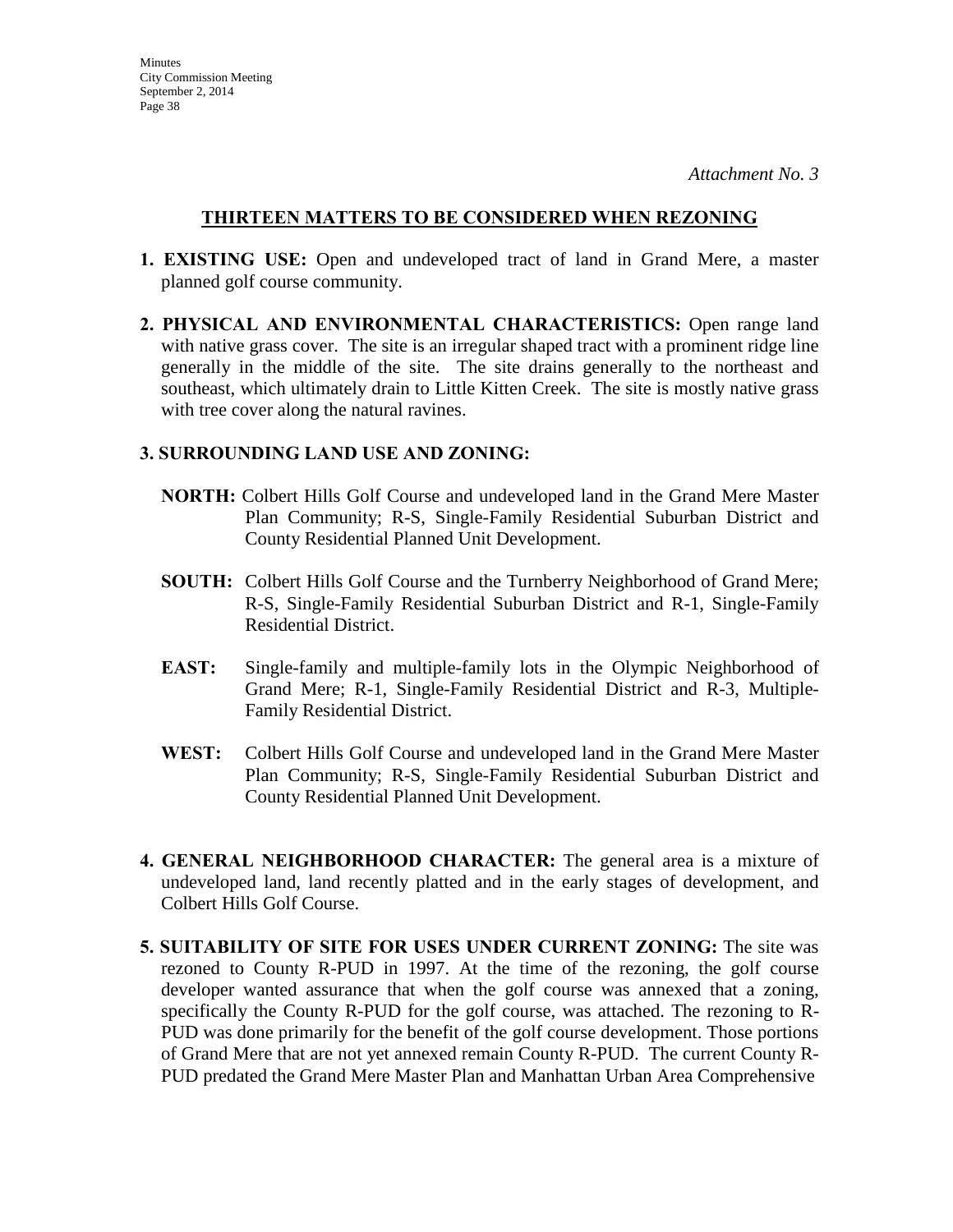*Attachment No. 3*

## THIRTEEN MATTERS TO BE CONSIDERED WHEN REZONING

**1. EXISTING USE:** Open and undeveloped tract of land in Grand Mere, a master planned golf course community.

**2. PHYSICAL AND ENVIRONMENTAL CHARACTERISTICS:** Open range land with native grass cover. The site is an irregular shaped tract with a prominent ridge line generally in the middle of the site. The site drains generally to the northeast and southeast, which ultimately drain to Little Kitten Creek. The site is mostly native grass with tree cover along the natural ravines.

**3. SURROUNDING LAND USE AND ZONING:**

**NORTH:** Colbert Hills Golf Course and undeveloped land in the Grand Mere Master Plan Community; R-S, Single-Family Residential Suburban District and County Residential Planned Unit Development.

**SOUTH:** Colbert Hills Golf Course and the Turnberry Neighborhood of Grand Mere; R-S, Single-Family Residential Suburban District and R-1, Single-Family Residential District.

**EAST:** Single-family and multiple-family lots in the Olympic Neighborhood of Grand Mere; R-1, Single-Family Residential District and R-3, Multiple-Family Residential District.

**WEST:** Colbert Hills Golf Course and undeveloped land in the Grand Mere Master Plan Community; R-S, Single-Family Residential Suburban District and County Residential Planned Unit Development.

**4. GENERAL NEIGHBORHOOD CHARACTER:** The general area is a mixture of undeveloped land, land recently platted and in the early stages of development, and Colbert Hills Golf Course.

**5. SUITABILITY OF SITE FOR USES UNDER CURRENT ZONING:** The site was rezoned to County R-PUD in 1997. At the time of the rezoning, the golf course developer wanted assurance that when the golf course was annexed that a zoning, specifically the County R-PUD for the golf course, was attached. The rezoning to R-PUD was done primarily for the benefit of the golf course development. Those portions of Grand Mere that are not yet annexed remain County R-PUD. The current County R-PUD predated the Grand Mere Master Plan and Manhattan Urban Area Comprehensive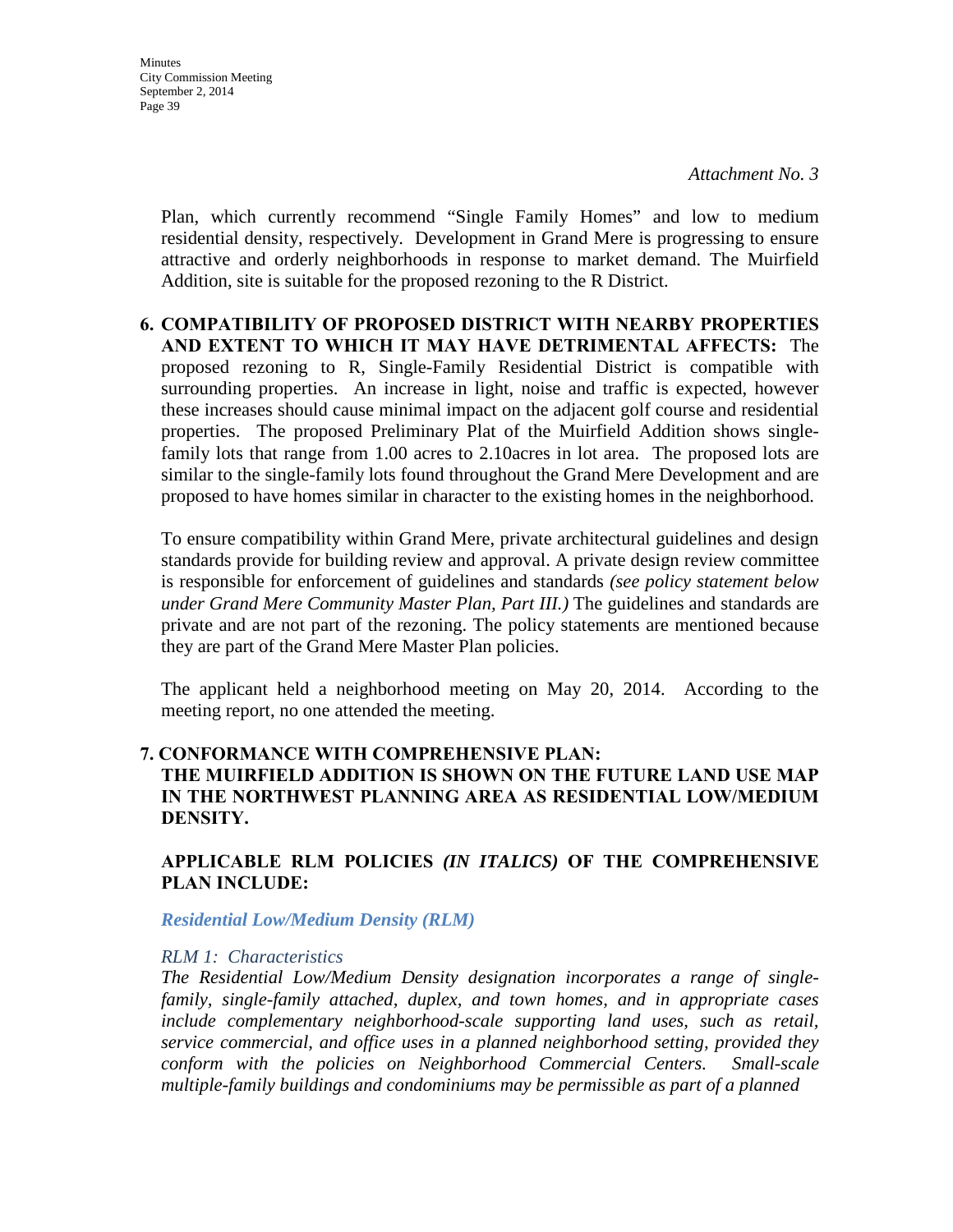*Attachment No. 3*

Plan, which currently recommend "Single Family Homes" and low to medium residential density, respectively. Development in Grand Mere is progressing to ensure attractive and orderly neighborhoods in response to market demand. The Muirfield Addition, site is suitable for the proposed rezoning to the R District.

**6. COMPATIBILITY OF PROPOSED DISTRICT WITH NEARBY PROPERTIES AND EXTENT TO WHICH IT MAY HAVE DETRIMENTAL AFFECTS:** The proposed rezoning to R, Single-Family Residential District is compatible with surrounding properties. An increase in light, noise and traffic is expected, however these increases should cause minimal impact on the adjacent golf course and residential properties. The proposed Preliminary Plat of the Muirfield Addition shows single-family lots that range from 1.00 acres to 2.10acres in lot area. The proposed lots are similar to the single-family lots found throughout the Grand Mere Development and are proposed to have homes similar in character to the existing homes in the neighborhood.

To ensure compatibility within Grand Mere, private architectural guidelines and design standards provide for building review and approval. A private design review committee is responsible for enforcement of guidelines and standards *(see policy statement below under Grand Mere Community Master Plan, Part III.)* The guidelines and standards are private and are not part of the rezoning. The policy statements are mentioned because they are part of the Grand Mere Master Plan policies.

The applicant held a neighborhood meeting on May 20, 2014. According to the meeting report, no one attended the meeting.

**7. CONFORMANCE WITH COMPREHENSIVE PLAN:**
**THE MUIRFIELD ADDITION IS SHOWN ON THE FUTURE LAND USE MAP IN THE NORTHWEST PLANNING AREA AS RESIDENTIAL LOW/MEDIUM DENSITY.**

**APPLICABLE RLM POLICIES *(IN ITALICS)* OF THE COMPREHENSIVE PLAN INCLUDE:**

***Residential Low/Medium Density (RLM)***

*RLM 1: Characteristics*
*The Residential Low/Medium Density designation incorporates a range of single-family, single-family attached, duplex, and town homes, and in appropriate cases include complementary neighborhood-scale supporting land uses, such as retail, service commercial, and office uses in a planned neighborhood setting, provided they conform with the policies on Neighborhood Commercial Centers. Small-scale multiple-family buildings and condominiums may be permissible as part of a planned*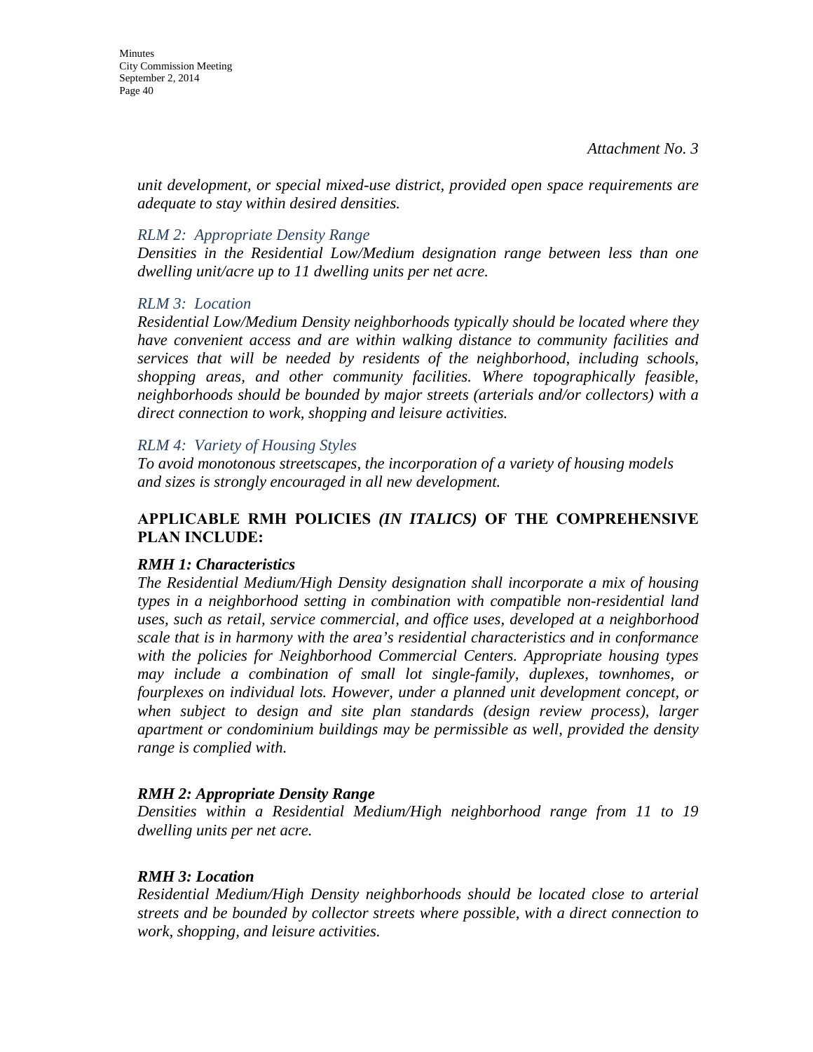*Attachment No. 3*

*unit development, or special mixed-use district, provided open space requirements are adequate to stay within desired densities.*

*RLM 2: Appropriate Density Range*
*Densities in the Residential Low/Medium designation range between less than one dwelling unit/acre up to 11 dwelling units per net acre.*

*RLM 3: Location*
*Residential Low/Medium Density neighborhoods typically should be located where they have convenient access and are within walking distance to community facilities and services that will be needed by residents of the neighborhood, including schools, shopping areas, and other community facilities. Where topographically feasible, neighborhoods should be bounded by major streets (arterials and/or collectors) with a direct connection to work, shopping and leisure activities.*

*RLM 4: Variety of Housing Styles*
*To avoid monotonous streetscapes, the incorporation of a variety of housing models and sizes is strongly encouraged in all new development.*

**APPLICABLE RMH POLICIES *(IN ITALICS)* OF THE COMPREHENSIVE PLAN INCLUDE:**

***RMH 1: Characteristics***
*The Residential Medium/High Density designation shall incorporate a mix of housing types in a neighborhood setting in combination with compatible non-residential land uses, such as retail, service commercial, and office uses, developed at a neighborhood scale that is in harmony with the area's residential characteristics and in conformance with the policies for Neighborhood Commercial Centers. Appropriate housing types may include a combination of small lot single-family, duplexes, townhomes, or fourplexes on individual lots. However, under a planned unit development concept, or when subject to design and site plan standards (design review process), larger apartment or condominium buildings may be permissible as well, provided the density range is complied with.*

***RMH 2: Appropriate Density Range***
*Densities within a Residential Medium/High neighborhood range from 11 to 19 dwelling units per net acre.*

***RMH 3: Location***
*Residential Medium/High Density neighborhoods should be located close to arterial streets and be bounded by collector streets where possible, with a direct connection to work, shopping, and leisure activities.*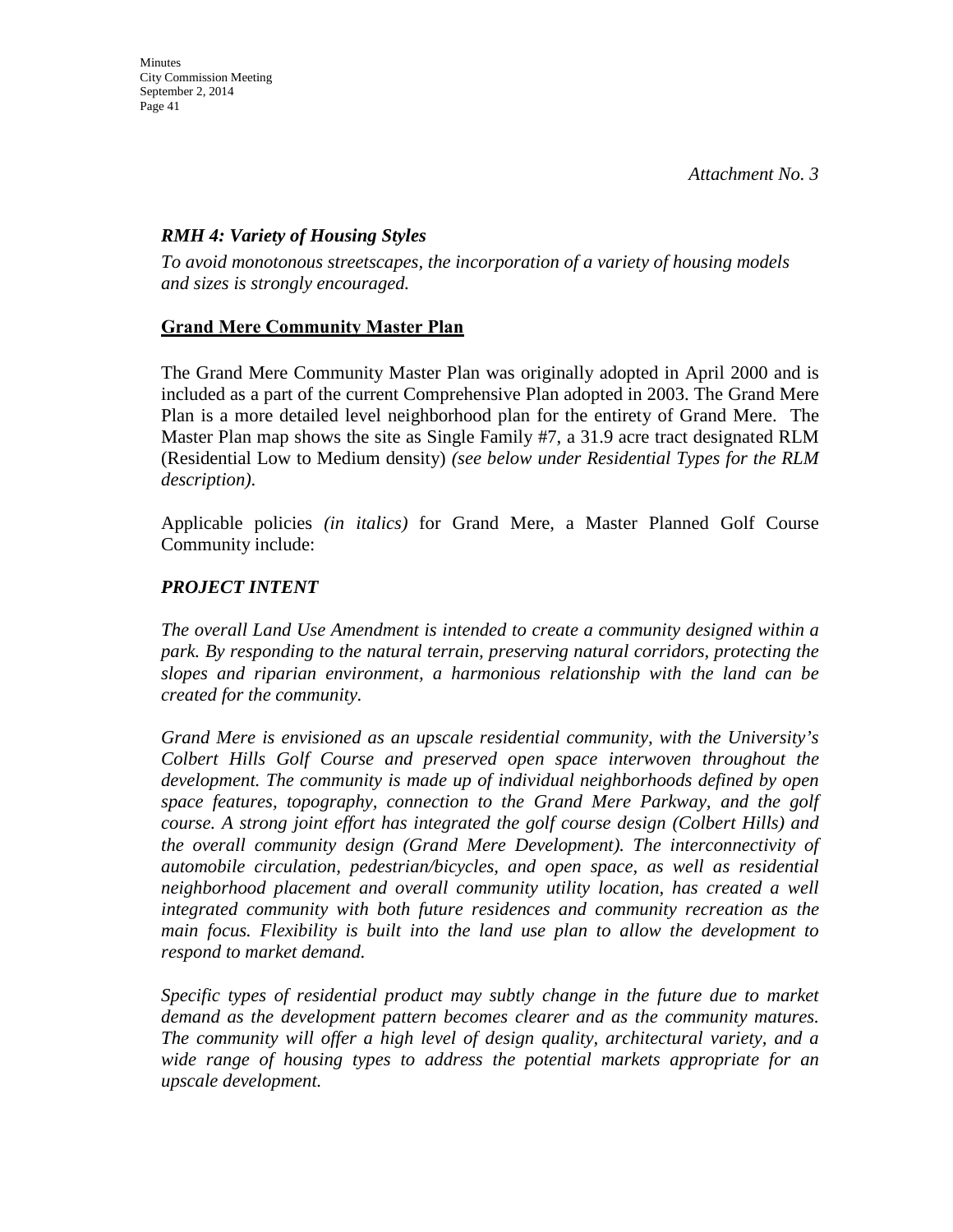*Attachment No. 3*

***RMH 4: Variety of Housing Styles***

*To avoid monotonous streetscapes, the incorporation of a variety of housing models and sizes is strongly encouraged.*

**Grand Mere Community Master Plan**

The Grand Mere Community Master Plan was originally adopted in April 2000 and is included as a part of the current Comprehensive Plan adopted in 2003. The Grand Mere Plan is a more detailed level neighborhood plan for the entirety of Grand Mere. The Master Plan map shows the site as Single Family #7, a 31.9 acre tract designated RLM (Residential Low to Medium density) *(see below under Residential Types for the RLM description).*

Applicable policies *(in italics)* for Grand Mere, a Master Planned Golf Course Community include:

***PROJECT INTENT***

*The overall Land Use Amendment is intended to create a community designed within a park. By responding to the natural terrain, preserving natural corridors, protecting the slopes and riparian environment, a harmonious relationship with the land can be created for the community.*

*Grand Mere is envisioned as an upscale residential community, with the University's Colbert Hills Golf Course and preserved open space interwoven throughout the development. The community is made up of individual neighborhoods defined by open space features, topography, connection to the Grand Mere Parkway, and the golf course. A strong joint effort has integrated the golf course design (Colbert Hills) and the overall community design (Grand Mere Development). The interconnectivity of automobile circulation, pedestrian/bicycles, and open space, as well as residential neighborhood placement and overall community utility location, has created a well integrated community with both future residences and community recreation as the main focus. Flexibility is built into the land use plan to allow the development to respond to market demand.*

*Specific types of residential product may subtly change in the future due to market demand as the development pattern becomes clearer and as the community matures. The community will offer a high level of design quality, architectural variety, and a wide range of housing types to address the potential markets appropriate for an upscale development.*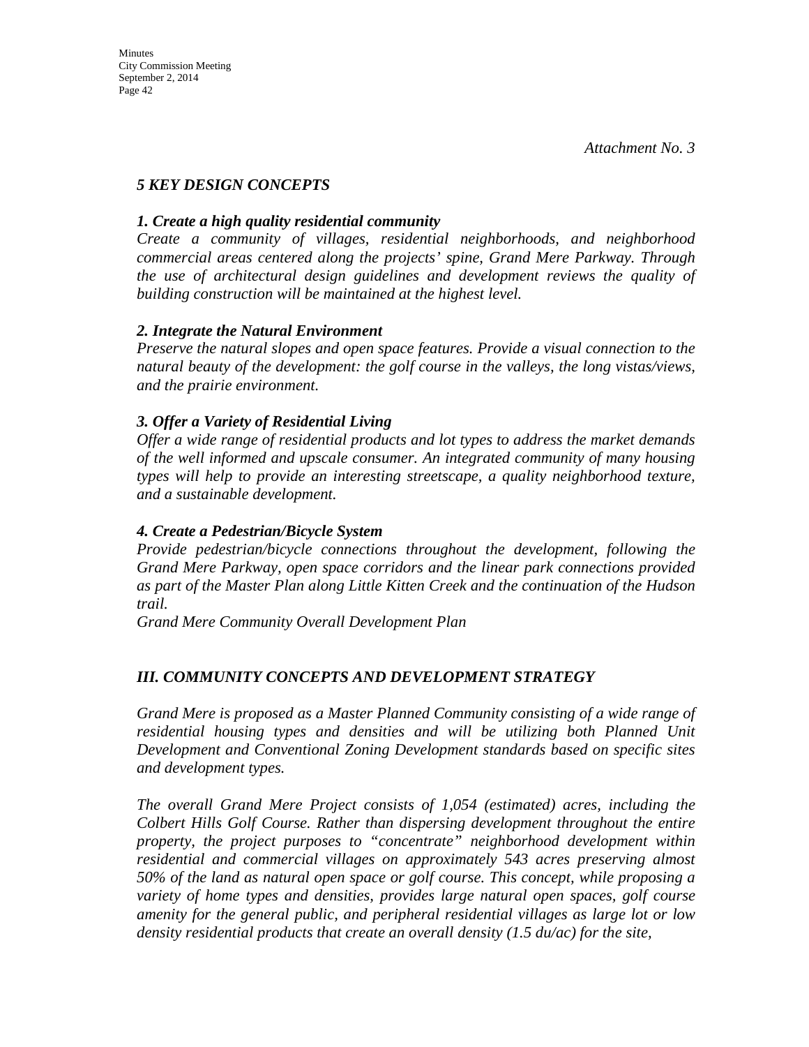*Attachment No. 3*

## *5 KEY DESIGN CONCEPTS*

### *1. Create a high quality residential community*

*Create a community of villages, residential neighborhoods, and neighborhood commercial areas centered along the projects' spine, Grand Mere Parkway. Through the use of architectural design guidelines and development reviews the quality of building construction will be maintained at the highest level.*

### *2. Integrate the Natural Environment*

*Preserve the natural slopes and open space features. Provide a visual connection to the natural beauty of the development: the golf course in the valleys, the long vistas/views, and the prairie environment.*

### *3. Offer a Variety of Residential Living*

*Offer a wide range of residential products and lot types to address the market demands of the well informed and upscale consumer. An integrated community of many housing types will help to provide an interesting streetscape, a quality neighborhood texture, and a sustainable development.*

### *4. Create a Pedestrian/Bicycle System*

*Provide pedestrian/bicycle connections throughout the development, following the Grand Mere Parkway, open space corridors and the linear park connections provided as part of the Master Plan along Little Kitten Creek and the continuation of the Hudson trail.*

*Grand Mere Community Overall Development Plan*

## *III. COMMUNITY CONCEPTS AND DEVELOPMENT STRATEGY*

*Grand Mere is proposed as a Master Planned Community consisting of a wide range of residential housing types and densities and will be utilizing both Planned Unit Development and Conventional Zoning Development standards based on specific sites and development types.*

*The overall Grand Mere Project consists of 1,054 (estimated) acres, including the Colbert Hills Golf Course. Rather than dispersing development throughout the entire property, the project purposes to "concentrate" neighborhood development within residential and commercial villages on approximately 543 acres preserving almost 50% of the land as natural open space or golf course. This concept, while proposing a variety of home types and densities, provides large natural open spaces, golf course amenity for the general public, and peripheral residential villages as large lot or low density residential products that create an overall density (1.5 du/ac) for the site,*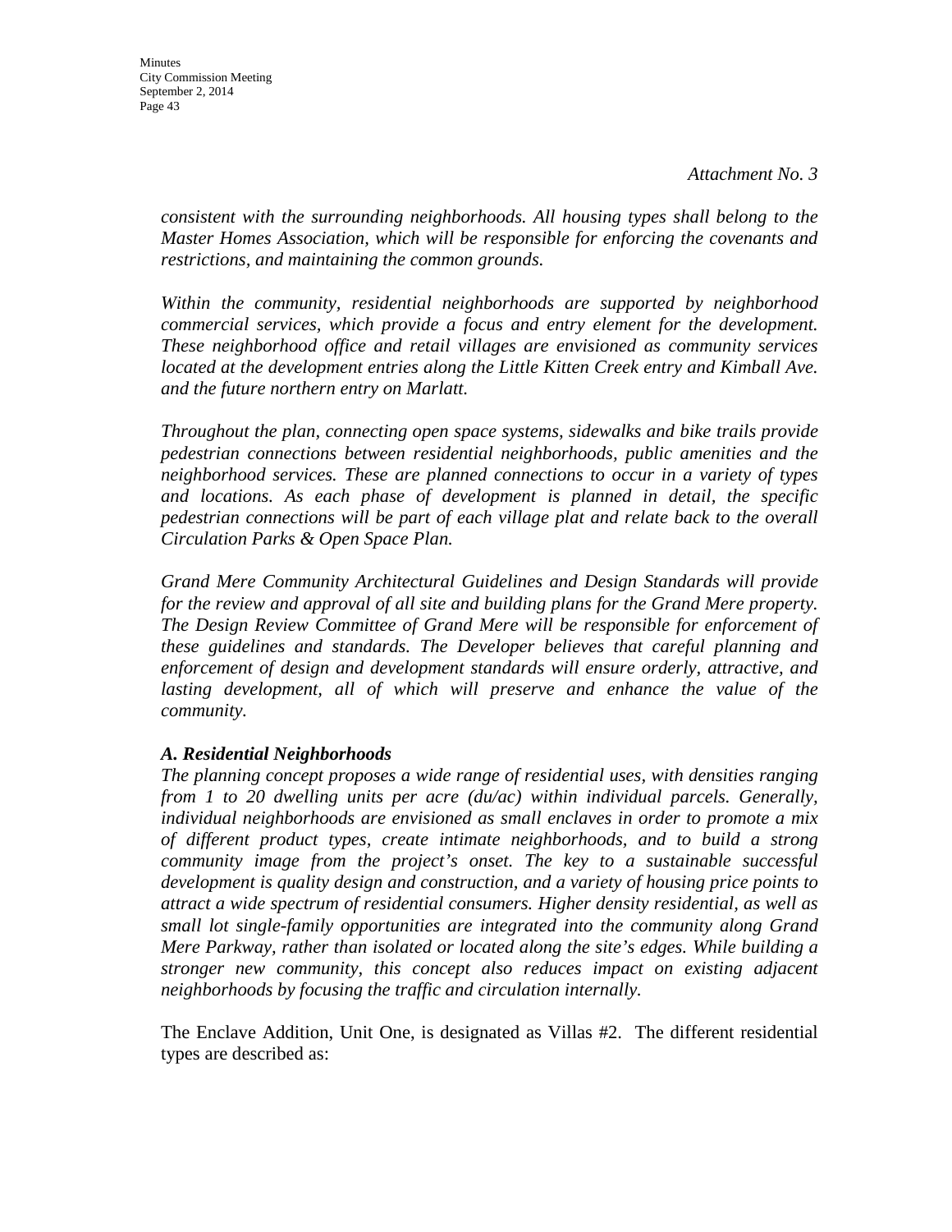*Attachment No. 3*

*consistent with the surrounding neighborhoods. All housing types shall belong to the Master Homes Association, which will be responsible for enforcing the covenants and restrictions, and maintaining the common grounds.*

*Within the community, residential neighborhoods are supported by neighborhood commercial services, which provide a focus and entry element for the development. These neighborhood office and retail villages are envisioned as community services located at the development entries along the Little Kitten Creek entry and Kimball Ave. and the future northern entry on Marlatt.*

*Throughout the plan, connecting open space systems, sidewalks and bike trails provide pedestrian connections between residential neighborhoods, public amenities and the neighborhood services. These are planned connections to occur in a variety of types and locations. As each phase of development is planned in detail, the specific pedestrian connections will be part of each village plat and relate back to the overall Circulation Parks & Open Space Plan.*

*Grand Mere Community Architectural Guidelines and Design Standards will provide for the review and approval of all site and building plans for the Grand Mere property. The Design Review Committee of Grand Mere will be responsible for enforcement of these guidelines and standards. The Developer believes that careful planning and enforcement of design and development standards will ensure orderly, attractive, and lasting development, all of which will preserve and enhance the value of the community.*

***A. Residential Neighborhoods***

*The planning concept proposes a wide range of residential uses, with densities ranging from 1 to 20 dwelling units per acre (du/ac) within individual parcels. Generally, individual neighborhoods are envisioned as small enclaves in order to promote a mix of different product types, create intimate neighborhoods, and to build a strong community image from the project's onset. The key to a sustainable successful development is quality design and construction, and a variety of housing price points to attract a wide spectrum of residential consumers. Higher density residential, as well as small lot single-family opportunities are integrated into the community along Grand Mere Parkway, rather than isolated or located along the site's edges. While building a stronger new community, this concept also reduces impact on existing adjacent neighborhoods by focusing the traffic and circulation internally.*

The Enclave Addition, Unit One, is designated as Villas #2. The different residential types are described as: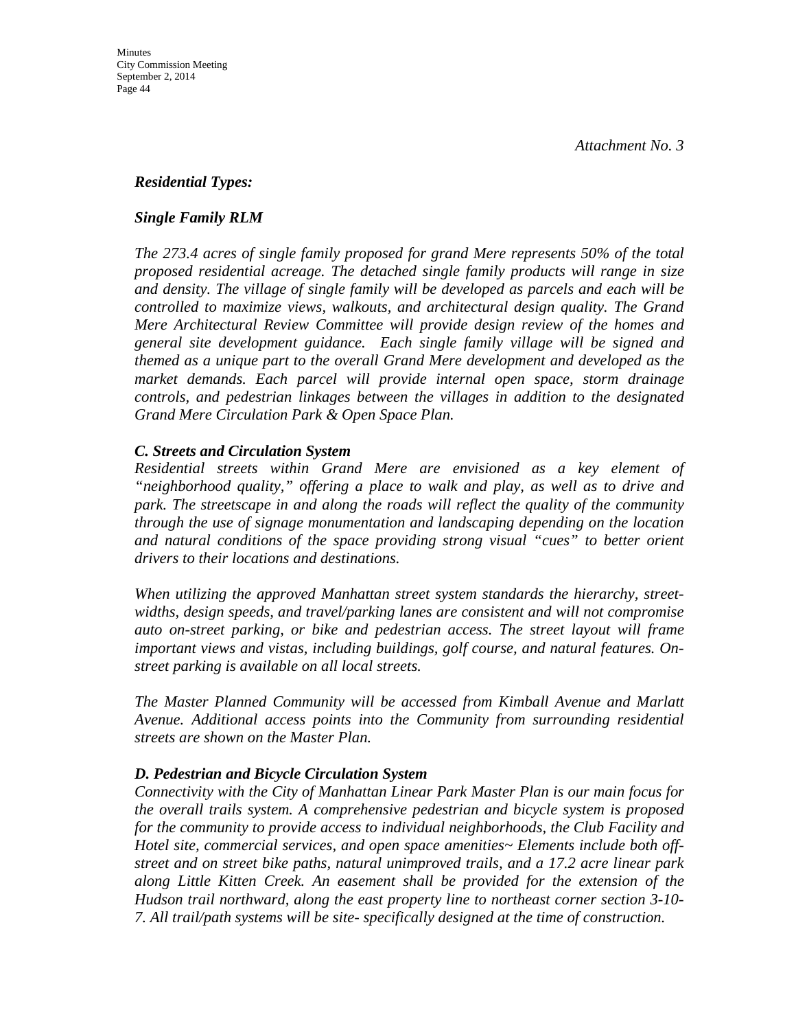*Attachment No. 3*

***Residential Types:***

***Single Family RLM***

*The 273.4 acres of single family proposed for grand Mere represents 50% of the total proposed residential acreage. The detached single family products will range in size and density. The village of single family will be developed as parcels and each will be controlled to maximize views, walkouts, and architectural design quality. The Grand Mere Architectural Review Committee will provide design review of the homes and general site development guidance. Each single family village will be signed and themed as a unique part to the overall Grand Mere development and developed as the market demands. Each parcel will provide internal open space, storm drainage controls, and pedestrian linkages between the villages in addition to the designated Grand Mere Circulation Park & Open Space Plan.*

***C. Streets and Circulation System***

*Residential streets within Grand Mere are envisioned as a key element of "neighborhood quality," offering a place to walk and play, as well as to drive and park. The streetscape in and along the roads will reflect the quality of the community through the use of signage monumentation and landscaping depending on the location and natural conditions of the space providing strong visual "cues" to better orient drivers to their locations and destinations.*

*When utilizing the approved Manhattan street system standards the hierarchy, street-widths, design speeds, and travel/parking lanes are consistent and will not compromise auto on-street parking, or bike and pedestrian access. The street layout will frame important views and vistas, including buildings, golf course, and natural features. On-street parking is available on all local streets.*

*The Master Planned Community will be accessed from Kimball Avenue and Marlatt Avenue. Additional access points into the Community from surrounding residential streets are shown on the Master Plan.*

***D. Pedestrian and Bicycle Circulation System***

*Connectivity with the City of Manhattan Linear Park Master Plan is our main focus for the overall trails system. A comprehensive pedestrian and bicycle system is proposed for the community to provide access to individual neighborhoods, the Club Facility and Hotel site, commercial services, and open space amenities~ Elements include both off-street and on street bike paths, natural unimproved trails, and a 17.2 acre linear park along Little Kitten Creek. An easement shall be provided for the extension of the Hudson trail northward, along the east property line to northeast corner section 3-10-7. All trail/path systems will be site- specifically designed at the time of construction.*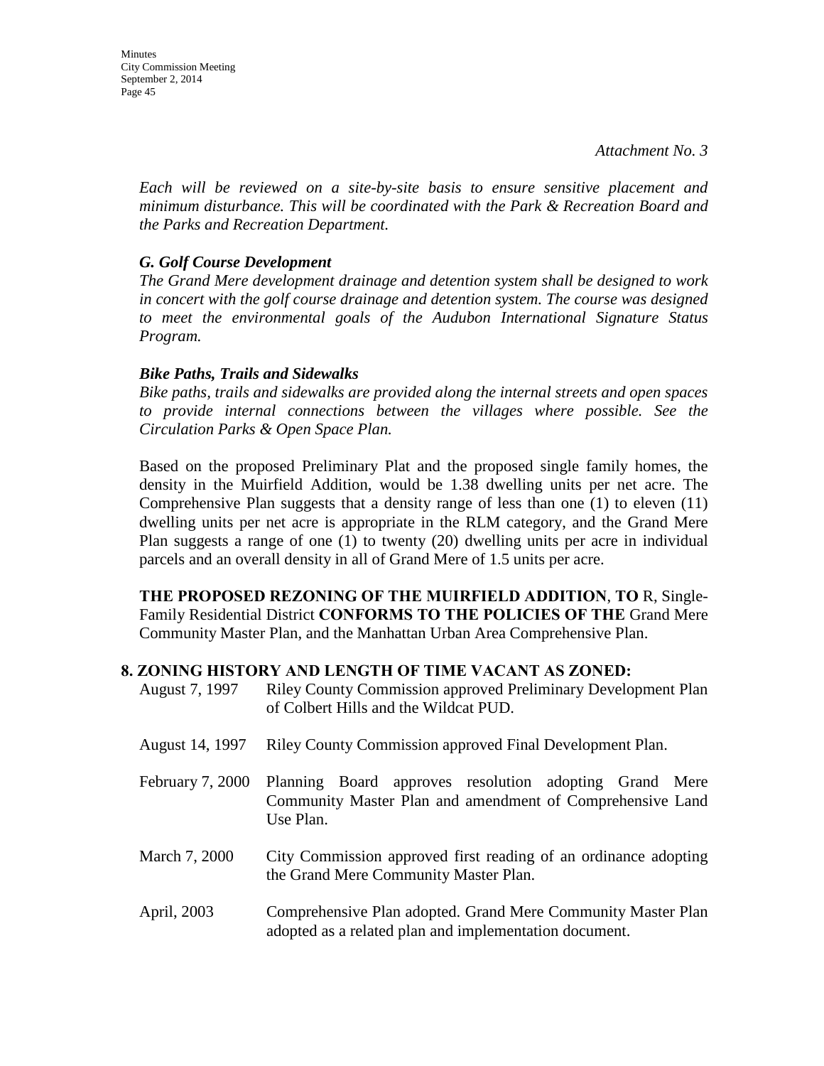*Attachment No. 3*

*Each will be reviewed on a site-by-site basis to ensure sensitive placement and minimum disturbance. This will be coordinated with the Park & Recreation Board and the Parks and Recreation Department.*

***G. Golf Course Development***

*The Grand Mere development drainage and detention system shall be designed to work in concert with the golf course drainage and detention system. The course was designed to meet the environmental goals of the Audubon International Signature Status Program.*

***Bike Paths, Trails and Sidewalks***

*Bike paths, trails and sidewalks are provided along the internal streets and open spaces to provide internal connections between the villages where possible. See the Circulation Parks & Open Space Plan.*

Based on the proposed Preliminary Plat and the proposed single family homes, the density in the Muirfield Addition, would be 1.38 dwelling units per net acre. The Comprehensive Plan suggests that a density range of less than one (1) to eleven (11) dwelling units per net acre is appropriate in the RLM category, and the Grand Mere Plan suggests a range of one (1) to twenty (20) dwelling units per acre in individual parcels and an overall density in all of Grand Mere of 1.5 units per acre.

**THE PROPOSED REZONING OF THE MUIRFIELD ADDITION**, **TO** R, Single-Family Residential District **CONFORMS TO THE POLICIES OF THE** Grand Mere Community Master Plan, and the Manhattan Urban Area Comprehensive Plan.

**8. ZONING HISTORY AND LENGTH OF TIME VACANT AS ZONED:**

| | |
|---|---|
| August 7, 1997 | Riley County Commission approved Preliminary Development Plan of Colbert Hills and the Wildcat PUD. |
| August 14, 1997 | Riley County Commission approved Final Development Plan. |
| February 7, 2000 | Planning Board approves resolution adopting Grand Mere Community Master Plan and amendment of Comprehensive Land Use Plan. |
| March 7, 2000 | City Commission approved first reading of an ordinance adopting the Grand Mere Community Master Plan. |
| April, 2003 | Comprehensive Plan adopted. Grand Mere Community Master Plan adopted as a related plan and implementation document. |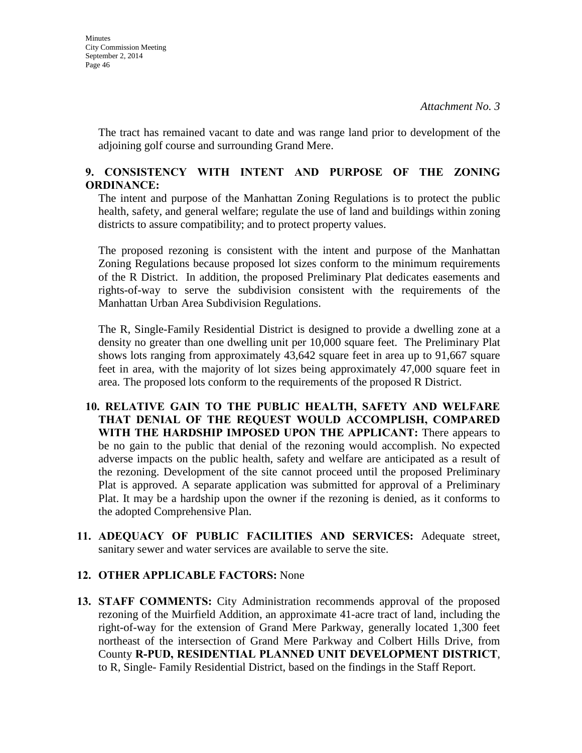*Attachment No. 3*

The tract has remained vacant to date and was range land prior to development of the adjoining golf course and surrounding Grand Mere.

**9. CONSISTENCY WITH INTENT AND PURPOSE OF THE ZONING ORDINANCE:**

The intent and purpose of the Manhattan Zoning Regulations is to protect the public health, safety, and general welfare; regulate the use of land and buildings within zoning districts to assure compatibility; and to protect property values.

The proposed rezoning is consistent with the intent and purpose of the Manhattan Zoning Regulations because proposed lot sizes conform to the minimum requirements of the R District. In addition, the proposed Preliminary Plat dedicates easements and rights-of-way to serve the subdivision consistent with the requirements of the Manhattan Urban Area Subdivision Regulations.

The R, Single-Family Residential District is designed to provide a dwelling zone at a density no greater than one dwelling unit per 10,000 square feet. The Preliminary Plat shows lots ranging from approximately 43,642 square feet in area up to 91,667 square feet in area, with the majority of lot sizes being approximately 47,000 square feet in area. The proposed lots conform to the requirements of the proposed R District.

**10. RELATIVE GAIN TO THE PUBLIC HEALTH, SAFETY AND WELFARE THAT DENIAL OF THE REQUEST WOULD ACCOMPLISH, COMPARED WITH THE HARDSHIP IMPOSED UPON THE APPLICANT:** There appears to be no gain to the public that denial of the rezoning would accomplish. No expected adverse impacts on the public health, safety and welfare are anticipated as a result of the rezoning. Development of the site cannot proceed until the proposed Preliminary Plat is approved. A separate application was submitted for approval of a Preliminary Plat. It may be a hardship upon the owner if the rezoning is denied, as it conforms to the adopted Comprehensive Plan.

**11. ADEQUACY OF PUBLIC FACILITIES AND SERVICES:** Adequate street, sanitary sewer and water services are available to serve the site.

**12. OTHER APPLICABLE FACTORS:** None

**13. STAFF COMMENTS:** City Administration recommends approval of the proposed rezoning of the Muirfield Addition, an approximate 41-acre tract of land, including the right-of-way for the extension of Grand Mere Parkway, generally located 1,300 feet northeast of the intersection of Grand Mere Parkway and Colbert Hills Drive, from County **R-PUD, RESIDENTIAL PLANNED UNIT DEVELOPMENT DISTRICT**, to R, Single- Family Residential District, based on the findings in the Staff Report.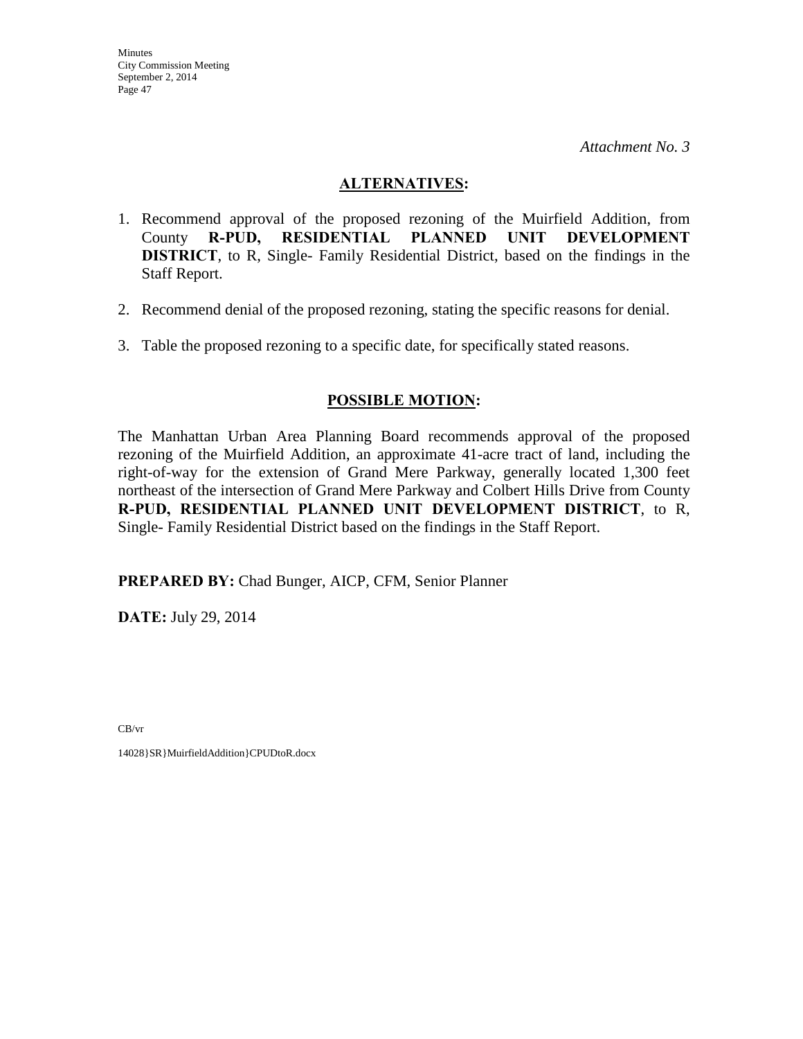*Attachment No. 3*

## ALTERNATIVES:

1. Recommend approval of the proposed rezoning of the Muirfield Addition, from County **R-PUD, RESIDENTIAL PLANNED UNIT DEVELOPMENT DISTRICT**, to R, Single- Family Residential District, based on the findings in the Staff Report.

2. Recommend denial of the proposed rezoning, stating the specific reasons for denial.

3. Table the proposed rezoning to a specific date, for specifically stated reasons.

## POSSIBLE MOTION:

The Manhattan Urban Area Planning Board recommends approval of the proposed rezoning of the Muirfield Addition, an approximate 41-acre tract of land, including the right-of-way for the extension of Grand Mere Parkway, generally located 1,300 feet northeast of the intersection of Grand Mere Parkway and Colbert Hills Drive from County **R-PUD, RESIDENTIAL PLANNED UNIT DEVELOPMENT DISTRICT**, to R, Single- Family Residential District based on the findings in the Staff Report.

**PREPARED BY:** Chad Bunger, AICP, CFM, Senior Planner

**DATE:** July 29, 2014

CB/vr

14028}SR}MuirfieldAddition}CPUDtoR.docx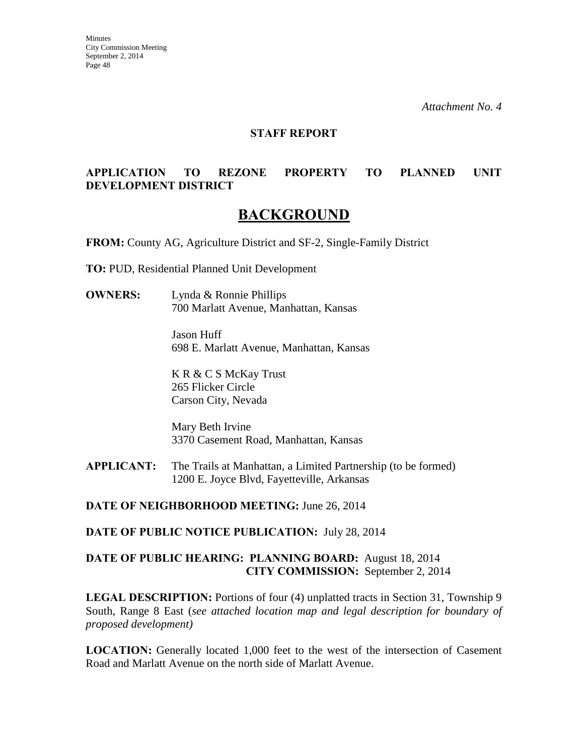*Attachment No. 4*

**STAFF REPORT**

**APPLICATION TO REZONE PROPERTY TO PLANNED UNIT DEVELOPMENT DISTRICT**

# BACKGROUND

**FROM:** County AG, Agriculture District and SF-2, Single-Family District

**TO:** PUD, Residential Planned Unit Development

**OWNERS:** Lynda & Ronnie Phillips
700 Marlatt Avenue, Manhattan, Kansas

Jason Huff
698 E. Marlatt Avenue, Manhattan, Kansas

K R & C S McKay Trust
265 Flicker Circle
Carson City, Nevada

Mary Beth Irvine
3370 Casement Road, Manhattan, Kansas

**APPLICANT:** The Trails at Manhattan, a Limited Partnership (to be formed)
1200 E. Joyce Blvd, Fayetteville, Arkansas

**DATE OF NEIGHBORHOOD MEETING:** June 26, 2014

**DATE OF PUBLIC NOTICE PUBLICATION:** July 28, 2014

**DATE OF PUBLIC HEARING: PLANNING BOARD:** August 18, 2014
**CITY COMMISSION:** September 2, 2014

**LEGAL DESCRIPTION:** Portions of four (4) unplatted tracts in Section 31, Township 9 South, Range 8 East (*see attached location map and legal description for boundary of proposed development)*

**LOCATION:** Generally located 1,000 feet to the west of the intersection of Casement Road and Marlatt Avenue on the north side of Marlatt Avenue.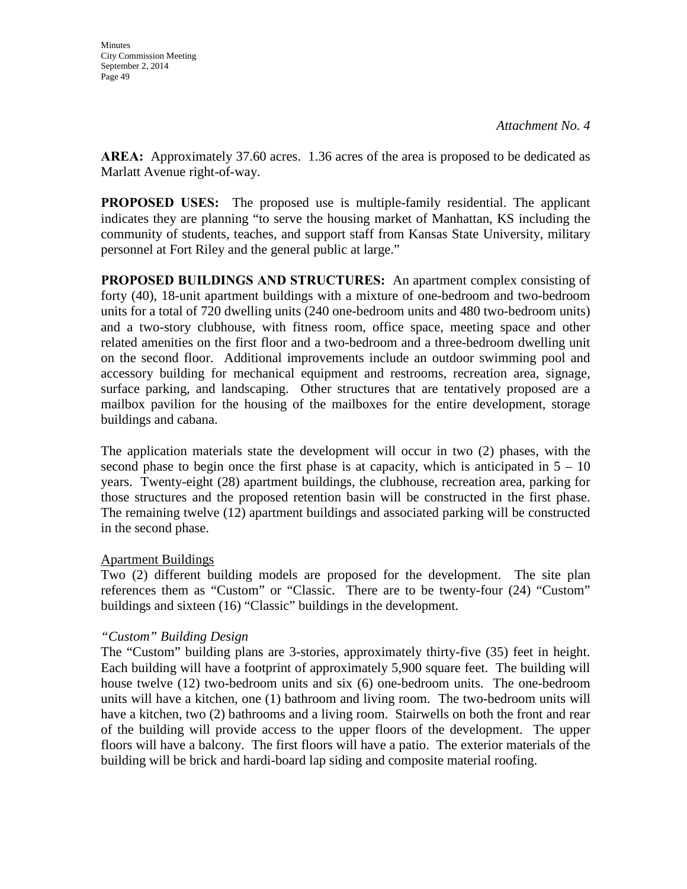*Attachment No. 4*

**AREA:** Approximately 37.60 acres. 1.36 acres of the area is proposed to be dedicated as Marlatt Avenue right-of-way.

**PROPOSED USES:** The proposed use is multiple-family residential. The applicant indicates they are planning "to serve the housing market of Manhattan, KS including the community of students, teaches, and support staff from Kansas State University, military personnel at Fort Riley and the general public at large."

**PROPOSED BUILDINGS AND STRUCTURES:** An apartment complex consisting of forty (40), 18-unit apartment buildings with a mixture of one-bedroom and two-bedroom units for a total of 720 dwelling units (240 one-bedroom units and 480 two-bedroom units) and a two-story clubhouse, with fitness room, office space, meeting space and other related amenities on the first floor and a two-bedroom and a three-bedroom dwelling unit on the second floor. Additional improvements include an outdoor swimming pool and accessory building for mechanical equipment and restrooms, recreation area, signage, surface parking, and landscaping. Other structures that are tentatively proposed are a mailbox pavilion for the housing of the mailboxes for the entire development, storage buildings and cabana.

The application materials state the development will occur in two (2) phases, with the second phase to begin once the first phase is at capacity, which is anticipated in 5 – 10 years. Twenty-eight (28) apartment buildings, the clubhouse, recreation area, parking for those structures and the proposed retention basin will be constructed in the first phase. The remaining twelve (12) apartment buildings and associated parking will be constructed in the second phase.

<u>Apartment Buildings</u>

Two (2) different building models are proposed for the development. The site plan references them as "Custom" or "Classic. There are to be twenty-four (24) "Custom" buildings and sixteen (16) "Classic" buildings in the development.

*"Custom" Building Design*

The "Custom" building plans are 3-stories, approximately thirty-five (35) feet in height. Each building will have a footprint of approximately 5,900 square feet. The building will house twelve (12) two-bedroom units and six (6) one-bedroom units. The one-bedroom units will have a kitchen, one (1) bathroom and living room. The two-bedroom units will have a kitchen, two (2) bathrooms and a living room. Stairwells on both the front and rear of the building will provide access to the upper floors of the development. The upper floors will have a balcony. The first floors will have a patio. The exterior materials of the building will be brick and hardi-board lap siding and composite material roofing.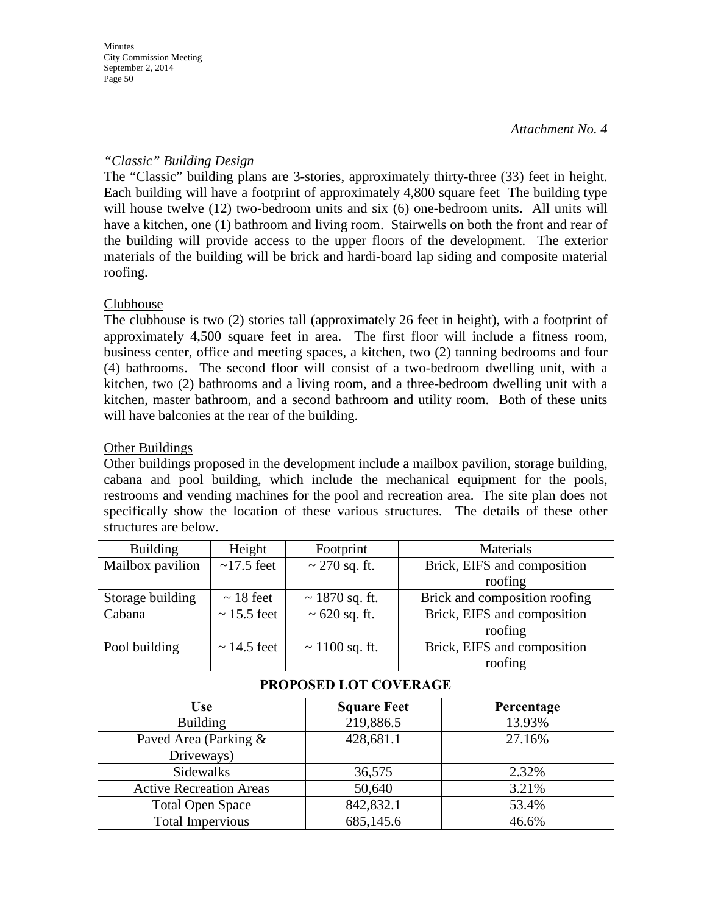*Attachment No. 4*

*"Classic" Building Design*

The "Classic" building plans are 3-stories, approximately thirty-three (33) feet in height. Each building will have a footprint of approximately 4,800 square feet The building type will house twelve (12) two-bedroom units and six (6) one-bedroom units. All units will have a kitchen, one (1) bathroom and living room. Stairwells on both the front and rear of the building will provide access to the upper floors of the development. The exterior materials of the building will be brick and hardi-board lap siding and composite material roofing.

<u>Clubhouse</u>

The clubhouse is two (2) stories tall (approximately 26 feet in height), with a footprint of approximately 4,500 square feet in area. The first floor will include a fitness room, business center, office and meeting spaces, a kitchen, two (2) tanning bedrooms and four (4) bathrooms. The second floor will consist of a two-bedroom dwelling unit, with a kitchen, two (2) bathrooms and a living room, and a three-bedroom dwelling unit with a kitchen, master bathroom, and a second bathroom and utility room. Both of these units will have balconies at the rear of the building.

<u>Other Buildings</u>

Other buildings proposed in the development include a mailbox pavilion, storage building, cabana and pool building, which include the mechanical equipment for the pools, restrooms and vending machines for the pool and recreation area. The site plan does not specifically show the location of these various structures. The details of these other structures are below.

| Building | Height | Footprint | Materials |
|---|---|---|---|
| Mailbox pavilion | ~17.5 feet | ~ 270 sq. ft. | Brick, EIFS and composition roofing |
| Storage building | ~ 18 feet | ~ 1870 sq. ft. | Brick and composition roofing |
| Cabana | ~ 15.5 feet | ~ 620 sq. ft. | Brick, EIFS and composition roofing |
| Pool building | ~ 14.5 feet | ~ 1100 sq. ft. | Brick, EIFS and composition roofing |

**PROPOSED LOT COVERAGE**

| Use | Square Feet | Percentage |
|---|---|---|
| Building | 219,886.5 | 13.93% |
| Paved Area (Parking & Driveways) | 428,681.1 | 27.16% |
| Sidewalks | 36,575 | 2.32% |
| Active Recreation Areas | 50,640 | 3.21% |
| Total Open Space | 842,832.1 | 53.4% |
| Total Impervious | 685,145.6 | 46.6% |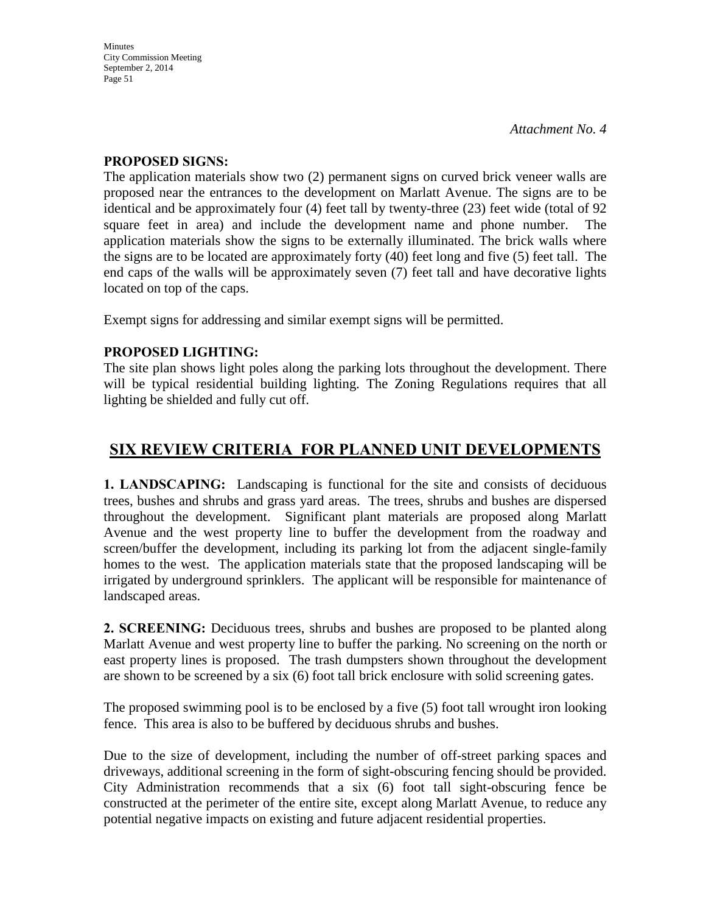*Attachment No. 4*

**PROPOSED SIGNS:**
The application materials show two (2) permanent signs on curved brick veneer walls are proposed near the entrances to the development on Marlatt Avenue. The signs are to be identical and be approximately four (4) feet tall by twenty-three (23) feet wide (total of 92 square feet in area) and include the development name and phone number. The application materials show the signs to be externally illuminated. The brick walls where the signs are to be located are approximately forty (40) feet long and five (5) feet tall. The end caps of the walls will be approximately seven (7) feet tall and have decorative lights located on top of the caps.

Exempt signs for addressing and similar exempt signs will be permitted.

**PROPOSED LIGHTING:**
The site plan shows light poles along the parking lots throughout the development. There will be typical residential building lighting. The Zoning Regulations requires that all lighting be shielded and fully cut off.

## SIX REVIEW CRITERIA FOR PLANNED UNIT DEVELOPMENTS

**1. LANDSCAPING:** Landscaping is functional for the site and consists of deciduous trees, bushes and shrubs and grass yard areas. The trees, shrubs and bushes are dispersed throughout the development. Significant plant materials are proposed along Marlatt Avenue and the west property line to buffer the development from the roadway and screen/buffer the development, including its parking lot from the adjacent single-family homes to the west. The application materials state that the proposed landscaping will be irrigated by underground sprinklers. The applicant will be responsible for maintenance of landscaped areas.

**2. SCREENING:** Deciduous trees, shrubs and bushes are proposed to be planted along Marlatt Avenue and west property line to buffer the parking. No screening on the north or east property lines is proposed. The trash dumpsters shown throughout the development are shown to be screened by a six (6) foot tall brick enclosure with solid screening gates.

The proposed swimming pool is to be enclosed by a five (5) foot tall wrought iron looking fence. This area is also to be buffered by deciduous shrubs and bushes.

Due to the size of development, including the number of off-street parking spaces and driveways, additional screening in the form of sight-obscuring fencing should be provided. City Administration recommends that a six (6) foot tall sight-obscuring fence be constructed at the perimeter of the entire site, except along Marlatt Avenue, to reduce any potential negative impacts on existing and future adjacent residential properties.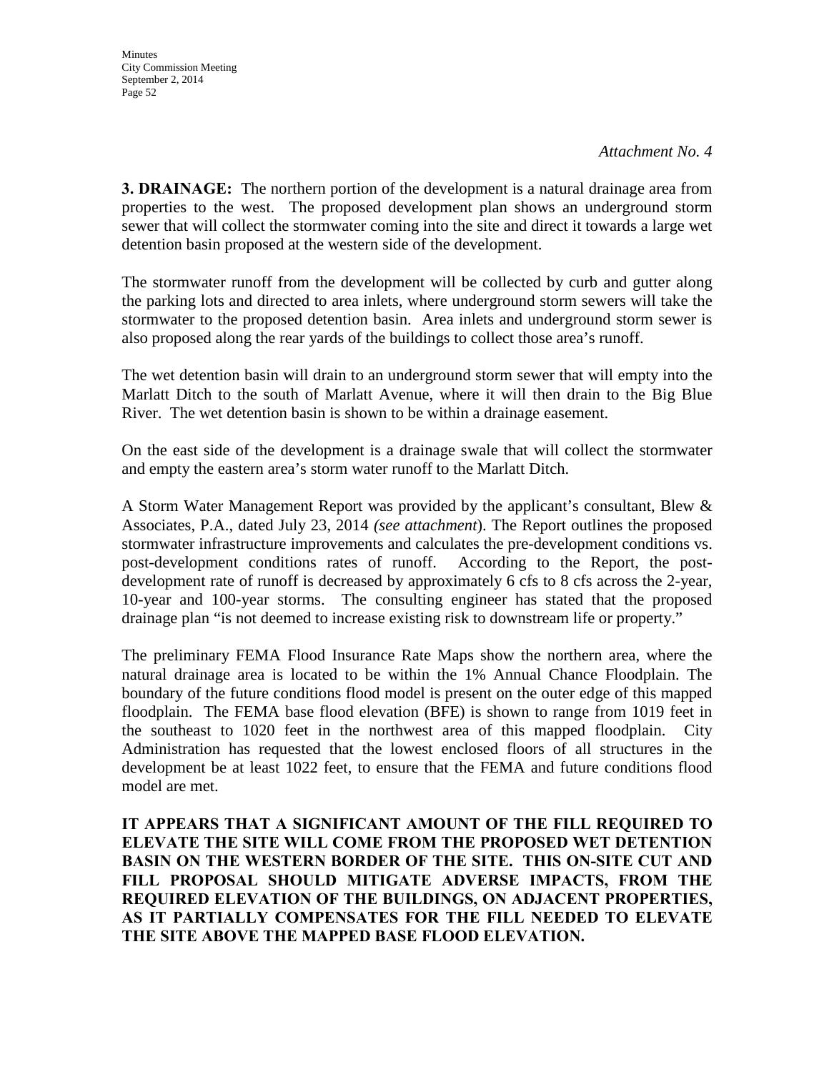*Attachment No. 4*

**3. DRAINAGE:** The northern portion of the development is a natural drainage area from properties to the west. The proposed development plan shows an underground storm sewer that will collect the stormwater coming into the site and direct it towards a large wet detention basin proposed at the western side of the development.

The stormwater runoff from the development will be collected by curb and gutter along the parking lots and directed to area inlets, where underground storm sewers will take the stormwater to the proposed detention basin. Area inlets and underground storm sewer is also proposed along the rear yards of the buildings to collect those area's runoff.

The wet detention basin will drain to an underground storm sewer that will empty into the Marlatt Ditch to the south of Marlatt Avenue, where it will then drain to the Big Blue River. The wet detention basin is shown to be within a drainage easement.

On the east side of the development is a drainage swale that will collect the stormwater and empty the eastern area's storm water runoff to the Marlatt Ditch.

A Storm Water Management Report was provided by the applicant's consultant, Blew & Associates, P.A., dated July 23, 2014 *(see attachment)*. The Report outlines the proposed stormwater infrastructure improvements and calculates the pre-development conditions vs. post-development conditions rates of runoff. According to the Report, the post-development rate of runoff is decreased by approximately 6 cfs to 8 cfs across the 2-year, 10-year and 100-year storms. The consulting engineer has stated that the proposed drainage plan "is not deemed to increase existing risk to downstream life or property."

The preliminary FEMA Flood Insurance Rate Maps show the northern area, where the natural drainage area is located to be within the 1% Annual Chance Floodplain. The boundary of the future conditions flood model is present on the outer edge of this mapped floodplain. The FEMA base flood elevation (BFE) is shown to range from 1019 feet in the southeast to 1020 feet in the northwest area of this mapped floodplain. City Administration has requested that the lowest enclosed floors of all structures in the development be at least 1022 feet, to ensure that the FEMA and future conditions flood model are met.

**IT APPEARS THAT A SIGNIFICANT AMOUNT OF THE FILL REQUIRED TO ELEVATE THE SITE WILL COME FROM THE PROPOSED WET DETENTION BASIN ON THE WESTERN BORDER OF THE SITE. THIS ON-SITE CUT AND FILL PROPOSAL SHOULD MITIGATE ADVERSE IMPACTS, FROM THE REQUIRED ELEVATION OF THE BUILDINGS, ON ADJACENT PROPERTIES, AS IT PARTIALLY COMPENSATES FOR THE FILL NEEDED TO ELEVATE THE SITE ABOVE THE MAPPED BASE FLOOD ELEVATION.**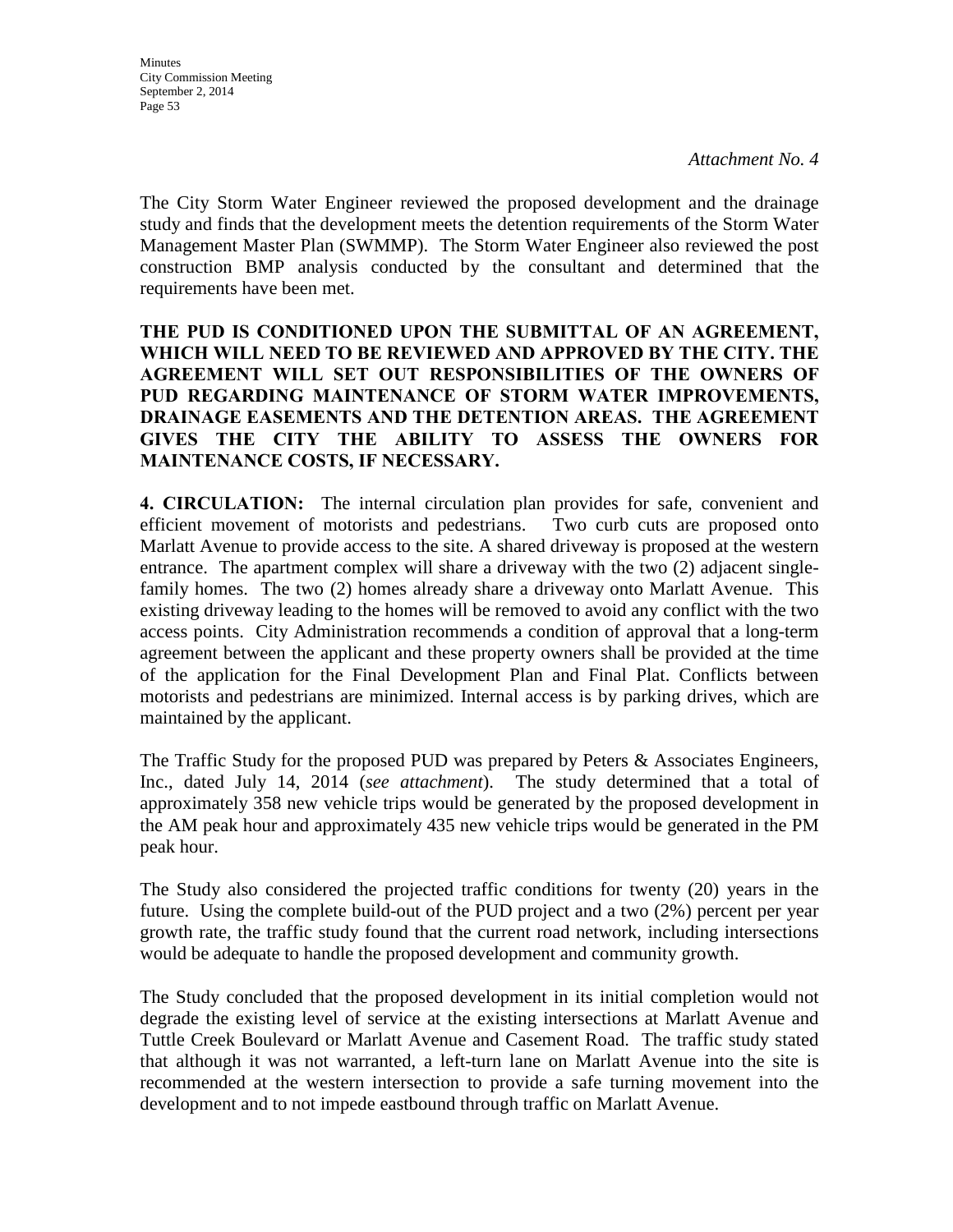*Attachment No. 4*

The City Storm Water Engineer reviewed the proposed development and the drainage study and finds that the development meets the detention requirements of the Storm Water Management Master Plan (SWMMP). The Storm Water Engineer also reviewed the post construction BMP analysis conducted by the consultant and determined that the requirements have been met.

**THE PUD IS CONDITIONED UPON THE SUBMITTAL OF AN AGREEMENT, WHICH WILL NEED TO BE REVIEWED AND APPROVED BY THE CITY. THE AGREEMENT WILL SET OUT RESPONSIBILITIES OF THE OWNERS OF PUD REGARDING MAINTENANCE OF STORM WATER IMPROVEMENTS, DRAINAGE EASEMENTS AND THE DETENTION AREAS. THE AGREEMENT GIVES THE CITY THE ABILITY TO ASSESS THE OWNERS FOR MAINTENANCE COSTS, IF NECESSARY.**

**4. CIRCULATION:** The internal circulation plan provides for safe, convenient and efficient movement of motorists and pedestrians. Two curb cuts are proposed onto Marlatt Avenue to provide access to the site. A shared driveway is proposed at the western entrance. The apartment complex will share a driveway with the two (2) adjacent single-family homes. The two (2) homes already share a driveway onto Marlatt Avenue. This existing driveway leading to the homes will be removed to avoid any conflict with the two access points. City Administration recommends a condition of approval that a long-term agreement between the applicant and these property owners shall be provided at the time of the application for the Final Development Plan and Final Plat. Conflicts between motorists and pedestrians are minimized. Internal access is by parking drives, which are maintained by the applicant.

The Traffic Study for the proposed PUD was prepared by Peters & Associates Engineers, Inc., dated July 14, 2014 (*see attachment*). The study determined that a total of approximately 358 new vehicle trips would be generated by the proposed development in the AM peak hour and approximately 435 new vehicle trips would be generated in the PM peak hour.

The Study also considered the projected traffic conditions for twenty (20) years in the future. Using the complete build-out of the PUD project and a two (2%) percent per year growth rate, the traffic study found that the current road network, including intersections would be adequate to handle the proposed development and community growth.

The Study concluded that the proposed development in its initial completion would not degrade the existing level of service at the existing intersections at Marlatt Avenue and Tuttle Creek Boulevard or Marlatt Avenue and Casement Road. The traffic study stated that although it was not warranted, a left-turn lane on Marlatt Avenue into the site is recommended at the western intersection to provide a safe turning movement into the development and to not impede eastbound through traffic on Marlatt Avenue.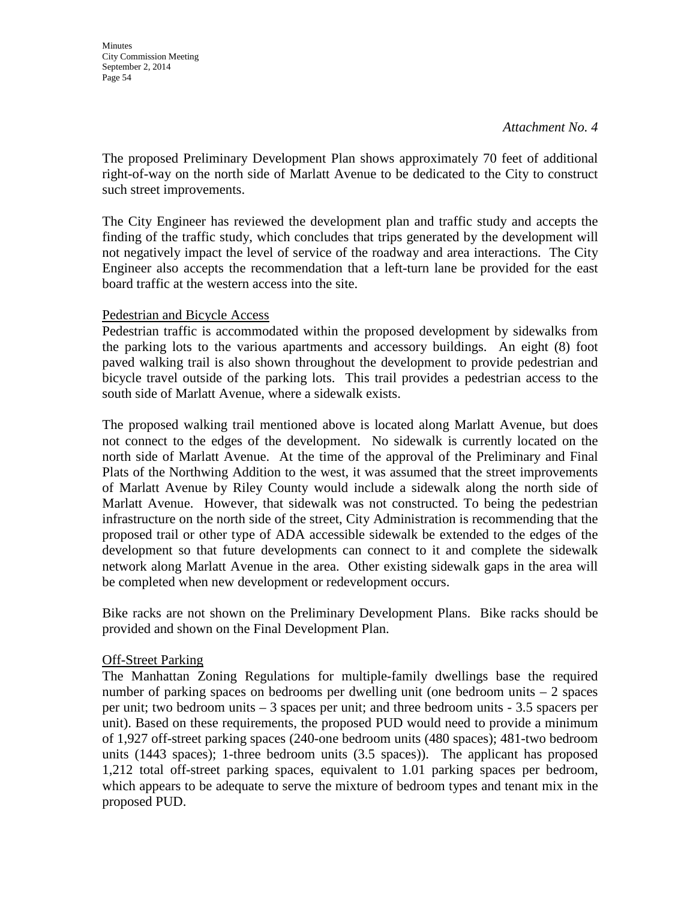*Attachment No. 4*

The proposed Preliminary Development Plan shows approximately 70 feet of additional right-of-way on the north side of Marlatt Avenue to be dedicated to the City to construct such street improvements.

The City Engineer has reviewed the development plan and traffic study and accepts the finding of the traffic study, which concludes that trips generated by the development will not negatively impact the level of service of the roadway and area interactions. The City Engineer also accepts the recommendation that a left-turn lane be provided for the east board traffic at the western access into the site.

<u>Pedestrian and Bicycle Access</u>

Pedestrian traffic is accommodated within the proposed development by sidewalks from the parking lots to the various apartments and accessory buildings. An eight (8) foot paved walking trail is also shown throughout the development to provide pedestrian and bicycle travel outside of the parking lots. This trail provides a pedestrian access to the south side of Marlatt Avenue, where a sidewalk exists.

The proposed walking trail mentioned above is located along Marlatt Avenue, but does not connect to the edges of the development. No sidewalk is currently located on the north side of Marlatt Avenue. At the time of the approval of the Preliminary and Final Plats of the Northwing Addition to the west, it was assumed that the street improvements of Marlatt Avenue by Riley County would include a sidewalk along the north side of Marlatt Avenue. However, that sidewalk was not constructed. To being the pedestrian infrastructure on the north side of the street, City Administration is recommending that the proposed trail or other type of ADA accessible sidewalk be extended to the edges of the development so that future developments can connect to it and complete the sidewalk network along Marlatt Avenue in the area. Other existing sidewalk gaps in the area will be completed when new development or redevelopment occurs.

Bike racks are not shown on the Preliminary Development Plans. Bike racks should be provided and shown on the Final Development Plan.

<u>Off-Street Parking</u>

The Manhattan Zoning Regulations for multiple-family dwellings base the required number of parking spaces on bedrooms per dwelling unit (one bedroom units – 2 spaces per unit; two bedroom units – 3 spaces per unit; and three bedroom units - 3.5 spacers per unit). Based on these requirements, the proposed PUD would need to provide a minimum of 1,927 off-street parking spaces (240-one bedroom units (480 spaces); 481-two bedroom units (1443 spaces); 1-three bedroom units (3.5 spaces)). The applicant has proposed 1,212 total off-street parking spaces, equivalent to 1.01 parking spaces per bedroom, which appears to be adequate to serve the mixture of bedroom types and tenant mix in the proposed PUD.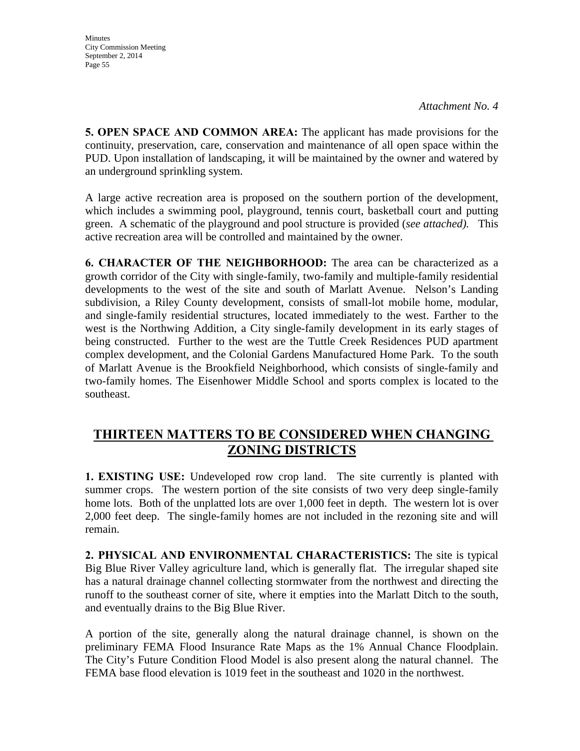*Attachment No. 4*

**5. OPEN SPACE AND COMMON AREA:** The applicant has made provisions for the continuity, preservation, care, conservation and maintenance of all open space within the PUD. Upon installation of landscaping, it will be maintained by the owner and watered by an underground sprinkling system.

A large active recreation area is proposed on the southern portion of the development, which includes a swimming pool, playground, tennis court, basketball court and putting green. A schematic of the playground and pool structure is provided (*see attached).* This active recreation area will be controlled and maintained by the owner.

**6. CHARACTER OF THE NEIGHBORHOOD:** The area can be characterized as a growth corridor of the City with single-family, two-family and multiple-family residential developments to the west of the site and south of Marlatt Avenue. Nelson's Landing subdivision, a Riley County development, consists of small-lot mobile home, modular, and single-family residential structures, located immediately to the west. Farther to the west is the Northwing Addition, a City single-family development in its early stages of being constructed. Further to the west are the Tuttle Creek Residences PUD apartment complex development, and the Colonial Gardens Manufactured Home Park. To the south of Marlatt Avenue is the Brookfield Neighborhood, which consists of single-family and two-family homes. The Eisenhower Middle School and sports complex is located to the southeast.

## THIRTEEN MATTERS TO BE CONSIDERED WHEN CHANGING ZONING DISTRICTS

**1. EXISTING USE:** Undeveloped row crop land. The site currently is planted with summer crops. The western portion of the site consists of two very deep single-family home lots. Both of the unplatted lots are over 1,000 feet in depth. The western lot is over 2,000 feet deep. The single-family homes are not included in the rezoning site and will remain.

**2. PHYSICAL AND ENVIRONMENTAL CHARACTERISTICS:** The site is typical Big Blue River Valley agriculture land, which is generally flat. The irregular shaped site has a natural drainage channel collecting stormwater from the northwest and directing the runoff to the southeast corner of site, where it empties into the Marlatt Ditch to the south, and eventually drains to the Big Blue River.

A portion of the site, generally along the natural drainage channel, is shown on the preliminary FEMA Flood Insurance Rate Maps as the 1% Annual Chance Floodplain. The City's Future Condition Flood Model is also present along the natural channel. The FEMA base flood elevation is 1019 feet in the southeast and 1020 in the northwest.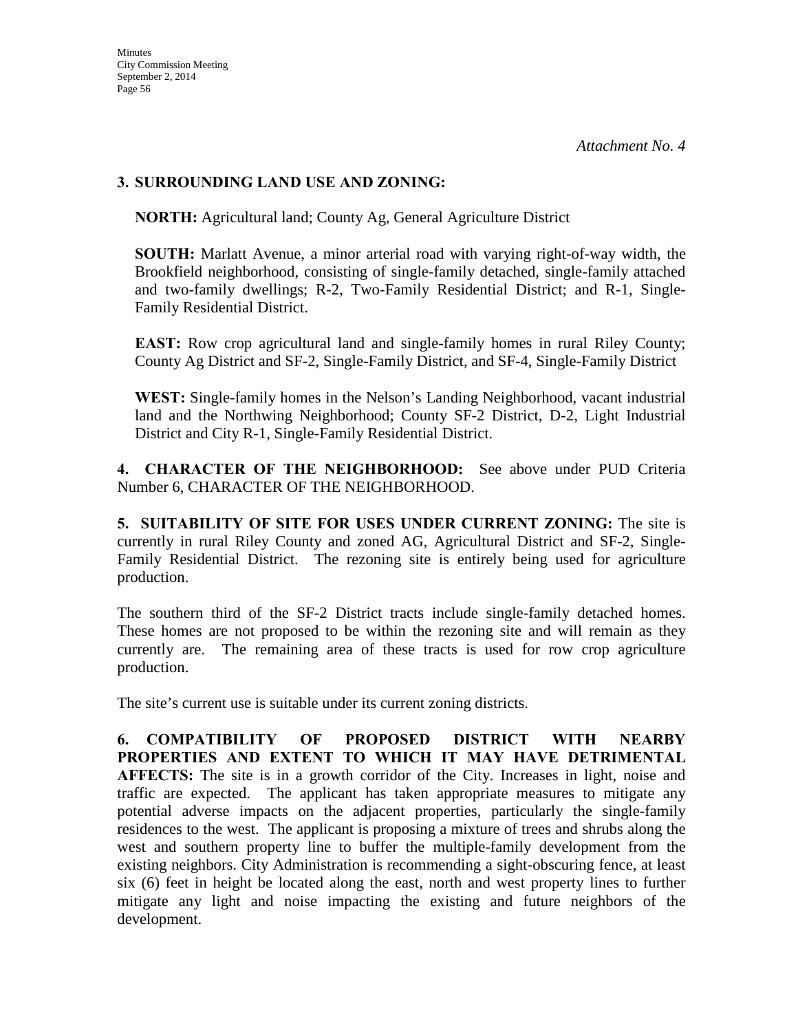*Attachment No. 4*

**3. SURROUNDING LAND USE AND ZONING:**

**NORTH:** Agricultural land; County Ag, General Agriculture District

**SOUTH:** Marlatt Avenue, a minor arterial road with varying right-of-way width, the Brookfield neighborhood, consisting of single-family detached, single-family attached and two-family dwellings; R-2, Two-Family Residential District; and R-1, Single-Family Residential District.

**EAST:** Row crop agricultural land and single-family homes in rural Riley County; County Ag District and SF-2, Single-Family District, and SF-4, Single-Family District

**WEST:** Single-family homes in the Nelson's Landing Neighborhood, vacant industrial land and the Northwing Neighborhood; County SF-2 District, D-2, Light Industrial District and City R-1, Single-Family Residential District.

**4. CHARACTER OF THE NEIGHBORHOOD:** See above under PUD Criteria Number 6, CHARACTER OF THE NEIGHBORHOOD.

**5. SUITABILITY OF SITE FOR USES UNDER CURRENT ZONING:** The site is currently in rural Riley County and zoned AG, Agricultural District and SF-2, Single-Family Residential District. The rezoning site is entirely being used for agriculture production.

The southern third of the SF-2 District tracts include single-family detached homes. These homes are not proposed to be within the rezoning site and will remain as they currently are. The remaining area of these tracts is used for row crop agriculture production.

The site's current use is suitable under its current zoning districts.

**6. COMPATIBILITY OF PROPOSED DISTRICT WITH NEARBY PROPERTIES AND EXTENT TO WHICH IT MAY HAVE DETRIMENTAL AFFECTS:** The site is in a growth corridor of the City. Increases in light, noise and traffic are expected. The applicant has taken appropriate measures to mitigate any potential adverse impacts on the adjacent properties, particularly the single-family residences to the west. The applicant is proposing a mixture of trees and shrubs along the west and southern property line to buffer the multiple-family development from the existing neighbors. City Administration is recommending a sight-obscuring fence, at least six (6) feet in height be located along the east, north and west property lines to further mitigate any light and noise impacting the existing and future neighbors of the development.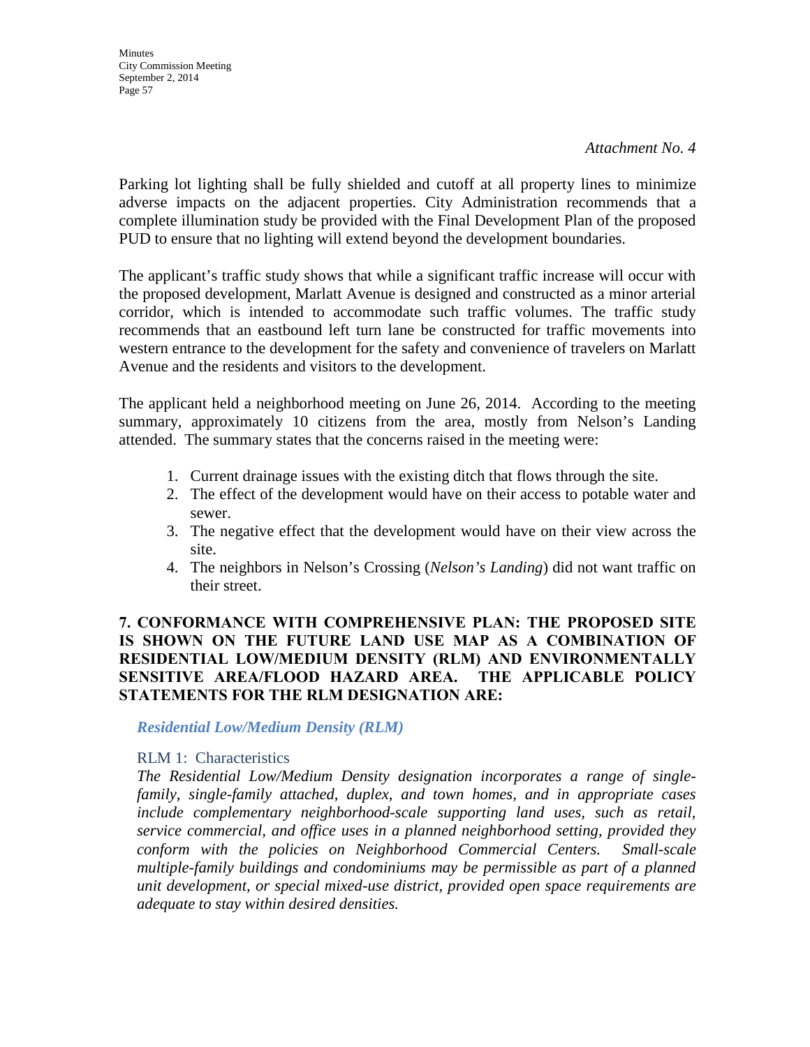*Attachment No. 4*

Parking lot lighting shall be fully shielded and cutoff at all property lines to minimize adverse impacts on the adjacent properties. City Administration recommends that a complete illumination study be provided with the Final Development Plan of the proposed PUD to ensure that no lighting will extend beyond the development boundaries.

The applicant's traffic study shows that while a significant traffic increase will occur with the proposed development, Marlatt Avenue is designed and constructed as a minor arterial corridor, which is intended to accommodate such traffic volumes. The traffic study recommends that an eastbound left turn lane be constructed for traffic movements into western entrance to the development for the safety and convenience of travelers on Marlatt Avenue and the residents and visitors to the development.

The applicant held a neighborhood meeting on June 26, 2014. According to the meeting summary, approximately 10 citizens from the area, mostly from Nelson's Landing attended. The summary states that the concerns raised in the meeting were:

1. Current drainage issues with the existing ditch that flows through the site.
2. The effect of the development would have on their access to potable water and sewer.
3. The negative effect that the development would have on their view across the site.
4. The neighbors in Nelson's Crossing (*Nelson's Landing*) did not want traffic on their street.

**7. CONFORMANCE WITH COMPREHENSIVE PLAN: THE PROPOSED SITE IS SHOWN ON THE FUTURE LAND USE MAP AS A COMBINATION OF RESIDENTIAL LOW/MEDIUM DENSITY (RLM) AND ENVIRONMENTALLY SENSITIVE AREA/FLOOD HAZARD AREA. THE APPLICABLE POLICY STATEMENTS FOR THE RLM DESIGNATION ARE:**

***Residential Low/Medium Density (RLM)***

RLM 1: Characteristics

*The Residential Low/Medium Density designation incorporates a range of single-family, single-family attached, duplex, and town homes, and in appropriate cases include complementary neighborhood-scale supporting land uses, such as retail, service commercial, and office uses in a planned neighborhood setting, provided they conform with the policies on Neighborhood Commercial Centers. Small-scale multiple-family buildings and condominiums may be permissible as part of a planned unit development, or special mixed-use district, provided open space requirements are adequate to stay within desired densities.*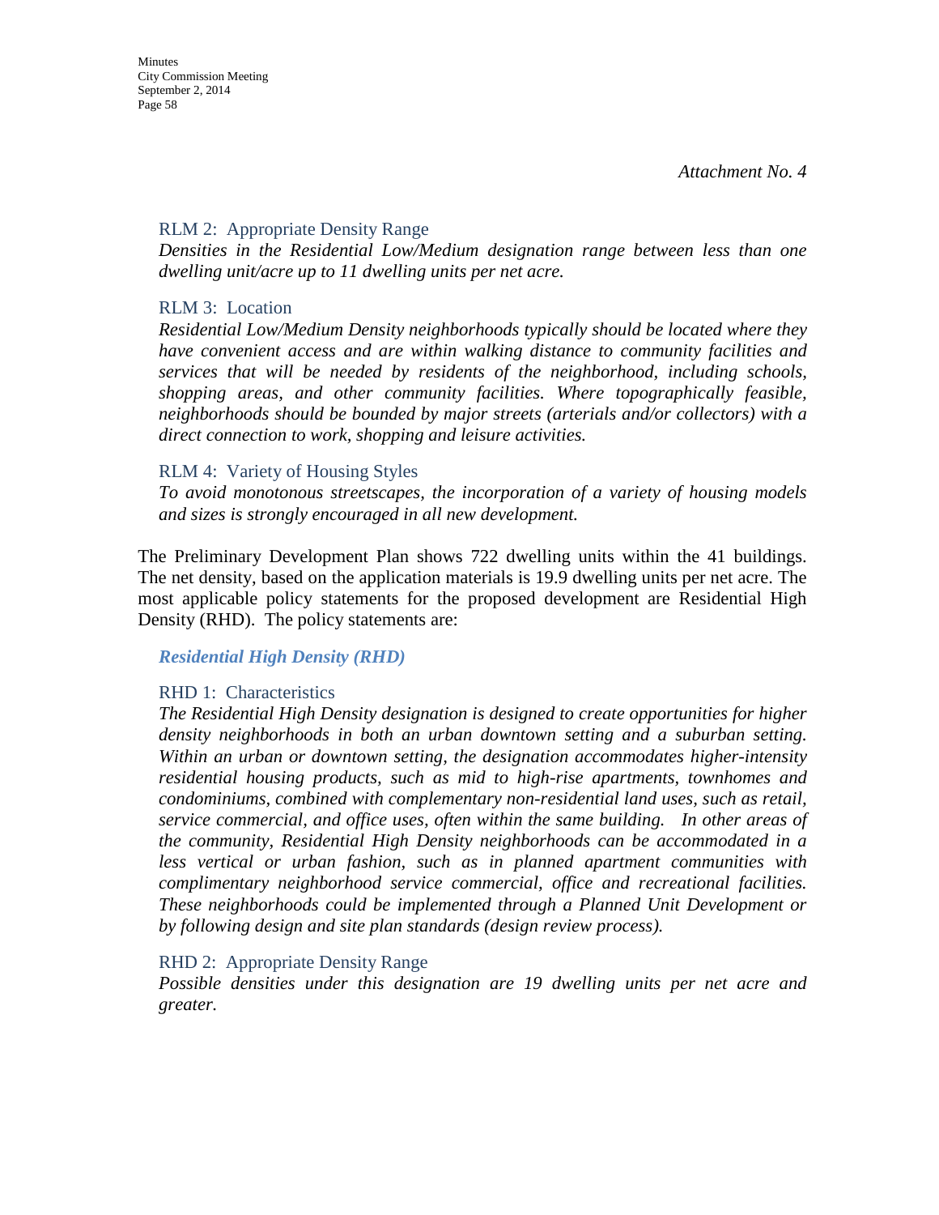*Attachment No. 4*

RLM 2: Appropriate Density Range

*Densities in the Residential Low/Medium designation range between less than one dwelling unit/acre up to 11 dwelling units per net acre.*

RLM 3: Location

*Residential Low/Medium Density neighborhoods typically should be located where they have convenient access and are within walking distance to community facilities and services that will be needed by residents of the neighborhood, including schools, shopping areas, and other community facilities. Where topographically feasible, neighborhoods should be bounded by major streets (arterials and/or collectors) with a direct connection to work, shopping and leisure activities.*

RLM 4: Variety of Housing Styles

*To avoid monotonous streetscapes, the incorporation of a variety of housing models and sizes is strongly encouraged in all new development.*

The Preliminary Development Plan shows 722 dwelling units within the 41 buildings. The net density, based on the application materials is 19.9 dwelling units per net acre. The most applicable policy statements for the proposed development are Residential High Density (RHD). The policy statements are:

***Residential High Density (RHD)***

RHD 1: Characteristics

*The Residential High Density designation is designed to create opportunities for higher density neighborhoods in both an urban downtown setting and a suburban setting. Within an urban or downtown setting, the designation accommodates higher-intensity residential housing products, such as mid to high-rise apartments, townhomes and condominiums, combined with complementary non-residential land uses, such as retail, service commercial, and office uses, often within the same building. In other areas of the community, Residential High Density neighborhoods can be accommodated in a less vertical or urban fashion, such as in planned apartment communities with complimentary neighborhood service commercial, office and recreational facilities. These neighborhoods could be implemented through a Planned Unit Development or by following design and site plan standards (design review process).*

RHD 2: Appropriate Density Range

*Possible densities under this designation are 19 dwelling units per net acre and greater.*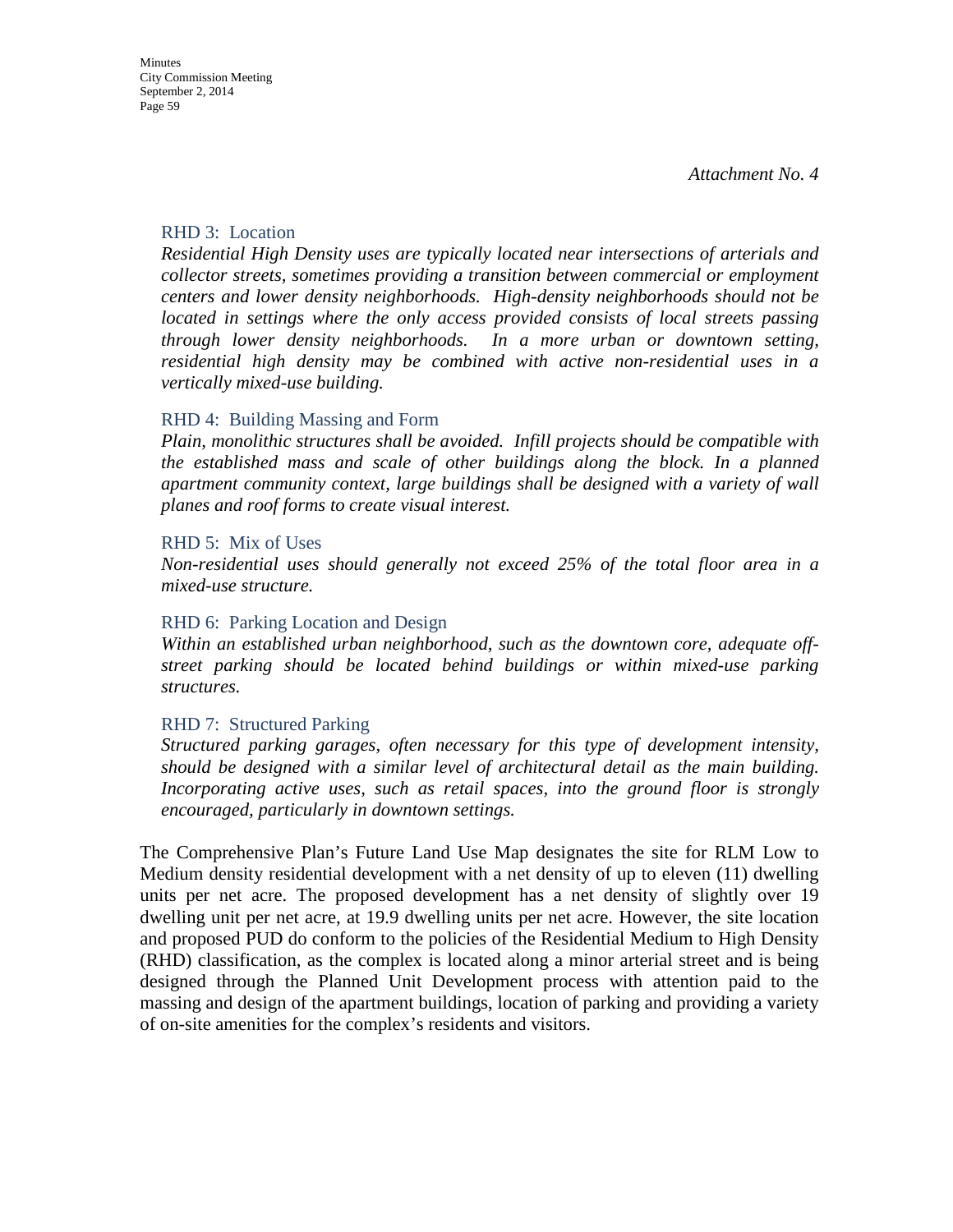*Attachment No. 4*

RHD 3: Location

*Residential High Density uses are typically located near intersections of arterials and collector streets, sometimes providing a transition between commercial or employment centers and lower density neighborhoods. High-density neighborhoods should not be located in settings where the only access provided consists of local streets passing through lower density neighborhoods. In a more urban or downtown setting, residential high density may be combined with active non-residential uses in a vertically mixed-use building.*

RHD 4: Building Massing and Form

*Plain, monolithic structures shall be avoided. Infill projects should be compatible with the established mass and scale of other buildings along the block. In a planned apartment community context, large buildings shall be designed with a variety of wall planes and roof forms to create visual interest.*

RHD 5: Mix of Uses

*Non-residential uses should generally not exceed 25% of the total floor area in a mixed-use structure.*

RHD 6: Parking Location and Design

*Within an established urban neighborhood, such as the downtown core, adequate off-street parking should be located behind buildings or within mixed-use parking structures.*

RHD 7: Structured Parking

*Structured parking garages, often necessary for this type of development intensity, should be designed with a similar level of architectural detail as the main building. Incorporating active uses, such as retail spaces, into the ground floor is strongly encouraged, particularly in downtown settings.*

The Comprehensive Plan's Future Land Use Map designates the site for RLM Low to Medium density residential development with a net density of up to eleven (11) dwelling units per net acre. The proposed development has a net density of slightly over 19 dwelling unit per net acre, at 19.9 dwelling units per net acre. However, the site location and proposed PUD do conform to the policies of the Residential Medium to High Density (RHD) classification, as the complex is located along a minor arterial street and is being designed through the Planned Unit Development process with attention paid to the massing and design of the apartment buildings, location of parking and providing a variety of on-site amenities for the complex's residents and visitors.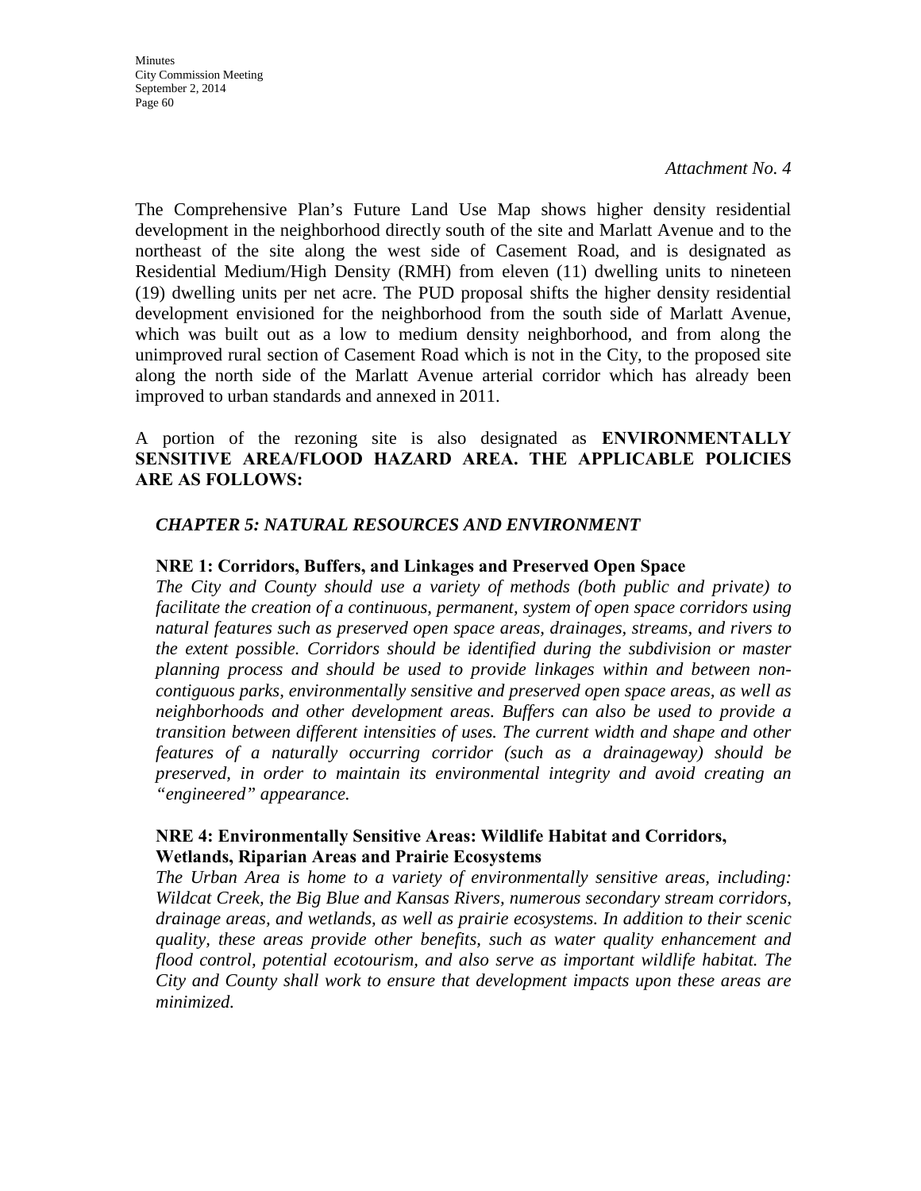*Attachment No. 4*

The Comprehensive Plan's Future Land Use Map shows higher density residential development in the neighborhood directly south of the site and Marlatt Avenue and to the northeast of the site along the west side of Casement Road, and is designated as Residential Medium/High Density (RMH) from eleven (11) dwelling units to nineteen (19) dwelling units per net acre. The PUD proposal shifts the higher density residential development envisioned for the neighborhood from the south side of Marlatt Avenue, which was built out as a low to medium density neighborhood, and from along the unimproved rural section of Casement Road which is not in the City, to the proposed site along the north side of the Marlatt Avenue arterial corridor which has already been improved to urban standards and annexed in 2011.

A portion of the rezoning site is also designated as **ENVIRONMENTALLY SENSITIVE AREA/FLOOD HAZARD AREA. THE APPLICABLE POLICIES ARE AS FOLLOWS:**

***CHAPTER 5: NATURAL RESOURCES AND ENVIRONMENT***

**NRE 1: Corridors, Buffers, and Linkages and Preserved Open Space**

*The City and County should use a variety of methods (both public and private) to facilitate the creation of a continuous, permanent, system of open space corridors using natural features such as preserved open space areas, drainages, streams, and rivers to the extent possible. Corridors should be identified during the subdivision or master planning process and should be used to provide linkages within and between non-contiguous parks, environmentally sensitive and preserved open space areas, as well as neighborhoods and other development areas. Buffers can also be used to provide a transition between different intensities of uses. The current width and shape and other features of a naturally occurring corridor (such as a drainageway) should be preserved, in order to maintain its environmental integrity and avoid creating an "engineered" appearance.*

**NRE 4: Environmentally Sensitive Areas: Wildlife Habitat and Corridors, Wetlands, Riparian Areas and Prairie Ecosystems**

*The Urban Area is home to a variety of environmentally sensitive areas, including: Wildcat Creek, the Big Blue and Kansas Rivers, numerous secondary stream corridors, drainage areas, and wetlands, as well as prairie ecosystems. In addition to their scenic quality, these areas provide other benefits, such as water quality enhancement and flood control, potential ecotourism, and also serve as important wildlife habitat. The City and County shall work to ensure that development impacts upon these areas are minimized.*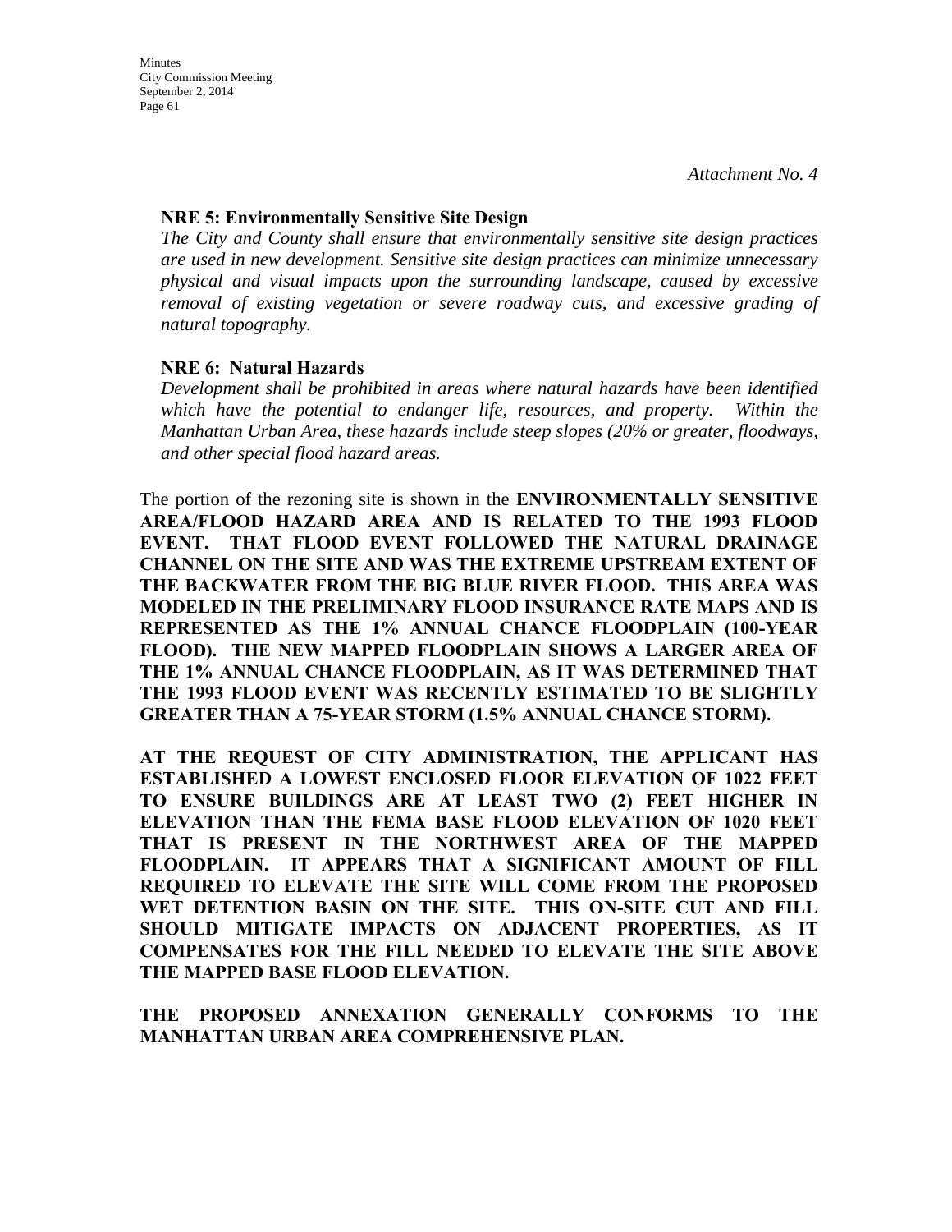*Attachment No. 4*

**NRE 5: Environmentally Sensitive Site Design**

*The City and County shall ensure that environmentally sensitive site design practices are used in new development. Sensitive site design practices can minimize unnecessary physical and visual impacts upon the surrounding landscape, caused by excessive removal of existing vegetation or severe roadway cuts, and excessive grading of natural topography.*

**NRE 6: Natural Hazards**

*Development shall be prohibited in areas where natural hazards have been identified which have the potential to endanger life, resources, and property. Within the Manhattan Urban Area, these hazards include steep slopes (20% or greater, floodways, and other special flood hazard areas.*

The portion of the rezoning site is shown in the **ENVIRONMENTALLY SENSITIVE AREA/FLOOD HAZARD AREA AND IS RELATED TO THE 1993 FLOOD EVENT. THAT FLOOD EVENT FOLLOWED THE NATURAL DRAINAGE CHANNEL ON THE SITE AND WAS THE EXTREME UPSTREAM EXTENT OF THE BACKWATER FROM THE BIG BLUE RIVER FLOOD. THIS AREA WAS MODELED IN THE PRELIMINARY FLOOD INSURANCE RATE MAPS AND IS REPRESENTED AS THE 1% ANNUAL CHANCE FLOODPLAIN (100-YEAR FLOOD). THE NEW MAPPED FLOODPLAIN SHOWS A LARGER AREA OF THE 1% ANNUAL CHANCE FLOODPLAIN, AS IT WAS DETERMINED THAT THE 1993 FLOOD EVENT WAS RECENTLY ESTIMATED TO BE SLIGHTLY GREATER THAN A 75-YEAR STORM (1.5% ANNUAL CHANCE STORM).**

**AT THE REQUEST OF CITY ADMINISTRATION, THE APPLICANT HAS ESTABLISHED A LOWEST ENCLOSED FLOOR ELEVATION OF 1022 FEET TO ENSURE BUILDINGS ARE AT LEAST TWO (2) FEET HIGHER IN ELEVATION THAN THE FEMA BASE FLOOD ELEVATION OF 1020 FEET THAT IS PRESENT IN THE NORTHWEST AREA OF THE MAPPED FLOODPLAIN. IT APPEARS THAT A SIGNIFICANT AMOUNT OF FILL REQUIRED TO ELEVATE THE SITE WILL COME FROM THE PROPOSED WET DETENTION BASIN ON THE SITE. THIS ON-SITE CUT AND FILL SHOULD MITIGATE IMPACTS ON ADJACENT PROPERTIES, AS IT COMPENSATES FOR THE FILL NEEDED TO ELEVATE THE SITE ABOVE THE MAPPED BASE FLOOD ELEVATION.**

**THE PROPOSED ANNEXATION GENERALLY CONFORMS TO THE MANHATTAN URBAN AREA COMPREHENSIVE PLAN.**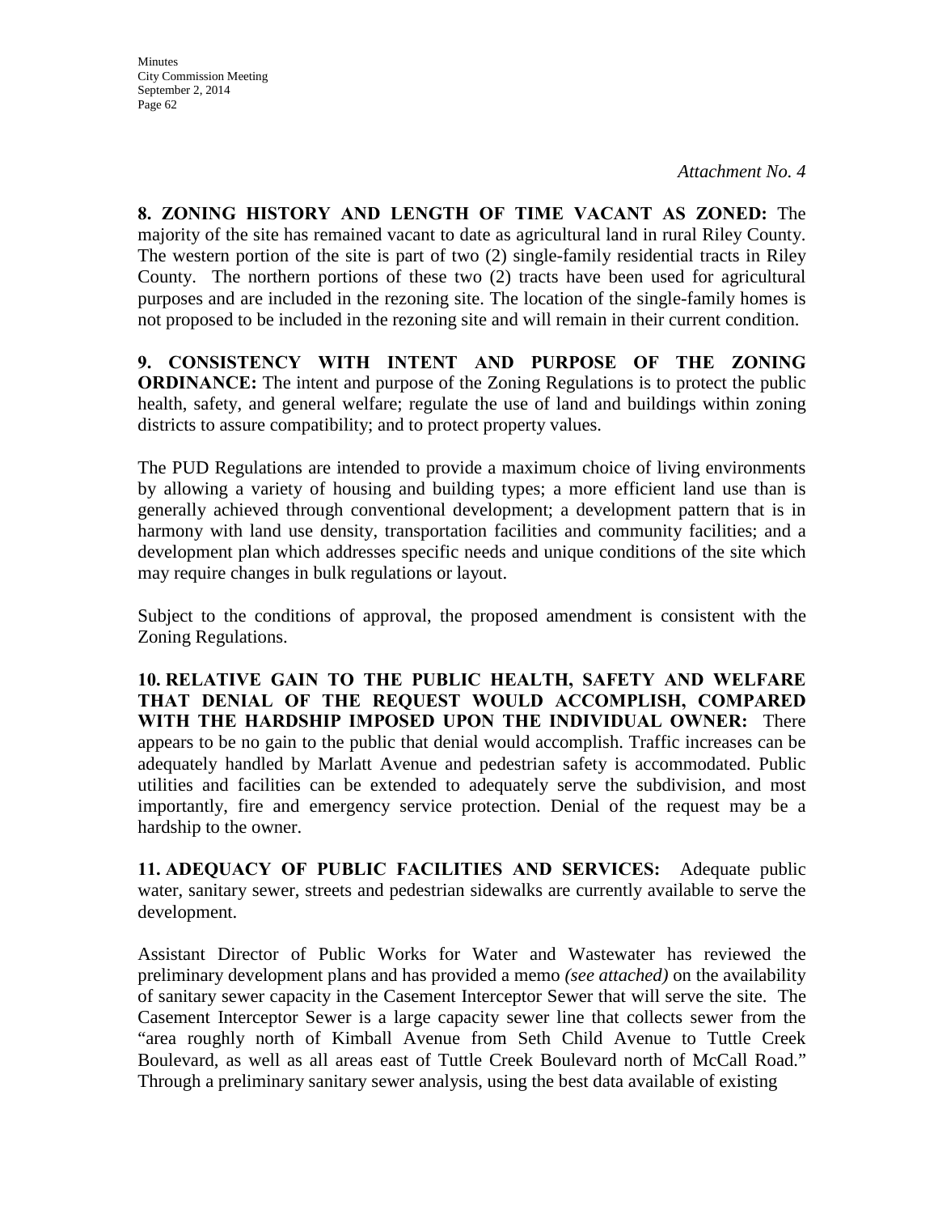*Attachment No. 4*

**8. ZONING HISTORY AND LENGTH OF TIME VACANT AS ZONED:** The majority of the site has remained vacant to date as agricultural land in rural Riley County. The western portion of the site is part of two (2) single-family residential tracts in Riley County. The northern portions of these two (2) tracts have been used for agricultural purposes and are included in the rezoning site. The location of the single-family homes is not proposed to be included in the rezoning site and will remain in their current condition.

**9. CONSISTENCY WITH INTENT AND PURPOSE OF THE ZONING ORDINANCE:** The intent and purpose of the Zoning Regulations is to protect the public health, safety, and general welfare; regulate the use of land and buildings within zoning districts to assure compatibility; and to protect property values.

The PUD Regulations are intended to provide a maximum choice of living environments by allowing a variety of housing and building types; a more efficient land use than is generally achieved through conventional development; a development pattern that is in harmony with land use density, transportation facilities and community facilities; and a development plan which addresses specific needs and unique conditions of the site which may require changes in bulk regulations or layout.

Subject to the conditions of approval, the proposed amendment is consistent with the Zoning Regulations.

**10. RELATIVE GAIN TO THE PUBLIC HEALTH, SAFETY AND WELFARE THAT DENIAL OF THE REQUEST WOULD ACCOMPLISH, COMPARED WITH THE HARDSHIP IMPOSED UPON THE INDIVIDUAL OWNER:** There appears to be no gain to the public that denial would accomplish. Traffic increases can be adequately handled by Marlatt Avenue and pedestrian safety is accommodated. Public utilities and facilities can be extended to adequately serve the subdivision, and most importantly, fire and emergency service protection. Denial of the request may be a hardship to the owner.

**11. ADEQUACY OF PUBLIC FACILITIES AND SERVICES:** Adequate public water, sanitary sewer, streets and pedestrian sidewalks are currently available to serve the development.

Assistant Director of Public Works for Water and Wastewater has reviewed the preliminary development plans and has provided a memo *(see attached)* on the availability of sanitary sewer capacity in the Casement Interceptor Sewer that will serve the site. The Casement Interceptor Sewer is a large capacity sewer line that collects sewer from the "area roughly north of Kimball Avenue from Seth Child Avenue to Tuttle Creek Boulevard, as well as all areas east of Tuttle Creek Boulevard north of McCall Road." Through a preliminary sanitary sewer analysis, using the best data available of existing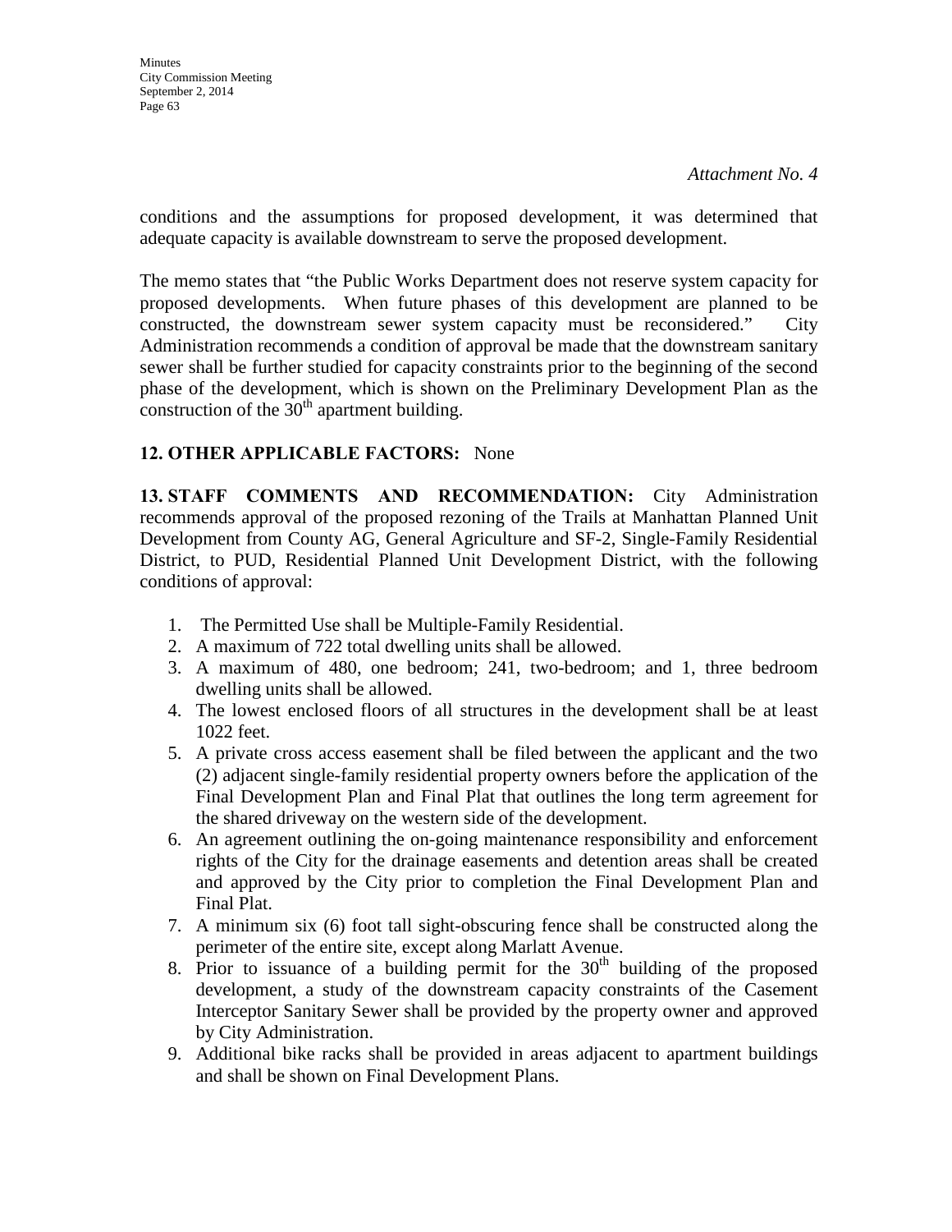*Attachment No. 4*

conditions and the assumptions for proposed development, it was determined that adequate capacity is available downstream to serve the proposed development.

The memo states that "the Public Works Department does not reserve system capacity for proposed developments. When future phases of this development are planned to be constructed, the downstream sewer system capacity must be reconsidered." City Administration recommends a condition of approval be made that the downstream sanitary sewer shall be further studied for capacity constraints prior to the beginning of the second phase of the development, which is shown on the Preliminary Development Plan as the construction of the 30th apartment building.

**12. OTHER APPLICABLE FACTORS:** None

**13. STAFF COMMENTS AND RECOMMENDATION:** City Administration recommends approval of the proposed rezoning of the Trails at Manhattan Planned Unit Development from County AG, General Agriculture and SF-2, Single-Family Residential District, to PUD, Residential Planned Unit Development District, with the following conditions of approval:

1. The Permitted Use shall be Multiple-Family Residential.
2. A maximum of 722 total dwelling units shall be allowed.
3. A maximum of 480, one bedroom; 241, two-bedroom; and 1, three bedroom dwelling units shall be allowed.
4. The lowest enclosed floors of all structures in the development shall be at least 1022 feet.
5. A private cross access easement shall be filed between the applicant and the two (2) adjacent single-family residential property owners before the application of the Final Development Plan and Final Plat that outlines the long term agreement for the shared driveway on the western side of the development.
6. An agreement outlining the on-going maintenance responsibility and enforcement rights of the City for the drainage easements and detention areas shall be created and approved by the City prior to completion the Final Development Plan and Final Plat.
7. A minimum six (6) foot tall sight-obscuring fence shall be constructed along the perimeter of the entire site, except along Marlatt Avenue.
8. Prior to issuance of a building permit for the 30th building of the proposed development, a study of the downstream capacity constraints of the Casement Interceptor Sanitary Sewer shall be provided by the property owner and approved by City Administration.
9. Additional bike racks shall be provided in areas adjacent to apartment buildings and shall be shown on Final Development Plans.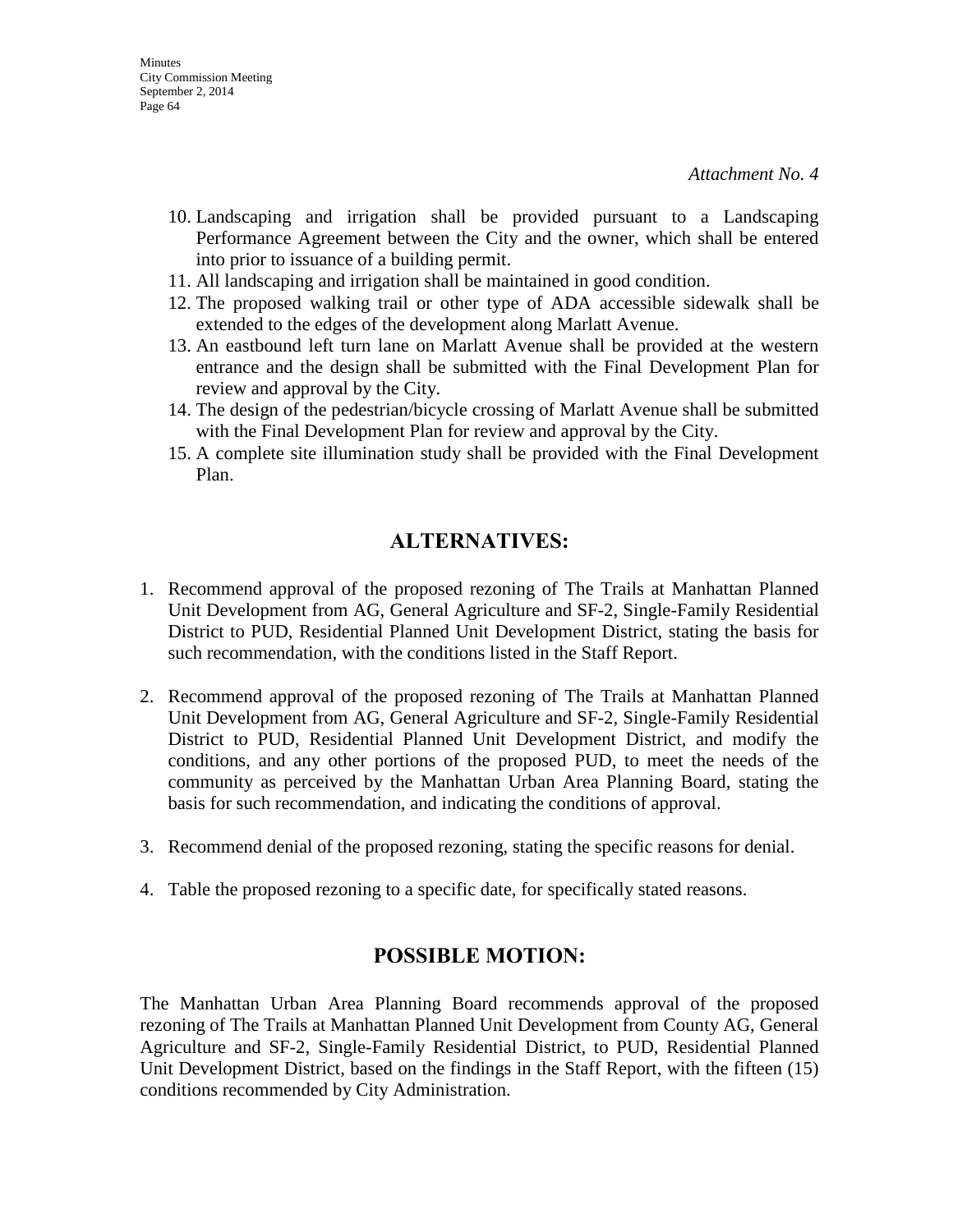*Attachment No. 4*

10. Landscaping and irrigation shall be provided pursuant to a Landscaping Performance Agreement between the City and the owner, which shall be entered into prior to issuance of a building permit.
11. All landscaping and irrigation shall be maintained in good condition.
12. The proposed walking trail or other type of ADA accessible sidewalk shall be extended to the edges of the development along Marlatt Avenue.
13. An eastbound left turn lane on Marlatt Avenue shall be provided at the western entrance and the design shall be submitted with the Final Development Plan for review and approval by the City.
14. The design of the pedestrian/bicycle crossing of Marlatt Avenue shall be submitted with the Final Development Plan for review and approval by the City.
15. A complete site illumination study shall be provided with the Final Development Plan.

## ALTERNATIVES:

1. Recommend approval of the proposed rezoning of The Trails at Manhattan Planned Unit Development from AG, General Agriculture and SF-2, Single-Family Residential District to PUD, Residential Planned Unit Development District, stating the basis for such recommendation, with the conditions listed in the Staff Report.

2. Recommend approval of the proposed rezoning of The Trails at Manhattan Planned Unit Development from AG, General Agriculture and SF-2, Single-Family Residential District to PUD, Residential Planned Unit Development District, and modify the conditions, and any other portions of the proposed PUD, to meet the needs of the community as perceived by the Manhattan Urban Area Planning Board, stating the basis for such recommendation, and indicating the conditions of approval.

3. Recommend denial of the proposed rezoning, stating the specific reasons for denial.

4. Table the proposed rezoning to a specific date, for specifically stated reasons.

## POSSIBLE MOTION:

The Manhattan Urban Area Planning Board recommends approval of the proposed rezoning of The Trails at Manhattan Planned Unit Development from County AG, General Agriculture and SF-2, Single-Family Residential District, to PUD, Residential Planned Unit Development District, based on the findings in the Staff Report, with the fifteen (15) conditions recommended by City Administration.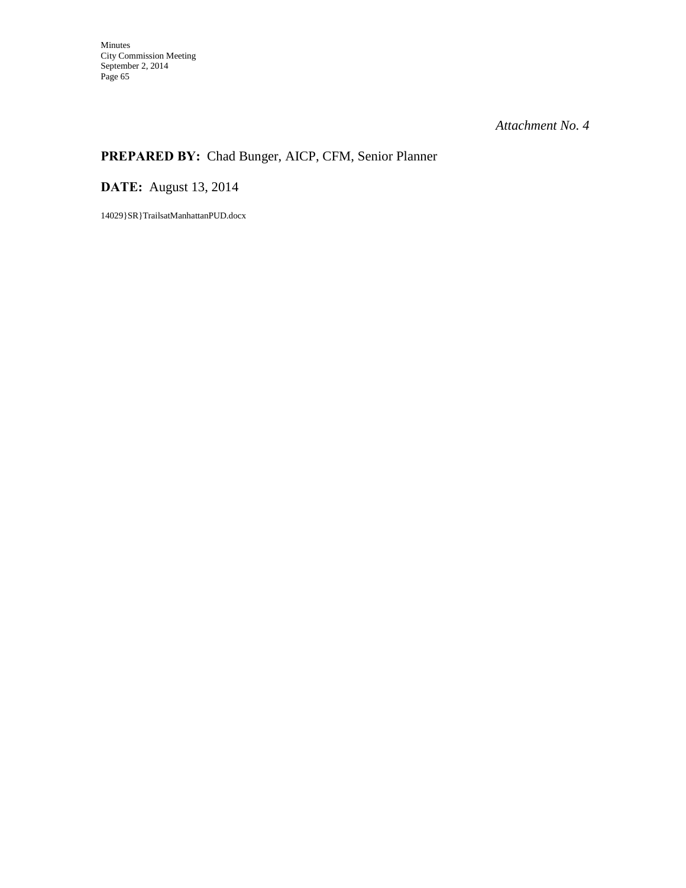*Attachment No. 4*

**PREPARED BY:** Chad Bunger, AICP, CFM, Senior Planner

**DATE:** August 13, 2014

14029}SR}TrailsatManhattanPUD.docx